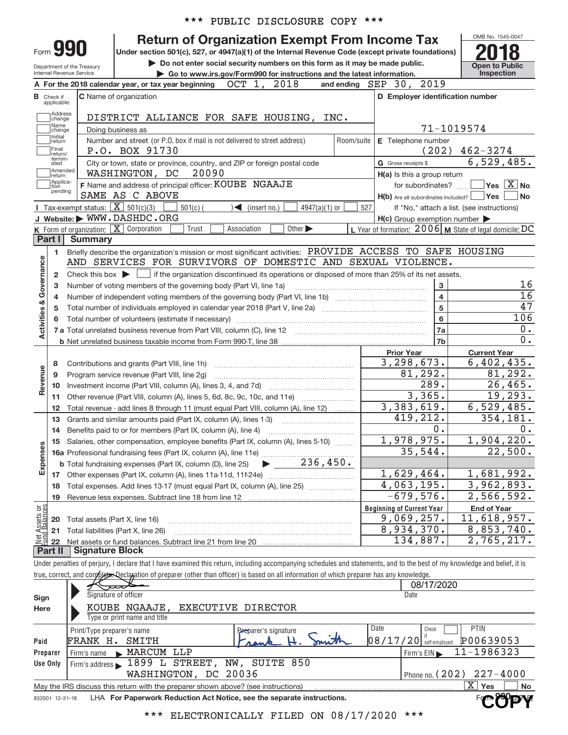\*\*\* PUBLIC DISCLOSURE COPY \*\*\*

# Form 990 — Return of Organization Exempt From Income Tax

Under section 501(c), 527, or 4947(a)(1) of the Internal Revenue Code (except private foundations)

▶ Do not enter social security numbers on this form as it may be made public.

▶ Go to www.irs.gov/Form990 for instructions and the latest information.

Department of the Treasury
Internal Revenue Service

OMB No. 1545-0047

**2018**

**Open to Public Inspection**

**A** For the 2018 calendar year, or tax year beginning OCT 1, 2018 and ending SEP 30, 2019

**B** Check if applicable: Address change, Name change, Initial return, Final return/terminated, Amended return, Application pending

**C** Name of organization: DISTRICT ALLIANCE FOR SAFE HOUSING, INC.

Doing business as

Number and street (or P.O. box if mail is not delivered to street address): P.O. BOX 91730 — Room/suite

City or town, state or province, country, and ZIP or foreign postal code: WASHINGTON, DC 20090

**D** Employer identification number: 71-1019574

**E** Telephone number: (202) 462-3274

**G** Gross receipts $ 6,529,485.

**F** Name and address of principal officer: KOUBE NGAAJE, SAME AS C ABOVE

**H(a)** Is this a group return for subordinates? ☐ Yes ☒ No

**H(b)** Are all subordinates included? ☐ Yes ☐ No — If "No," attach a list. (see instructions)

**H(c)** Group exemption number ▶

**I** Tax-exempt status: ☒ 501(c)(3) ☐ 501(c) ( ) ◀ (insert no.) ☐ 4947(a)(1) or ☐ 527

**J** Website: ▶ WWW.DASHDC.ORG

**K** Form of organization: ☒ Corporation ☐ Trust ☐ Association ☐ Other ▶

**L** Year of formation: 2006 **M** State of legal domicile: DC

## Part I Summary

**Activities & Governance**

1. Briefly describe the organization's mission or most significant activities: PROVIDE ACCESS TO SAFE HOUSING AND SERVICES FOR SURVIVORS OF DOMESTIC AND SEXUAL VIOLENCE.
2. Check this box ▶ ☐ if the organization discontinued its operations or disposed of more than 25% of its net assets.

| Line | Description | | Value |
|---|---|---|---|
| 3 | Number of voting members of the governing body (Part VI, line 1a) | 3 | 16 |
| 4 | Number of independent voting members of the governing body (Part VI, line 1b) | 4 | 16 |
| 5 | Total number of individuals employed in calendar year 2018 (Part V, line 2a) | 5 | 47 |
| 6 | Total number of volunteers (estimate if necessary) | 6 | 106 |
| 7a | Total unrelated business revenue from Part VIII, column (C), line 12 | 7a | 0. |
| 7b | Net unrelated business taxable income from Form 990-T, line 38 | 7b | 0. |

| Line | Description | Prior Year | Current Year |
|---|---|---|---|
| | **Revenue** | | |
| 8 | Contributions and grants (Part VIII, line 1h) | 3,298,673. | 6,402,435. |
| 9 | Program service revenue (Part VIII, line 2g) | 81,292. | 81,292. |
| 10 | Investment income (Part VIII, column (A), lines 3, 4, and 7d) | 289. | 26,465. |
| 11 | Other revenue (Part VIII, column (A), lines 5, 6d, 8c, 9c, 10c, and 11e) | 3,365. | 19,293. |
| 12 | Total revenue - add lines 8 through 11 (must equal Part VIII, column (A), line 12) | 3,383,619. | 6,529,485. |
| | **Expenses** | | |
| 13 | Grants and similar amounts paid (Part IX, column (A), lines 1-3) | 419,212. | 354,181. |
| 14 | Benefits paid to or for members (Part IX, column (A), line 4) | 0. | 0. |
| 15 | Salaries, other compensation, employee benefits (Part IX, column (A), lines 5-10) | 1,978,975. | 1,904,220. |
| 16a | Professional fundraising fees (Part IX, column (A), line 11e) | 35,544. | 22,500. |
| b | Total fundraising expenses (Part IX, column (D), line 25) ▶ 236,450. | | |
| 17 | Other expenses (Part IX, column (A), lines 11a-11d, 11f-24e) | 1,629,464. | 1,681,992. |
| 18 | Total expenses. Add lines 13-17 (must equal Part IX, column (A), line 25) | 4,063,195. | 3,962,893. |
| 19 | Revenue less expenses. Subtract line 18 from line 12 | -679,576. | 2,566,592. |

| Line | Net Assets or Fund Balances | Beginning of Current Year | End of Year |
|---|---|---|---|
| 20 | Total assets (Part X, line 16) | 9,069,257. | 11,618,957. |
| 21 | Total liabilities (Part X, line 26) | 8,934,370. | 8,853,740. |
| 22 | Net assets or fund balances. Subtract line 21 from line 20 | 134,887. | 2,765,217. |

## Part II Signature Block

Under penalties of perjury, I declare that I have examined this return, including accompanying schedules and statements, and to the best of my knowledge and belief, it is true, correct, and complete. Declaration of preparer (other than officer) is based on all information of which preparer has any knowledge.

**Sign Here**

Signature of officer — Date: 08/17/2020

KOUBE NGAAJE, EXECUTIVE DIRECTOR
Type or print name and title

**Paid Preparer Use Only**

| Print/Type preparer's name | Preparer's signature | Date | Check if self-employed | PTIN |
|---|---|---|---|---|
| FRANK H. SMITH | Frank H. Smith | 08/17/20 | ☐ | P00639053 |

Firm's name ▶ MARCUM LLP — Firm's EIN ▶ 11-1986323

Firm's address ▶ 1899 L STREET, NW, SUITE 850, WASHINGTON, DC 20036 — Phone no. (202) 227-4000

May the IRS discuss this return with the preparer shown above? (see instructions) ☒ Yes ☐ No

832001 12-31-18 LHA For Paperwork Reduction Act Notice, see the separate instructions. Form 990 (2018)

\*\*\* ELECTRONICALLY FILED ON 08/17/2020 \*\*\*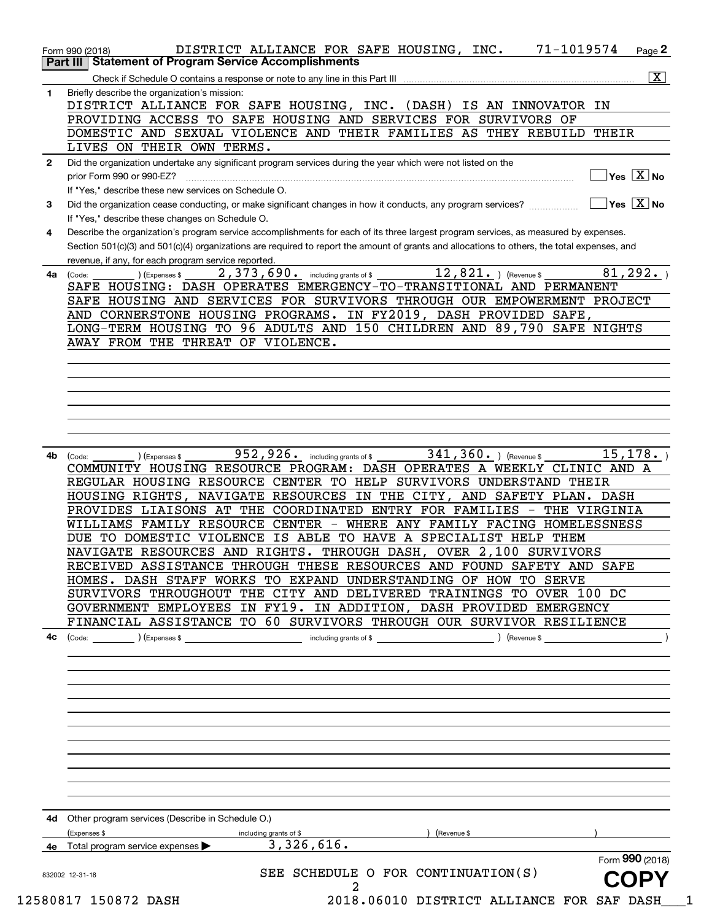Form 990 (2018) DISTRICT ALLIANCE FOR SAFE HOUSING, INC. 71-1019574 Page 2

## Part III Statement of Program Service Accomplishments

Check if Schedule O contains a response or note to any line in this Part III ..... [X]

**1** Briefly describe the organization's mission:

DISTRICT ALLIANCE FOR SAFE HOUSING, INC. (DASH) IS AN INNOVATOR IN PROVIDING ACCESS TO SAFE HOUSING AND SERVICES FOR SURVIVORS OF DOMESTIC AND SEXUAL VIOLENCE AND THEIR FAMILIES AS THEY REBUILD THEIR LIVES ON THEIR OWN TERMS.

**2** Did the organization undertake any significant program services during the year which were not listed on the prior Form 990 or 990-EZ? ..... [ ] Yes [X] No

If "Yes," describe these new services on Schedule O.

**3** Did the organization cease conducting, or make significant changes in how it conducts, any program services? ..... [ ] Yes [X] No

If "Yes," describe these changes on Schedule O.

**4** Describe the organization's program service accomplishments for each of its three largest program services, as measured by expenses. Section 501(c)(3) and 501(c)(4) organizations are required to report the amount of grants and allocations to others, the total expenses, and revenue, if any, for each program service reported.

**4a** (Code: ) (Expenses $ 2,373,690. including grants of $ 12,821. ) (Revenue $ 81,292. )

SAFE HOUSING: DASH OPERATES EMERGENCY-TO-TRANSITIONAL AND PERMANENT SAFE HOUSING AND SERVICES FOR SURVIVORS THROUGH OUR EMPOWERMENT PROJECT AND CORNERSTONE HOUSING PROGRAMS. IN FY2019, DASH PROVIDED SAFE, LONG-TERM HOUSING TO 96 ADULTS AND 150 CHILDREN AND 89,790 SAFE NIGHTS AWAY FROM THE THREAT OF VIOLENCE.

**4b** (Code: ) (Expenses $ 952,926. including grants of $ 341,360. ) (Revenue $ 15,178. )

COMMUNITY HOUSING RESOURCE PROGRAM: DASH OPERATES A WEEKLY CLINIC AND A REGULAR HOUSING RESOURCE CENTER TO HELP SURVIVORS UNDERSTAND THEIR HOUSING RIGHTS, NAVIGATE RESOURCES IN THE CITY, AND SAFETY PLAN. DASH PROVIDES LIAISONS AT THE COORDINATED ENTRY FOR FAMILIES - THE VIRGINIA WILLIAMS FAMILY RESOURCE CENTER - WHERE ANY FAMILY FACING HOMELESSNESS DUE TO DOMESTIC VIOLENCE IS ABLE TO HAVE A SPECIALIST HELP THEM NAVIGATE RESOURCES AND RIGHTS. THROUGH DASH, OVER 2,100 SURVIVORS RECEIVED ASSISTANCE THROUGH THESE RESOURCES AND FOUND SAFETY AND SAFE HOMES. DASH STAFF WORKS TO EXPAND UNDERSTANDING OF HOW TO SERVE SURVIVORS THROUGHOUT THE CITY AND DELIVERED TRAININGS TO OVER 100 DC GOVERNMENT EMPLOYEES IN FY19. IN ADDITION, DASH PROVIDED EMERGENCY FINANCIAL ASSISTANCE TO 60 SURVIVORS THROUGH OUR SURVIVOR RESILIENCE

**4c** (Code: ) (Expenses $ including grants of $ ) (Revenue $ )

**4d** Other program services (Describe in Schedule O.)

(Expenses $ including grants of $ ) (Revenue $ )

**4e** Total program service expenses ▶ 3,326,616.

SEE SCHEDULE O FOR CONTINUATION(S)

Form **990** (2018)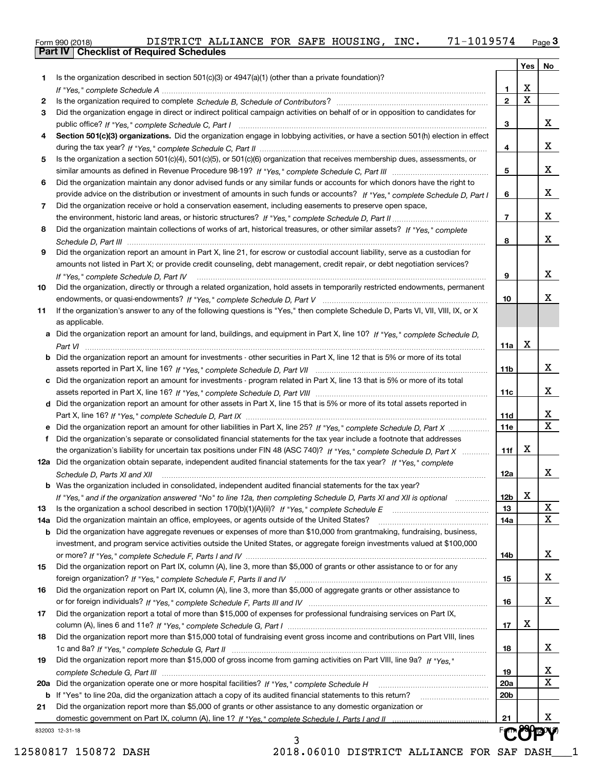Form 990 (2018) DISTRICT ALLIANCE FOR SAFE HOUSING, INC. 71-1019574 Page 3

## Part IV Checklist of Required Schedules

| | | | Yes | No |
|---|---|---|---|---|
| 1 | Is the organization described in section 501(c)(3) or 4947(a)(1) (other than a private foundation)? *If "Yes," complete Schedule A* | 1 | X | |
| 2 | Is the organization required to complete *Schedule B, Schedule of Contributors*? | 2 | X | |
| 3 | Did the organization engage in direct or indirect political campaign activities on behalf of or in opposition to candidates for public office? *If "Yes," complete Schedule C, Part I* | 3 | | X |
| 4 | **Section 501(c)(3) organizations.** Did the organization engage in lobbying activities, or have a section 501(h) election in effect during the tax year? *If "Yes," complete Schedule C, Part II* | 4 | | X |
| 5 | Is the organization a section 501(c)(4), 501(c)(5), or 501(c)(6) organization that receives membership dues, assessments, or similar amounts as defined in Revenue Procedure 98-19? *If "Yes," complete Schedule C, Part III* | 5 | | X |
| 6 | Did the organization maintain any donor advised funds or any similar funds or accounts for which donors have the right to provide advice on the distribution or investment of amounts in such funds or accounts? *If "Yes," complete Schedule D, Part I* | 6 | | X |
| 7 | Did the organization receive or hold a conservation easement, including easements to preserve open space, the environment, historic land areas, or historic structures? *If "Yes," complete Schedule D, Part II* | 7 | | X |
| 8 | Did the organization maintain collections of works of art, historical treasures, or other similar assets? *If "Yes," complete Schedule D, Part III* | 8 | | X |
| 9 | Did the organization report an amount in Part X, line 21, for escrow or custodial account liability, serve as a custodian for amounts not listed in Part X; or provide credit counseling, debt management, credit repair, or debt negotiation services? *If "Yes," complete Schedule D, Part IV* | 9 | | X |
| 10 | Did the organization, directly or through a related organization, hold assets in temporarily restricted endowments, permanent endowments, or quasi-endowments? *If "Yes," complete Schedule D, Part V* | 10 | | X |
| 11 | If the organization's answer to any of the following questions is "Yes," then complete Schedule D, Parts VI, VII, VIII, IX, or X as applicable. | | | |
| a | Did the organization report an amount for land, buildings, and equipment in Part X, line 10? *If "Yes," complete Schedule D, Part VI* | 11a | X | |
| b | Did the organization report an amount for investments - other securities in Part X, line 12 that is 5% or more of its total assets reported in Part X, line 16? *If "Yes," complete Schedule D, Part VII* | 11b | | X |
| c | Did the organization report an amount for investments - program related in Part X, line 13 that is 5% or more of its total assets reported in Part X, line 16? *If "Yes," complete Schedule D, Part VIII* | 11c | | X |
| d | Did the organization report an amount for other assets in Part X, line 15 that is 5% or more of its total assets reported in Part X, line 16? *If "Yes," complete Schedule D, Part IX* | 11d | | X |
| e | Did the organization report an amount for other liabilities in Part X, line 25? *If "Yes," complete Schedule D, Part X* | 11e | | X |
| f | Did the organization's separate or consolidated financial statements for the tax year include a footnote that addresses the organization's liability for uncertain tax positions under FIN 48 (ASC 740)? *If "Yes," complete Schedule D, Part X* | 11f | X | |
| 12a | Did the organization obtain separate, independent audited financial statements for the tax year? *If "Yes," complete Schedule D, Parts XI and XII* | 12a | | X |
| b | Was the organization included in consolidated, independent audited financial statements for the tax year? *If "Yes," and if the organization answered "No" to line 12a, then completing Schedule D, Parts XI and XII is optional* | 12b | X | |
| 13 | Is the organization a school described in section 170(b)(1)(A)(ii)? *If "Yes," complete Schedule E* | 13 | | X |
| 14a | Did the organization maintain an office, employees, or agents outside of the United States? | 14a | | X |
| b | Did the organization have aggregate revenues or expenses of more than $10,000 from grantmaking, fundraising, business, investment, and program service activities outside the United States, or aggregate foreign investments valued at $100,000 or more? *If "Yes," complete Schedule F, Parts I and IV* | 14b | | X |
| 15 | Did the organization report on Part IX, column (A), line 3, more than $5,000 of grants or other assistance to or for any foreign organization? *If "Yes," complete Schedule F, Parts II and IV* | 15 | | X |
| 16 | Did the organization report on Part IX, column (A), line 3, more than $5,000 of aggregate grants or other assistance to or for foreign individuals? *If "Yes," complete Schedule F, Parts III and IV* | 16 | | X |
| 17 | Did the organization report a total of more than $15,000 of expenses for professional fundraising services on Part IX, column (A), lines 6 and 11e? *If "Yes," complete Schedule G, Part I* | 17 | X | |
| 18 | Did the organization report more than $15,000 total of fundraising event gross income and contributions on Part VIII, lines 1c and 8a? *If "Yes," complete Schedule G, Part II* | 18 | | X |
| 19 | Did the organization report more than $15,000 of gross income from gaming activities on Part VIII, line 9a? *If "Yes," complete Schedule G, Part III* | 19 | | X |
| 20a | Did the organization operate one or more hospital facilities? *If "Yes," complete Schedule H* | 20a | | X |
| b | If "Yes" to line 20a, did the organization attach a copy of its audited financial statements to this return? | 20b | | |
| 21 | Did the organization report more than $5,000 of grants or other assistance to any domestic organization or domestic government on Part IX, column (A), line 1? *If "Yes," complete Schedule I, Parts I and II* | 21 | | X |

832003 12-31-18

Form 990 (2018)

COPY

12580817 150872 DASH 2018.06010 DISTRICT ALLIANCE FOR SAF DASH___1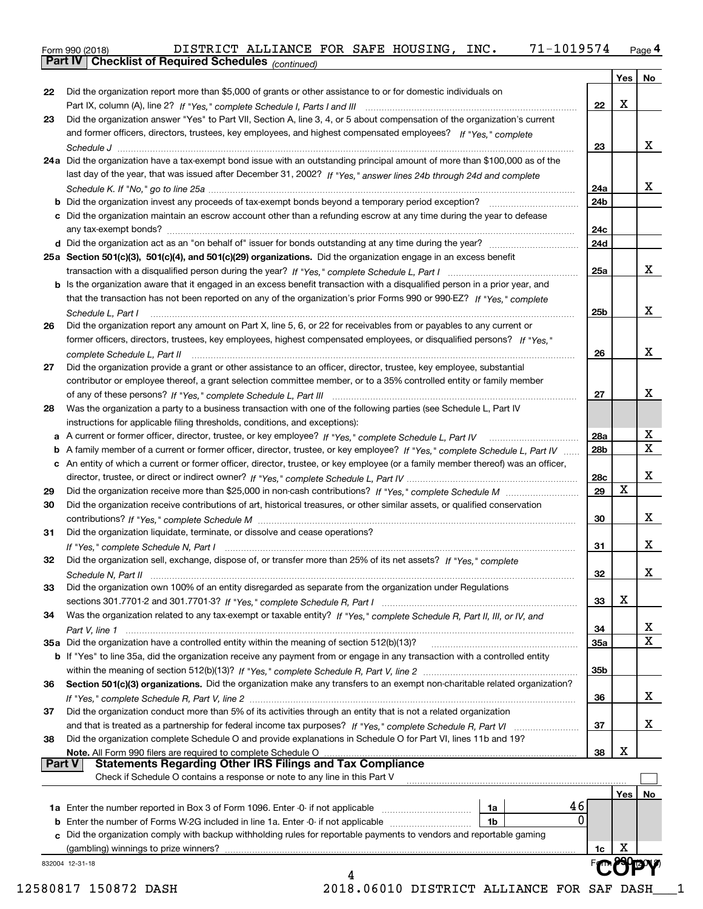Form 990 (2018) DISTRICT ALLIANCE FOR SAFE HOUSING, INC. 71-1019574 Page 4

## Part IV Checklist of Required Schedules *(continued)*

| | | | Yes | No |
|---|---|---|---|---|
| 22 | Did the organization report more than $5,000 of grants or other assistance to or for domestic individuals on Part IX, column (A), line 2? *If "Yes," complete Schedule I, Parts I and III* | 22 | X | |
| 23 | Did the organization answer "Yes" to Part VII, Section A, line 3, 4, or 5 about compensation of the organization's current and former officers, directors, trustees, key employees, and highest compensated employees? *If "Yes," complete Schedule J* | 23 | | X |
| 24a | Did the organization have a tax-exempt bond issue with an outstanding principal amount of more than $100,000 as of the last day of the year, that was issued after December 31, 2002? *If "Yes," answer lines 24b through 24d and complete Schedule K. If "No," go to line 25a* | 24a | | X |
| b | Did the organization invest any proceeds of tax-exempt bonds beyond a temporary period exception? | 24b | | |
| c | Did the organization maintain an escrow account other than a refunding escrow at any time during the year to defease any tax-exempt bonds? | 24c | | |
| d | Did the organization act as an "on behalf of" issuer for bonds outstanding at any time during the year? | 24d | | |
| 25a | **Section 501(c)(3), 501(c)(4), and 501(c)(29) organizations.** Did the organization engage in an excess benefit transaction with a disqualified person during the year? *If "Yes," complete Schedule L, Part I* | 25a | | X |
| b | Is the organization aware that it engaged in an excess benefit transaction with a disqualified person in a prior year, and that the transaction has not been reported on any of the organization's prior Forms 990 or 990-EZ? *If "Yes," complete Schedule L, Part I* | 25b | | X |
| 26 | Did the organization report any amount on Part X, line 5, 6, or 22 for receivables from or payables to any current or former officers, directors, trustees, key employees, highest compensated employees, or disqualified persons? *If "Yes," complete Schedule L, Part II* | 26 | | X |
| 27 | Did the organization provide a grant or other assistance to an officer, director, trustee, key employee, substantial contributor or employee thereof, a grant selection committee member, or to a 35% controlled entity or family member of any of these persons? *If "Yes," complete Schedule L, Part III* | 27 | | X |
| 28 | Was the organization a party to a business transaction with one of the following parties (see Schedule L, Part IV instructions for applicable filing thresholds, conditions, and exceptions): | | | |
| a | A current or former officer, director, trustee, or key employee? *If "Yes," complete Schedule L, Part IV* | 28a | | X |
| b | A family member of a current or former officer, director, trustee, or key employee? *If "Yes," complete Schedule L, Part IV* | 28b | | X |
| c | An entity of which a current or former officer, director, trustee, or key employee (or a family member thereof) was an officer, director, trustee, or direct or indirect owner? *If "Yes," complete Schedule L, Part IV* | 28c | | X |
| 29 | Did the organization receive more than $25,000 in non-cash contributions? *If "Yes," complete Schedule M* | 29 | X | |
| 30 | Did the organization receive contributions of art, historical treasures, or other similar assets, or qualified conservation contributions? *If "Yes," complete Schedule M* | 30 | | X |
| 31 | Did the organization liquidate, terminate, or dissolve and cease operations? *If "Yes," complete Schedule N, Part I* | 31 | | X |
| 32 | Did the organization sell, exchange, dispose of, or transfer more than 25% of its net assets? *If "Yes," complete Schedule N, Part II* | 32 | | X |
| 33 | Did the organization own 100% of an entity disregarded as separate from the organization under Regulations sections 301.7701-2 and 301.7701-3? *If "Yes," complete Schedule R, Part I* | 33 | X | |
| 34 | Was the organization related to any tax-exempt or taxable entity? *If "Yes," complete Schedule R, Part II, III, or IV, and Part V, line 1* | 34 | | X |
| 35a | Did the organization have a controlled entity within the meaning of section 512(b)(13)? | 35a | | X |
| b | If "Yes" to line 35a, did the organization receive any payment from or engage in any transaction with a controlled entity within the meaning of section 512(b)(13)? *If "Yes," complete Schedule R, Part V, line 2* | 35b | | |
| 36 | **Section 501(c)(3) organizations.** Did the organization make any transfers to an exempt non-charitable related organization? *If "Yes," complete Schedule R, Part V, line 2* | 36 | | X |
| 37 | Did the organization conduct more than 5% of its activities through an entity that is not a related organization and that is treated as a partnership for federal income tax purposes? *If "Yes," complete Schedule R, Part VI* | 37 | | X |
| 38 | Did the organization complete Schedule O and provide explanations in Schedule O for Part VI, lines 11b and 19? **Note.** All Form 990 filers are required to complete Schedule O | 38 | X | |

## Part V Statements Regarding Other IRS Filings and Tax Compliance

Check if Schedule O contains a response or note to any line in this Part V ☐

| | | | | | Yes | No |
|---|---|---|---|---|---|---|
| 1a | Enter the number reported in Box 3 of Form 1096. Enter -0- if not applicable | 1a | 46 | | | |
| b | Enter the number of Forms W-2G included in line 1a. Enter -0- if not applicable | 1b | 0 | | | |
| c | Did the organization comply with backup withholding rules for reportable payments to vendors and reportable gaming (gambling) winnings to prize winners? | | | 1c | X | |

832004 12-31-18

Form **990** (2018)

COPY

12580817 150872 DASH 2018.06010 DISTRICT ALLIANCE FOR SAF DASH___1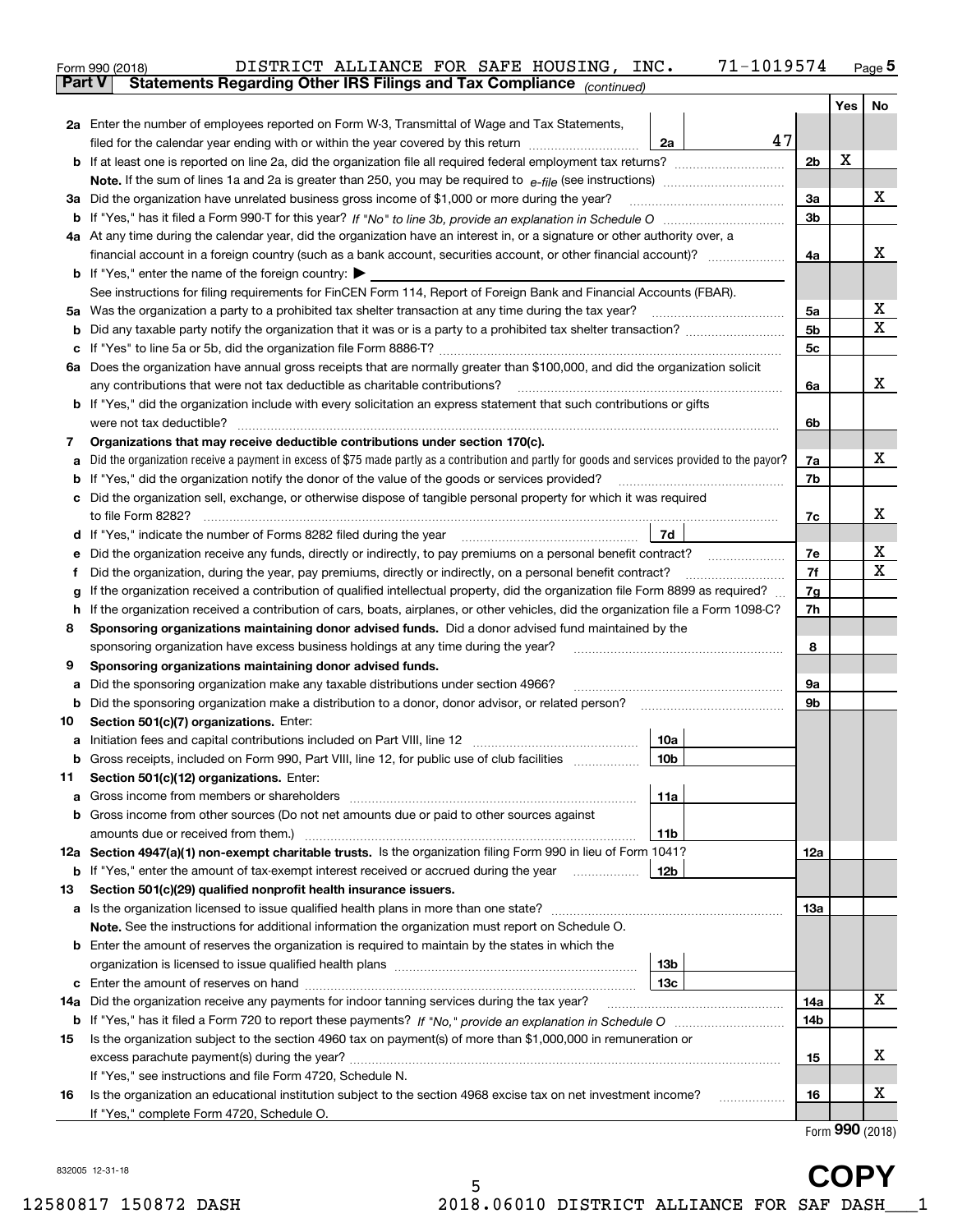Form 990 (2018) DISTRICT ALLIANCE FOR SAFE HOUSING, INC. 71-1019574 Page 5

**Part V Statements Regarding Other IRS Filings and Tax Compliance** *(continued)*

| | | | | Yes | No |
|---|---|---|---|---|---|
| **2a** | Enter the number of employees reported on Form W-3, Transmittal of Wage and Tax Statements, filed for the calendar year ending with or within the year covered by this return | 2a | 47 | | |
| **b** | If at least one is reported on line 2a, did the organization file all required federal employment tax returns? | | 2b | X | |
| | **Note.** If the sum of lines 1a and 2a is greater than 250, you may be required to *e-file* (see instructions) | | | | |
| **3a** | Did the organization have unrelated business gross income of $1,000 or more during the year? | | 3a | | X |
| **b** | If "Yes," has it filed a Form 990-T for this year? *If "No" to line 3b, provide an explanation in Schedule O* | | 3b | | |
| **4a** | At any time during the calendar year, did the organization have an interest in, or a signature or other authority over, a financial account in a foreign country (such as a bank account, securities account, or other financial account)? | | 4a | | X |
| **b** | If "Yes," enter the name of the foreign country: ▶ | | | | |
| | See instructions for filing requirements for FinCEN Form 114, Report of Foreign Bank and Financial Accounts (FBAR). | | | | |
| **5a** | Was the organization a party to a prohibited tax shelter transaction at any time during the tax year? | | 5a | | X |
| **b** | Did any taxable party notify the organization that it was or is a party to a prohibited tax shelter transaction? | | 5b | | X |
| **c** | If "Yes" to line 5a or 5b, did the organization file Form 8886-T? | | 5c | | |
| **6a** | Does the organization have annual gross receipts that are normally greater than $100,000, and did the organization solicit any contributions that were not tax deductible as charitable contributions? | | 6a | | X |
| **b** | If "Yes," did the organization include with every solicitation an express statement that such contributions or gifts were not tax deductible? | | 6b | | |
| **7** | **Organizations that may receive deductible contributions under section 170(c).** | | | | |
| **a** | Did the organization receive a payment in excess of $75 made partly as a contribution and partly for goods and services provided to the payor? | | 7a | | X |
| **b** | If "Yes," did the organization notify the donor of the value of the goods or services provided? | | 7b | | |
| **c** | Did the organization sell, exchange, or otherwise dispose of tangible personal property for which it was required to file Form 8282? | | 7c | | X |
| **d** | If "Yes," indicate the number of Forms 8282 filed during the year | 7d | | | |
| **e** | Did the organization receive any funds, directly or indirectly, to pay premiums on a personal benefit contract? | | 7e | | X |
| **f** | Did the organization, during the year, pay premiums, directly or indirectly, on a personal benefit contract? | | 7f | | X |
| **g** | If the organization received a contribution of qualified intellectual property, did the organization file Form 8899 as required? | | 7g | | |
| **h** | If the organization received a contribution of cars, boats, airplanes, or other vehicles, did the organization file a Form 1098-C? | | 7h | | |
| **8** | **Sponsoring organizations maintaining donor advised funds.** Did a donor advised fund maintained by the sponsoring organization have excess business holdings at any time during the year? | | 8 | | |
| **9** | **Sponsoring organizations maintaining donor advised funds.** | | | | |
| **a** | Did the sponsoring organization make any taxable distributions under section 4966? | | 9a | | |
| **b** | Did the sponsoring organization make a distribution to a donor, donor advisor, or related person? | | 9b | | |
| **10** | **Section 501(c)(7) organizations.** Enter: | | | | |
| **a** | Initiation fees and capital contributions included on Part VIII, line 12 | 10a | | | |
| **b** | Gross receipts, included on Form 990, Part VIII, line 12, for public use of club facilities | 10b | | | |
| **11** | **Section 501(c)(12) organizations.** Enter: | | | | |
| **a** | Gross income from members or shareholders | 11a | | | |
| **b** | Gross income from other sources (Do not net amounts due or paid to other sources against amounts due or received from them.) | 11b | | | |
| **12a** | **Section 4947(a)(1) non-exempt charitable trusts.** Is the organization filing Form 990 in lieu of Form 1041? | | 12a | | |
| **b** | If "Yes," enter the amount of tax-exempt interest received or accrued during the year | 12b | | | |
| **13** | **Section 501(c)(29) qualified nonprofit health insurance issuers.** | | | | |
| **a** | Is the organization licensed to issue qualified health plans in more than one state? | | 13a | | |
| | **Note.** See the instructions for additional information the organization must report on Schedule O. | | | | |
| **b** | Enter the amount of reserves the organization is required to maintain by the states in which the organization is licensed to issue qualified health plans | 13b | | | |
| **c** | Enter the amount of reserves on hand | 13c | | | |
| **14a** | Did the organization receive any payments for indoor tanning services during the tax year? | | 14a | | X |
| **b** | If "Yes," has it filed a Form 720 to report these payments? *If "No," provide an explanation in Schedule O* | | 14b | | |
| **15** | Is the organization subject to the section 4960 tax on payment(s) of more than $1,000,000 in remuneration or excess parachute payment(s) during the year? | | 15 | | X |
| | If "Yes," see instructions and file Form 4720, Schedule N. | | | | |
| **16** | Is the organization an educational institution subject to the section 4968 excise tax on net investment income? | | 16 | | X |
| | If "Yes," complete Form 4720, Schedule O. | | | | |

Form **990** (2018)

COPY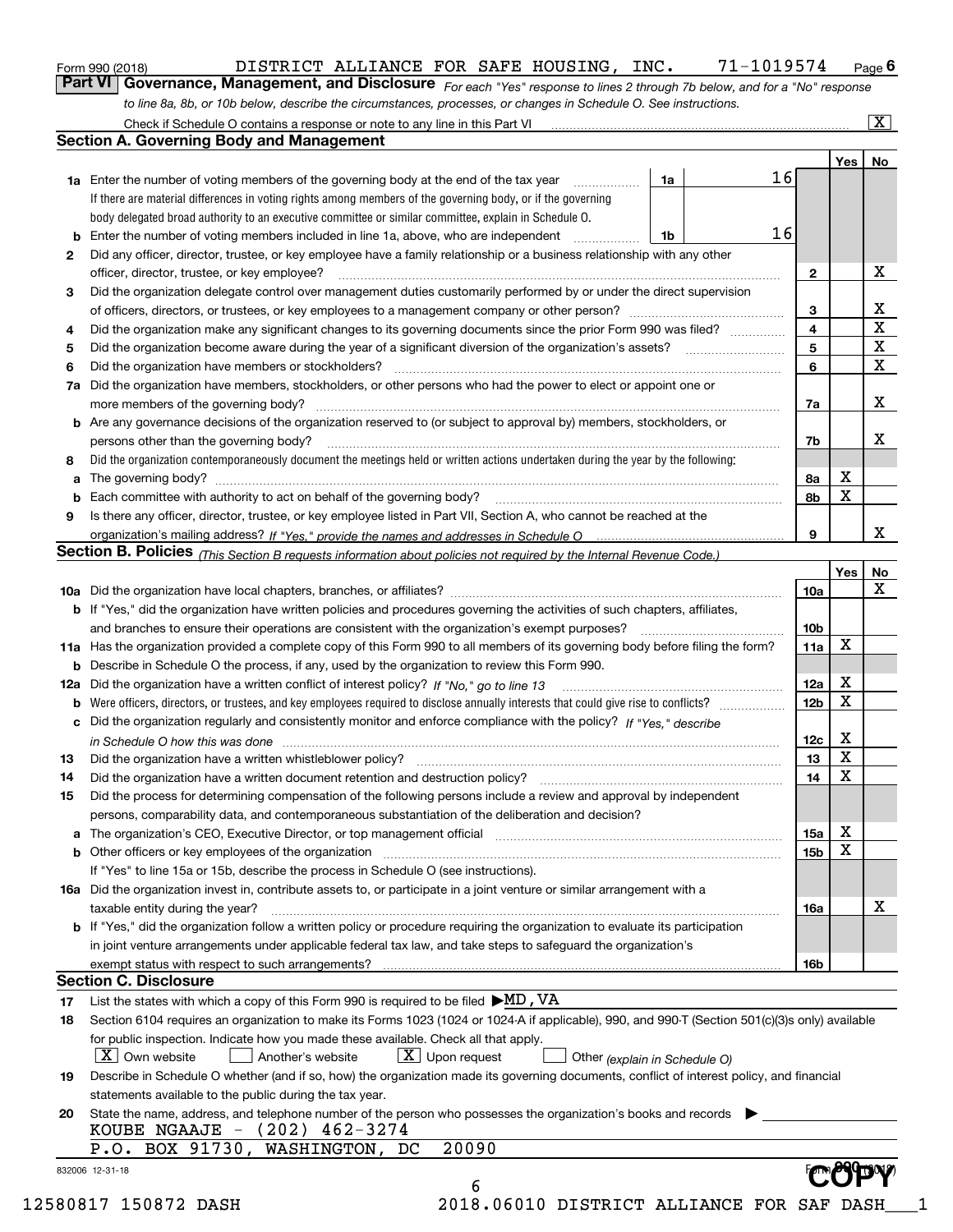Form 990 (2018) DISTRICT ALLIANCE FOR SAFE HOUSING, INC. 71-1019574 Page 6

## Part VI Governance, Management, and Disclosure

*For each "Yes" response to lines 2 through 7b below, and for a "No" response to line 8a, 8b, or 10b below, describe the circumstances, processes, or changes in Schedule O. See instructions.*

Check if Schedule O contains a response or note to any line in this Part VI ..... [X]

### Section A. Governing Body and Management

| | | | | Yes | No |
|---|---|---|---|---|---|
| **1a** | Enter the number of voting members of the governing body at the end of the tax year ..... 1a 16 If there are material differences in voting rights among members of the governing body, or if the governing body delegated broad authority to an executive committee or similar committee, explain in Schedule O. | | | | |
| **b** | Enter the number of voting members included in line 1a, above, who are independent ..... 1b 16 | | | | |
| **2** | Did any officer, director, trustee, or key employee have a family relationship or a business relationship with any other officer, director, trustee, or key employee? | **2** | | | X |
| **3** | Did the organization delegate control over management duties customarily performed by or under the direct supervision of officers, directors, or trustees, or key employees to a management company or other person? | **3** | | | X |
| **4** | Did the organization make any significant changes to its governing documents since the prior Form 990 was filed? | **4** | | | X |
| **5** | Did the organization become aware during the year of a significant diversion of the organization's assets? | **5** | | | X |
| **6** | Did the organization have members or stockholders? | **6** | | | X |
| **7a** | Did the organization have members, stockholders, or other persons who had the power to elect or appoint one or more members of the governing body? | **7a** | | | X |
| **b** | Are any governance decisions of the organization reserved to (or subject to approval by) members, stockholders, or persons other than the governing body? | **7b** | | | X |
| **8** | Did the organization contemporaneously document the meetings held or written actions undertaken during the year by the following: | | | | |
| **a** | The governing body? | **8a** | | X | |
| **b** | Each committee with authority to act on behalf of the governing body? | **8b** | | X | |
| **9** | Is there any officer, director, trustee, or key employee listed in Part VII, Section A, who cannot be reached at the organization's mailing address? *If "Yes," provide the names and addresses in Schedule O* | **9** | | | X |

### Section B. Policies *(This Section B requests information about policies not required by the Internal Revenue Code.)*

| | | | Yes | No |
|---|---|---|---|---|
| **10a** | Did the organization have local chapters, branches, or affiliates? | **10a** | | X |
| **b** | If "Yes," did the organization have written policies and procedures governing the activities of such chapters, affiliates, and branches to ensure their operations are consistent with the organization's exempt purposes? | **10b** | | |
| **11a** | Has the organization provided a complete copy of this Form 990 to all members of its governing body before filing the form? | **11a** | X | |
| **b** | Describe in Schedule O the process, if any, used by the organization to review this Form 990. | | | |
| **12a** | Did the organization have a written conflict of interest policy? *If "No," go to line 13* | **12a** | X | |
| **b** | Were officers, directors, or trustees, and key employees required to disclose annually interests that could give rise to conflicts? | **12b** | X | |
| **c** | Did the organization regularly and consistently monitor and enforce compliance with the policy? *If "Yes," describe in Schedule O how this was done* | **12c** | X | |
| **13** | Did the organization have a written whistleblower policy? | **13** | X | |
| **14** | Did the organization have a written document retention and destruction policy? | **14** | X | |
| **15** | Did the process for determining compensation of the following persons include a review and approval by independent persons, comparability data, and contemporaneous substantiation of the deliberation and decision? | | | |
| **a** | The organization's CEO, Executive Director, or top management official | **15a** | X | |
| **b** | Other officers or key employees of the organization | **15b** | X | |
| | If "Yes" to line 15a or 15b, describe the process in Schedule O (see instructions). | | | |
| **16a** | Did the organization invest in, contribute assets to, or participate in a joint venture or similar arrangement with a taxable entity during the year? | **16a** | | X |
| **b** | If "Yes," did the organization follow a written policy or procedure requiring the organization to evaluate its participation in joint venture arrangements under applicable federal tax law, and take steps to safeguard the organization's exempt status with respect to such arrangements? | **16b** | | |

### Section C. Disclosure

**17** List the states with which a copy of this Form 990 is required to be filed ▶MD,VA

**18** Section 6104 requires an organization to make its Forms 1023 (1024 or 1024-A if applicable), 990, and 990-T (Section 501(c)(3)s only) available for public inspection. Indicate how you made these available. Check all that apply.

[X] Own website [ ] Another's website [X] Upon request [ ] Other *(explain in Schedule O)*

**19** Describe in Schedule O whether (and if so, how) the organization made its governing documents, conflict of interest policy, and financial statements available to the public during the tax year.

**20** State the name, address, and telephone number of the person who possesses the organization's books and records ▶

KOUBE NGAAJE - (202) 462-3274
P.O. BOX 91730, WASHINGTON, DC 20090

832006 12-31-18 Form 990 (2018)

COPY

12580817 150872 DASH 2018.06010 DISTRICT ALLIANCE FOR SAF DASH___1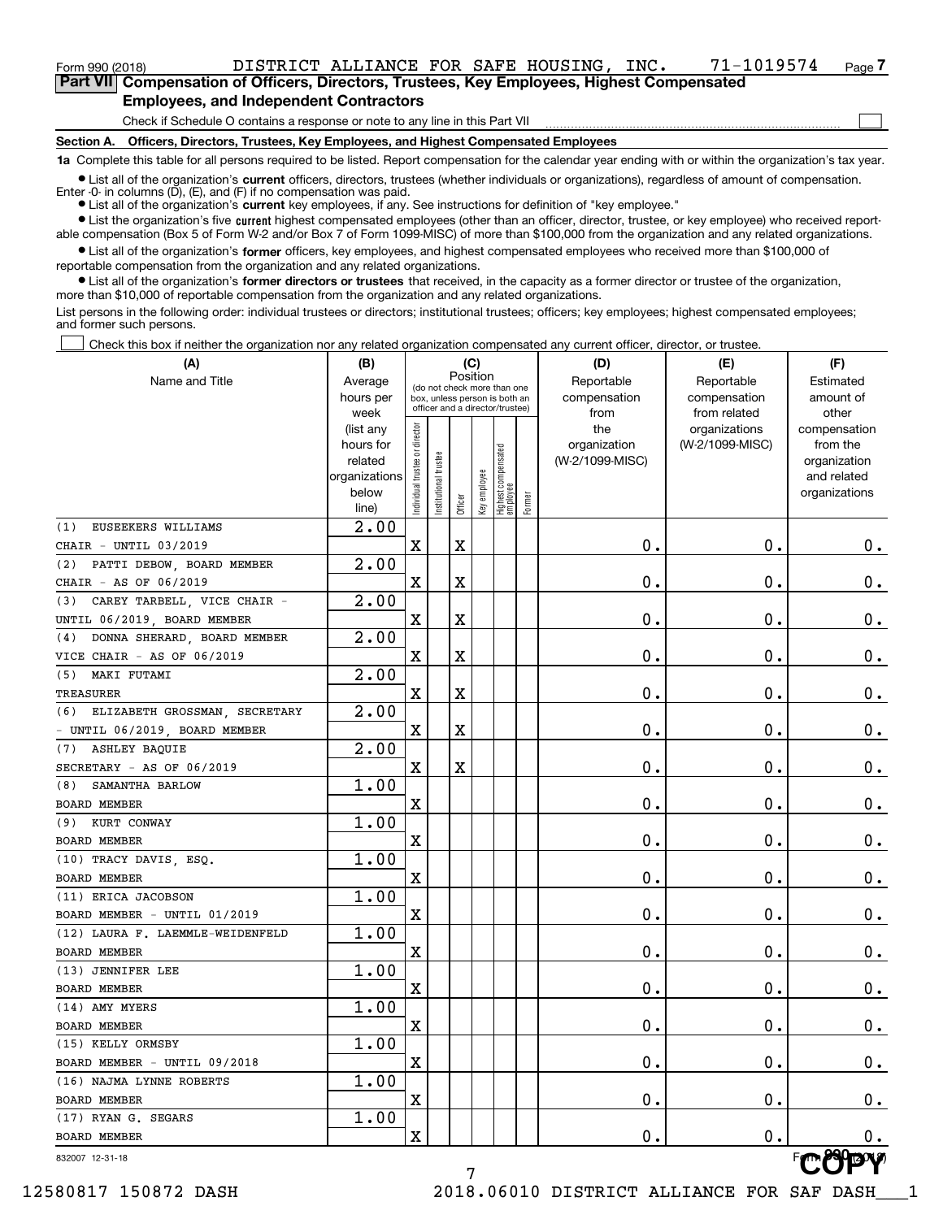Form 990 (2018) DISTRICT ALLIANCE FOR SAFE HOUSING, INC. 71-1019574 Page 7

**Part VII Compensation of Officers, Directors, Trustees, Key Employees, Highest Compensated Employees, and Independent Contractors**

Check if Schedule O contains a response or note to any line in this Part VII

**Section A. Officers, Directors, Trustees, Key Employees, and Highest Compensated Employees**

**1a** Complete this table for all persons required to be listed. Report compensation for the calendar year ending with or within the organization's tax year.

- List all of the organization's **current** officers, directors, trustees (whether individuals or organizations), regardless of amount of compensation. Enter -0- in columns (D), (E), and (F) if no compensation was paid.
- List all of the organization's **current** key employees, if any. See instructions for definition of "key employee."
- List the organization's five **current** highest compensated employees (other than an officer, director, trustee, or key employee) who received reportable compensation (Box 5 of Form W-2 and/or Box 7 of Form 1099-MISC) of more than $100,000 from the organization and any related organizations.
- List all of the organization's **former** officers, key employees, and highest compensated employees who received more than $100,000 of reportable compensation from the organization and any related organizations.
- List all of the organization's **former directors or trustees** that received, in the capacity as a former director or trustee of the organization, more than $10,000 of reportable compensation from the organization and any related organizations.

List persons in the following order: individual trustees or directors; institutional trustees; officers; key employees; highest compensated employees; and former such persons.

Check this box if neither the organization nor any related organization compensated any current officer, director, or trustee.

| (A) Name and Title | (B) Average hours per week (list any hours for related organizations below line) | (C) Position: Individual trustee or director | Institutional trustee | Officer | Key employee | Highest compensated employee | Former | (D) Reportable compensation from the organization (W-2/1099-MISC) | (E) Reportable compensation from related organizations (W-2/1099-MISC) | (F) Estimated amount of other compensation from the organization and related organizations |
|---|---|---|---|---|---|---|---|---|---|---|
| (1) EUSEEKERS WILLIAMS<br>CHAIR - UNTIL 03/2019 | 2.00 | X | | X | | | | 0. | 0. | 0. |
| (2) PATTI DEBOW, BOARD MEMBER<br>CHAIR - AS OF 06/2019 | 2.00 | X | | X | | | | 0. | 0. | 0. |
| (3) CAREY TARBELL, VICE CHAIR -<br>UNTIL 06/2019, BOARD MEMBER | 2.00 | X | | X | | | | 0. | 0. | 0. |
| (4) DONNA SHERARD, BOARD MEMBER<br>VICE CHAIR - AS OF 06/2019 | 2.00 | X | | X | | | | 0. | 0. | 0. |
| (5) MAKI FUTAMI<br>TREASURER | 2.00 | X | | X | | | | 0. | 0. | 0. |
| (6) ELIZABETH GROSSMAN, SECRETARY<br>- UNTIL 06/2019, BOARD MEMBER | 2.00 | X | | X | | | | 0. | 0. | 0. |
| (7) ASHLEY BAQUIE<br>SECRETARY - AS OF 06/2019 | 2.00 | X | | X | | | | 0. | 0. | 0. |
| (8) SAMANTHA BARLOW<br>BOARD MEMBER | 1.00 | X | | | | | | 0. | 0. | 0. |
| (9) KURT CONWAY<br>BOARD MEMBER | 1.00 | X | | | | | | 0. | 0. | 0. |
| (10) TRACY DAVIS, ESQ.<br>BOARD MEMBER | 1.00 | X | | | | | | 0. | 0. | 0. |
| (11) ERICA JACOBSON<br>BOARD MEMBER - UNTIL 01/2019 | 1.00 | X | | | | | | 0. | 0. | 0. |
| (12) LAURA F. LAEMMLE-WEIDENFELD<br>BOARD MEMBER | 1.00 | X | | | | | | 0. | 0. | 0. |
| (13) JENNIFER LEE<br>BOARD MEMBER | 1.00 | X | | | | | | 0. | 0. | 0. |
| (14) AMY MYERS<br>BOARD MEMBER | 1.00 | X | | | | | | 0. | 0. | 0. |
| (15) KELLY ORMSBY<br>BOARD MEMBER - UNTIL 09/2018 | 1.00 | X | | | | | | 0. | 0. | 0. |
| (16) NAJMA LYNNE ROBERTS<br>BOARD MEMBER | 1.00 | X | | | | | | 0. | 0. | 0. |
| (17) RYAN G. SEGARS<br>BOARD MEMBER | 1.00 | X | | | | | | 0. | 0. | 0. |

832007 12-31-18

Form 990 (2018)

COPY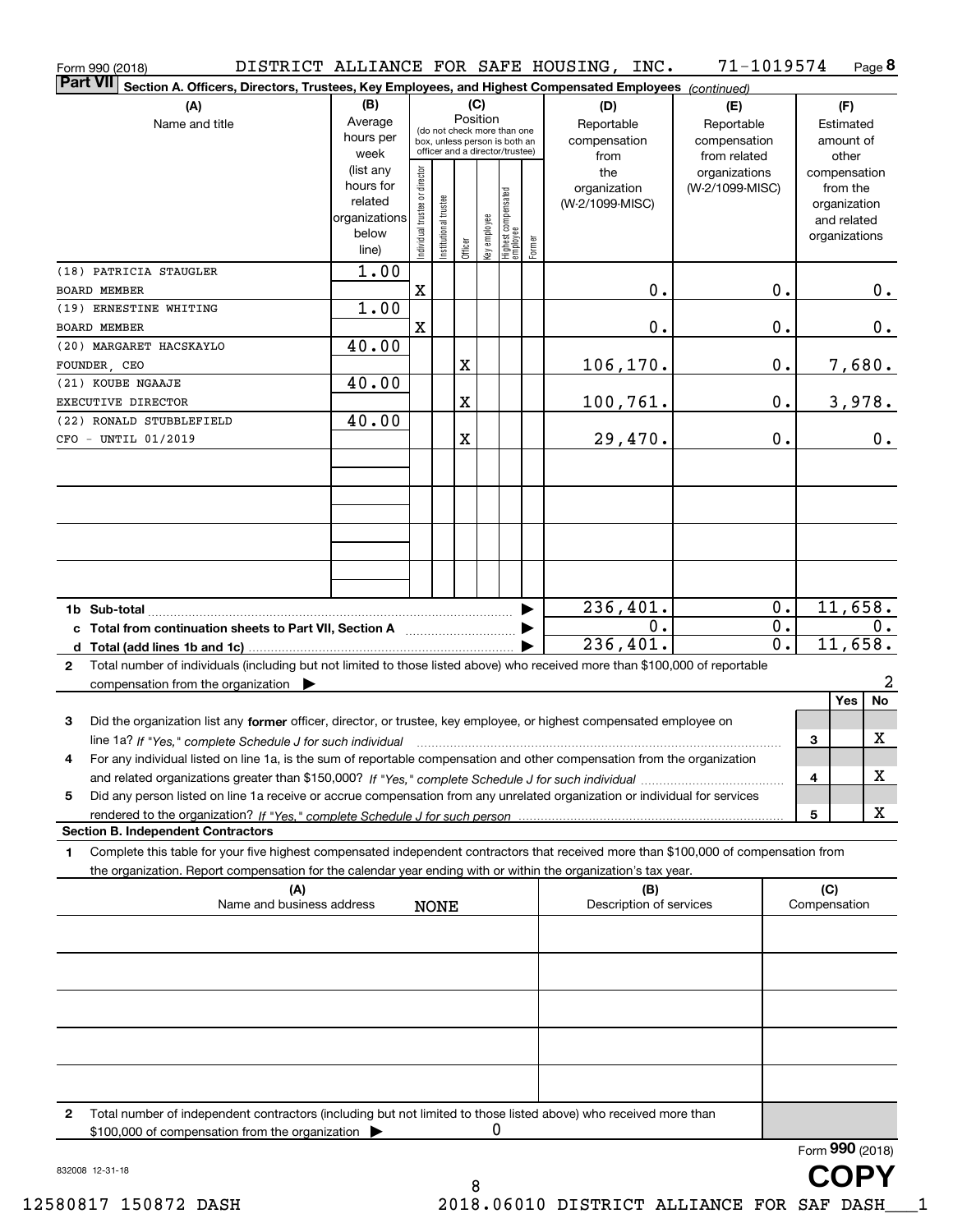Form 990 (2018) DISTRICT ALLIANCE FOR SAFE HOUSING, INC. 71-1019574 Page 8

**Part VII Section A. Officers, Directors, Trustees, Key Employees, and Highest Compensated Employees** *(continued)*

| (A) Name and title | (B) Average hours per week (list any hours for related organizations below line) | (C) Position: Individual trustee or director | Institutional trustee | Officer | Key employee | Highest compensated employee | Former | (D) Reportable compensation from the organization (W-2/1099-MISC) | (E) Reportable compensation from related organizations (W-2/1099-MISC) | (F) Estimated amount of other compensation from the organization and related organizations |
|---|---|---|---|---|---|---|---|---|---|---|
| (18) PATRICIA STAUGLER BOARD MEMBER | 1.00 | X | | | | | | 0. | 0. | 0. |
| (19) ERNESTINE WHITING BOARD MEMBER | 1.00 | X | | | | | | 0. | 0. | 0. |
| (20) MARGARET HACSKAYLO FOUNDER, CEO | 40.00 | | | X | | | | 106,170. | 0. | 7,680. |
| (21) KOUBE NGAAJE EXECUTIVE DIRECTOR | 40.00 | | | X | | | | 100,761. | 0. | 3,978. |
| (22) RONALD STUBBLEFIELD CFO - UNTIL 01/2019 | 40.00 | | | X | | | | 29,470. | 0. | 0. |
| **1b Sub-total** | | | | | | | | 236,401. | 0. | 11,658. |
| **c Total from continuation sheets to Part VII, Section A** | | | | | | | | 0. | 0. | 0. |
| **d Total (add lines 1b and 1c)** | | | | | | | | 236,401. | 0. | 11,658. |

**2** Total number of individuals (including but not limited to those listed above) who received more than $100,000 of reportable compensation from the organization ▶ 2

| | | Yes | No |
|---|---|---|---|
| **3** Did the organization list any **former** officer, director, or trustee, key employee, or highest compensated employee on line 1a? *If "Yes," complete Schedule J for such individual* | 3 | | X |
| **4** For any individual listed on line 1a, is the sum of reportable compensation and other compensation from the organization and related organizations greater than $150,000? *If "Yes," complete Schedule J for such individual* | 4 | | X |
| **5** Did any person listed on line 1a receive or accrue compensation from any unrelated organization or individual for services rendered to the organization? *If "Yes," complete Schedule J for such person* | 5 | | X |

**Section B. Independent Contractors**

**1** Complete this table for your five highest compensated independent contractors that received more than $100,000 of compensation from the organization. Report compensation for the calendar year ending with or within the organization's tax year.

| (A) Name and business address | (B) Description of services | (C) Compensation |
|---|---|---|
| NONE | | |

**2** Total number of independent contractors (including but not limited to those listed above) who received more than $100,000 of compensation from the organization ▶ 0

Form **990** (2018)

832008 12-31-18

COPY

12580817 150872 DASH 2018.06010 DISTRICT ALLIANCE FOR SAF DASH___1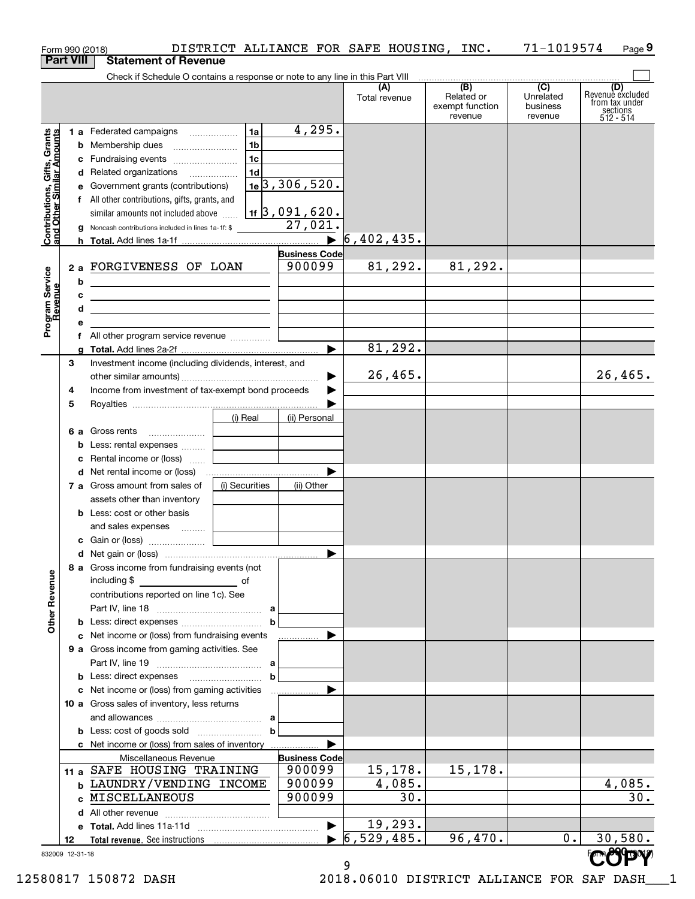Form 990 (2018) DISTRICT ALLIANCE FOR SAFE HOUSING, INC. 71-1019574 Page 9

**Part VIII Statement of Revenue**

Check if Schedule O contains a response or note to any line in this Part VIII ☐

| | | | | (A) Total revenue | (B) Related or exempt function revenue | (C) Unrelated business revenue | (D) Revenue excluded from tax under sections 512 - 514 |
|---|---|---|---|---|---|---|---|
| **Contributions, Gifts, Grants and Other Similar Amounts** | 1 a Federated campaigns | 1a | 4,295. | | | | |
| | b Membership dues | 1b | | | | | |
| | c Fundraising events | 1c | | | | | |
| | d Related organizations | 1d | | | | | |
| | e Government grants (contributions) | 1e | 3,306,520. | | | | |
| | f All other contributions, gifts, grants, and similar amounts not included above | 1f | 3,091,620. | | | | |
| | g Noncash contributions included in lines 1a-1f: $ | | 27,021. | | | | |
| | h **Total.** Add lines 1a-1f | | ▶ | 6,402,435. | | | |
| **Program Service Revenue** | | | **Business Code** | | | | |
| | 2 a FORGIVENESS OF LOAN | | 900099 | 81,292. | 81,292. | | |
| | b | | | | | | |
| | c | | | | | | |
| | d | | | | | | |
| | e | | | | | | |
| | f All other program service revenue | | | | | | |
| | g **Total.** Add lines 2a-2f | | ▶ | 81,292. | | | |
| **Other Revenue** | 3 Investment income (including dividends, interest, and other similar amounts) | | ▶ | 26,465. | | | 26,465. |
| | 4 Income from investment of tax-exempt bond proceeds | | ▶ | | | | |
| | 5 Royalties | | ▶ | | | | |
| | | (i) Real | (ii) Personal | | | | |
| | 6 a Gross rents | | | | | | |
| | b Less: rental expenses | | | | | | |
| | c Rental income or (loss) | | | | | | |
| | d Net rental income or (loss) | | ▶ | | | | |
| | | (i) Securities | (ii) Other | | | | |
| | 7 a Gross amount from sales of assets other than inventory | | | | | | |
| | b Less: cost or other basis and sales expenses | | | | | | |
| | c Gain or (loss) | | | | | | |
| | d Net gain or (loss) | | ▶ | | | | |
| | 8 a Gross income from fundraising events (not including $ of contributions reported on line 1c). See Part IV, line 18 | a | | | | | |
| | b Less: direct expenses | b | | | | | |
| | c Net income or (loss) from fundraising events | | ▶ | | | | |
| | 9 a Gross income from gaming activities. See Part IV, line 19 | a | | | | | |
| | b Less: direct expenses | b | | | | | |
| | c Net income or (loss) from gaming activities | | ▶ | | | | |
| | 10 a Gross sales of inventory, less returns and allowances | a | | | | | |
| | b Less: cost of goods sold | b | | | | | |
| | c Net income or (loss) from sales of inventory | | ▶ | | | | |
| | Miscellaneous Revenue | | **Business Code** | | | | |
| | 11 a SAFE HOUSING TRAINING | | 900099 | 15,178. | 15,178. | | |
| | b LAUNDRY/VENDING INCOME | | 900099 | 4,085. | | | 4,085. |
| | c MISCELLANEOUS | | 900099 | 30. | | | 30. |
| | d All other revenue | | | | | | |
| | e **Total.** Add lines 11a-11d | | ▶ | 19,293. | | | |
| | 12 **Total revenue.** See instructions | | ▶ | 6,529,485. | 96,470. | 0. | 30,580. |

832009 12-31-18 Form **990** (2018)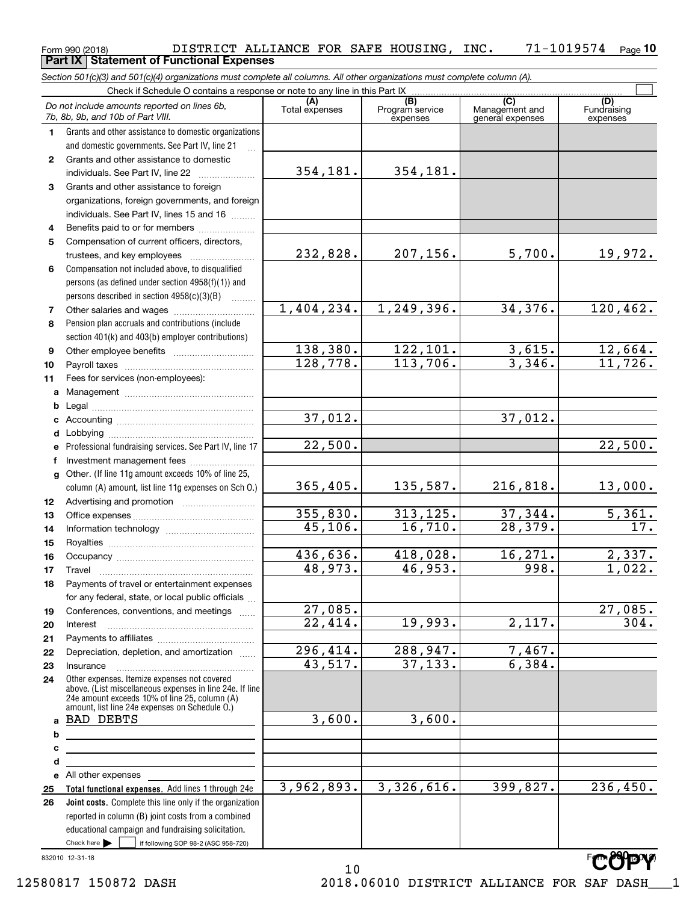Form 990 (2018) DISTRICT ALLIANCE FOR SAFE HOUSING, INC. 71-1019574 Page **10**

**Part IX Statement of Functional Expenses**

*Section 501(c)(3) and 501(c)(4) organizations must complete all columns. All other organizations must complete column (A).*

Check if Schedule O contains a response or note to any line in this Part IX ☐

| *Do not include amounts reported on lines 6b, 7b, 8b, 9b, and 10b of Part VIII.* | (A) Total expenses | (B) Program service expenses | (C) Management and general expenses | (D) Fundraising expenses |
|---|---|---|---|---|
| **1** Grants and other assistance to domestic organizations and domestic governments. See Part IV, line 21 | | | | |
| **2** Grants and other assistance to domestic individuals. See Part IV, line 22 | 354,181. | 354,181. | | |
| **3** Grants and other assistance to foreign organizations, foreign governments, and foreign individuals. See Part IV, lines 15 and 16 | | | | |
| **4** Benefits paid to or for members | | | | |
| **5** Compensation of current officers, directors, trustees, and key employees | 232,828. | 207,156. | 5,700. | 19,972. |
| **6** Compensation not included above, to disqualified persons (as defined under section 4958(f)(1)) and persons described in section 4958(c)(3)(B) | | | | |
| **7** Other salaries and wages | 1,404,234. | 1,249,396. | 34,376. | 120,462. |
| **8** Pension plan accruals and contributions (include section 401(k) and 403(b) employer contributions) | | | | |
| **9** Other employee benefits | 138,380. | 122,101. | 3,615. | 12,664. |
| **10** Payroll taxes | 128,778. | 113,706. | 3,346. | 11,726. |
| **11** Fees for services (non-employees): | | | | |
| **a** Management | | | | |
| **b** Legal | | | | |
| **c** Accounting | 37,012. | | 37,012. | |
| **d** Lobbying | | | | |
| **e** Professional fundraising services. See Part IV, line 17 | 22,500. | | | 22,500. |
| **f** Investment management fees | | | | |
| **g** Other. (If line 11g amount exceeds 10% of line 25, column (A) amount, list line 11g expenses on Sch O.) | 365,405. | 135,587. | 216,818. | 13,000. |
| **12** Advertising and promotion | | | | |
| **13** Office expenses | 355,830. | 313,125. | 37,344. | 5,361. |
| **14** Information technology | 45,106. | 16,710. | 28,379. | 17. |
| **15** Royalties | | | | |
| **16** Occupancy | 436,636. | 418,028. | 16,271. | 2,337. |
| **17** Travel | 48,973. | 46,953. | 998. | 1,022. |
| **18** Payments of travel or entertainment expenses for any federal, state, or local public officials | | | | |
| **19** Conferences, conventions, and meetings | 27,085. | | | 27,085. |
| **20** Interest | 22,414. | 19,993. | 2,117. | 304. |
| **21** Payments to affiliates | | | | |
| **22** Depreciation, depletion, and amortization | 296,414. | 288,947. | 7,467. | |
| **23** Insurance | 43,517. | 37,133. | 6,384. | |
| **24** Other expenses. Itemize expenses not covered above. (List miscellaneous expenses in line 24e. If line 24e amount exceeds 10% of line 25, column (A) amount, list line 24e expenses on Schedule O.) | | | | |
| **a** BAD DEBTS | 3,600. | 3,600. | | |
| **b** | | | | |
| **c** | | | | |
| **d** | | | | |
| **e** All other expenses | | | | |
| **25 Total functional expenses.** Add lines 1 through 24e | 3,962,893. | 3,326,616. | 399,827. | 236,450. |
| **26 Joint costs.** Complete this line only if the organization reported in column (B) joint costs from a combined educational campaign and fundraising solicitation. Check here ☐ if following SOP 98-2 (ASC 958-720) | | | | |

832010 12-31-18

Form **990** (2018)

COPY

12580817 150872 DASH 2018.06010 DISTRICT ALLIANCE FOR SAF DASH___1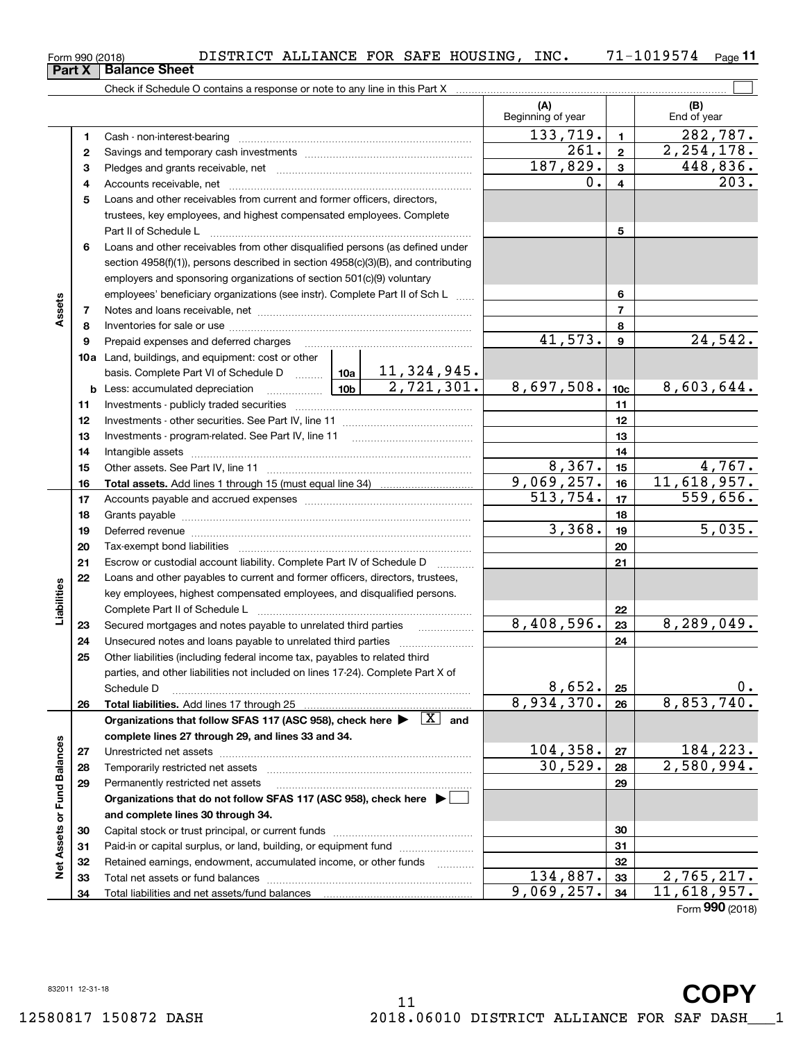Form 990 (2018) DISTRICT ALLIANCE FOR SAFE HOUSING, INC. 71-1019574 Page 11

## Part X Balance Sheet

Check if Schedule O contains a response or note to any line in this Part X

| | | | (A) Beginning of year | | (B) End of year |
|---|---|---|---|---|---|
| Assets | 1 | Cash - non-interest-bearing | 133,719. | 1 | 282,787. |
| | 2 | Savings and temporary cash investments | 261. | 2 | 2,254,178. |
| | 3 | Pledges and grants receivable, net | 187,829. | 3 | 448,836. |
| | 4 | Accounts receivable, net | 0. | 4 | 203. |
| | 5 | Loans and other receivables from current and former officers, directors, trustees, key employees, and highest compensated employees. Complete Part II of Schedule L | | 5 | |
| | 6 | Loans and other receivables from other disqualified persons (as defined under section 4958(f)(1)), persons described in section 4958(c)(3)(B), and contributing employers and sponsoring organizations of section 501(c)(9) voluntary employees' beneficiary organizations (see instr). Complete Part II of Sch L | | 6 | |
| | 7 | Notes and loans receivable, net | | 7 | |
| | 8 | Inventories for sale or use | | 8 | |
| | 9 | Prepaid expenses and deferred charges | 41,573. | 9 | 24,542. |
| | 10a | Land, buildings, and equipment: cost or other basis. Complete Part VI of Schedule D — 10a: 11,324,945. | | | |
| | b | Less: accumulated depreciation — 10b: 2,721,301. | 8,697,508. | 10c | 8,603,644. |
| | 11 | Investments - publicly traded securities | | 11 | |
| | 12 | Investments - other securities. See Part IV, line 11 | | 12 | |
| | 13 | Investments - program-related. See Part IV, line 11 | | 13 | |
| | 14 | Intangible assets | | 14 | |
| | 15 | Other assets. See Part IV, line 11 | 8,367. | 15 | 4,767. |
| | 16 | **Total assets.** Add lines 1 through 15 (must equal line 34) | 9,069,257. | 16 | 11,618,957. |
| Liabilities | 17 | Accounts payable and accrued expenses | 513,754. | 17 | 559,656. |
| | 18 | Grants payable | | 18 | |
| | 19 | Deferred revenue | 3,368. | 19 | 5,035. |
| | 20 | Tax-exempt bond liabilities | | 20 | |
| | 21 | Escrow or custodial account liability. Complete Part IV of Schedule D | | 21 | |
| | 22 | Loans and other payables to current and former officers, directors, trustees, key employees, highest compensated employees, and disqualified persons. Complete Part II of Schedule L | | 22 | |
| | 23 | Secured mortgages and notes payable to unrelated third parties | 8,408,596. | 23 | 8,289,049. |
| | 24 | Unsecured notes and loans payable to unrelated third parties | | 24 | |
| | 25 | Other liabilities (including federal income tax, payables to related third parties, and other liabilities not included on lines 17-24). Complete Part X of Schedule D | 8,652. | 25 | 0. |
| | 26 | **Total liabilities.** Add lines 17 through 25 | 8,934,370. | 26 | 8,853,740. |
| Net Assets or Fund Balances | | **Organizations that follow SFAS 117 (ASC 958), check here ▶ [X] and complete lines 27 through 29, and lines 33 and 34.** | | | |
| | 27 | Unrestricted net assets | 104,358. | 27 | 184,223. |
| | 28 | Temporarily restricted net assets | 30,529. | 28 | 2,580,994. |
| | 29 | Permanently restricted net assets | | 29 | |
| | | **Organizations that do not follow SFAS 117 (ASC 958), check here ▶ [ ] and complete lines 30 through 34.** | | | |
| | 30 | Capital stock or trust principal, or current funds | | 30 | |
| | 31 | Paid-in or capital surplus, or land, building, or equipment fund | | 31 | |
| | 32 | Retained earnings, endowment, accumulated income, or other funds | | 32 | |
| | 33 | Total net assets or fund balances | 134,887. | 33 | 2,765,217. |
| | 34 | Total liabilities and net assets/fund balances | 9,069,257. | 34 | 11,618,957. |

Form **990** (2018)

832011 12-31-18

**COPY**

12580817 150872 DASH 2018.06010 DISTRICT ALLIANCE FOR SAF DASH___1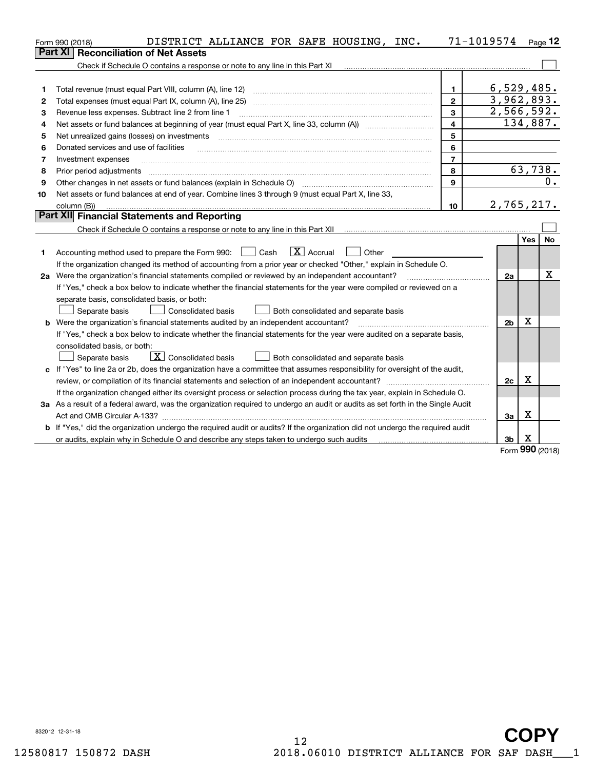Form 990 (2018) DISTRICT ALLIANCE FOR SAFE HOUSING, INC. 71-1019574 Page 12

## Part XI Reconciliation of Net Assets

Check if Schedule O contains a response or note to any line in this Part XI [ ]

| | | | |
|---|---|---|---|
| 1 | Total revenue (must equal Part VIII, column (A), line 12) | 1 | 6,529,485. |
| 2 | Total expenses (must equal Part IX, column (A), line 25) | 2 | 3,962,893. |
| 3 | Revenue less expenses. Subtract line 2 from line 1 | 3 | 2,566,592. |
| 4 | Net assets or fund balances at beginning of year (must equal Part X, line 33, column (A)) | 4 | 134,887. |
| 5 | Net unrealized gains (losses) on investments | 5 | |
| 6 | Donated services and use of facilities | 6 | |
| 7 | Investment expenses | 7 | |
| 8 | Prior period adjustments | 8 | 63,738. |
| 9 | Other changes in net assets or fund balances (explain in Schedule O) | 9 | 0. |
| 10 | Net assets or fund balances at end of year. Combine lines 3 through 9 (must equal Part X, line 33, column (B)) | 10 | 2,765,217. |

## Part XII Financial Statements and Reporting

Check if Schedule O contains a response or note to any line in this Part XII [ ]

| | | | Yes | No |
|---|---|---|---|---|
| 1 | Accounting method used to prepare the Form 990: [ ] Cash [X] Accrual [ ] Other<br>If the organization changed its method of accounting from a prior year or checked "Other," explain in Schedule O. | | | |
| 2a | Were the organization's financial statements compiled or reviewed by an independent accountant? | 2a | | X |
| | If "Yes," check a box below to indicate whether the financial statements for the year were compiled or reviewed on a separate basis, consolidated basis, or both:<br>[ ] Separate basis [ ] Consolidated basis [ ] Both consolidated and separate basis | | | |
| b | Were the organization's financial statements audited by an independent accountant? | 2b | X | |
| | If "Yes," check a box below to indicate whether the financial statements for the year were audited on a separate basis, consolidated basis, or both:<br>[ ] Separate basis [X] Consolidated basis [ ] Both consolidated and separate basis | | | |
| c | If "Yes" to line 2a or 2b, does the organization have a committee that assumes responsibility for oversight of the audit, review, or compilation of its financial statements and selection of an independent accountant? | 2c | X | |
| | If the organization changed either its oversight process or selection process during the tax year, explain in Schedule O. | | | |
| 3a | As a result of a federal award, was the organization required to undergo an audit or audits as set forth in the Single Audit Act and OMB Circular A-133? | 3a | X | |
| b | If "Yes," did the organization undergo the required audit or audits? If the organization did not undergo the required audit or audits, explain why in Schedule O and describe any steps taken to undergo such audits | 3b | X | |

Form 990 (2018)

832012 12-31-18

COPY

12580817 150872 DASH 2018.06010 DISTRICT ALLIANCE FOR SAF DASH___1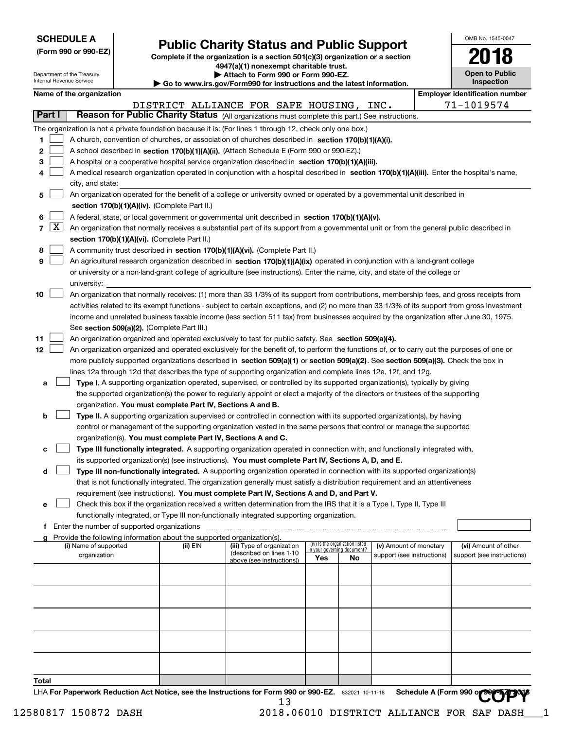**SCHEDULE A**
**(Form 990 or 990-EZ)**

Department of the Treasury
Internal Revenue Service

# Public Charity Status and Public Support

**Complete if the organization is a section 501(c)(3) organization or a section 4947(a)(1) nonexempt charitable trust.**
**▶ Attach to Form 990 or Form 990-EZ.**
**▶ Go to www.irs.gov/Form990 for instructions and the latest information.**

OMB No. 1545-0047
**2018**
**Open to Public Inspection**

**Name of the organization:** DISTRICT ALLIANCE FOR SAFE HOUSING, INC.
**Employer identification number:** 71-1019574

## Part I — Reason for Public Charity Status (All organizations must complete this part.) See instructions.

The organization is not a private foundation because it is: (For lines 1 through 12, check only one box.)

1. ☐ A church, convention of churches, or association of churches described in **section 170(b)(1)(A)(i).**
2. ☐ A school described in **section 170(b)(1)(A)(ii).** (Attach Schedule E (Form 990 or 990-EZ).)
3. ☐ A hospital or a cooperative hospital service organization described in **section 170(b)(1)(A)(iii).**
4. ☐ A medical research organization operated in conjunction with a hospital described in **section 170(b)(1)(A)(iii).** Enter the hospital's name, city, and state:
5. ☐ An organization operated for the benefit of a college or university owned or operated by a governmental unit described in **section 170(b)(1)(A)(iv).** (Complete Part II.)
6. ☐ A federal, state, or local government or governmental unit described in **section 170(b)(1)(A)(v).**
7. ☒ An organization that normally receives a substantial part of its support from a governmental unit or from the general public described in **section 170(b)(1)(A)(vi).** (Complete Part II.)
8. ☐ A community trust described in **section 170(b)(1)(A)(vi).** (Complete Part II.)
9. ☐ An agricultural research organization described in **section 170(b)(1)(A)(ix)** operated in conjunction with a land-grant college or university or a non-land-grant college of agriculture (see instructions). Enter the name, city, and state of the college or university:
10. ☐ An organization that normally receives: (1) more than 33 1/3% of its support from contributions, membership fees, and gross receipts from activities related to its exempt functions - subject to certain exceptions, and (2) no more than 33 1/3% of its support from gross investment income and unrelated business taxable income (less section 511 tax) from businesses acquired by the organization after June 30, 1975. See **section 509(a)(2).** (Complete Part III.)
11. ☐ An organization organized and operated exclusively to test for public safety. See **section 509(a)(4).**
12. ☐ An organization organized and operated exclusively for the benefit of, to perform the functions of, or to carry out the purposes of one or more publicly supported organizations described in **section 509(a)(1)** or **section 509(a)(2)**. See **section 509(a)(3).** Check the box in lines 12a through 12d that describes the type of supporting organization and complete lines 12e, 12f, and 12g.
   - **a** ☐ **Type I.** A supporting organization operated, supervised, or controlled by its supported organization(s), typically by giving the supported organization(s) the power to regularly appoint or elect a majority of the directors or trustees of the supporting organization. **You must complete Part IV, Sections A and B.**
   - **b** ☐ **Type II.** A supporting organization supervised or controlled in connection with its supported organization(s), by having control or management of the supporting organization vested in the same persons that control or manage the supported organization(s). **You must complete Part IV, Sections A and C.**
   - **c** ☐ **Type III functionally integrated.** A supporting organization operated in connection with, and functionally integrated with, its supported organization(s) (see instructions). **You must complete Part IV, Sections A, D, and E.**
   - **d** ☐ **Type III non-functionally integrated.** A supporting organization operated in connection with its supported organization(s) that is not functionally integrated. The organization generally must satisfy a distribution requirement and an attentiveness requirement (see instructions). **You must complete Part IV, Sections A and D, and Part V.**
   - **e** ☐ Check this box if the organization received a written determination from the IRS that it is a Type I, Type II, Type III functionally integrated, or Type III non-functionally integrated supporting organization.
   - **f** Enter the number of supported organizations
   - **g** Provide the following information about the supported organization(s).

| (i) Name of supported organization | (ii) EIN | (iii) Type of organization (described on lines 1-10 above (see instructions)) | (iv) Is the organization listed in your governing document? Yes | No | (v) Amount of monetary support (see instructions) | (vi) Amount of other support (see instructions) |
|---|---|---|---|---|---|---|
| | | | | | | |
| | | | | | | |
| | | | | | | |
| | | | | | | |
| | | | | | | |
| **Total** | | | | | | |

LHA **For Paperwork Reduction Act Notice, see the Instructions for Form 990 or 990-EZ.** 832021 10-11-18 **Schedule A (Form 990 or 990-EZ) 2018**

COPY

12580817 150872 DASH 2018.06010 DISTRICT ALLIANCE FOR SAF DASH___1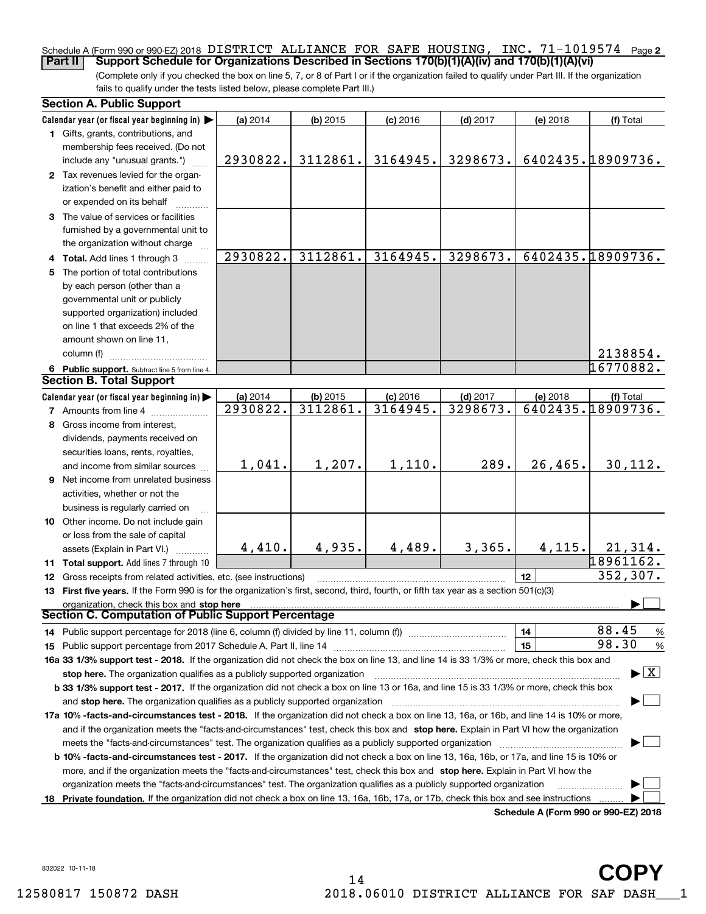Schedule A (Form 990 or 990-EZ) 2018 DISTRICT ALLIANCE FOR SAFE HOUSING, INC. 71-1019574 Page 2

**Part II Support Schedule for Organizations Described in Sections 170(b)(1)(A)(iv) and 170(b)(1)(A)(vi)**

(Complete only if you checked the box on line 5, 7, or 8 of Part I or if the organization failed to qualify under Part III. If the organization fails to qualify under the tests listed below, please complete Part III.)

## Section A. Public Support

| Calendar year (or fiscal year beginning in) ▶ | (a) 2014 | (b) 2015 | (c) 2016 | (d) 2017 | (e) 2018 | (f) Total |
|---|---|---|---|---|---|---|
| **1** Gifts, grants, contributions, and membership fees received. (Do not include any "unusual grants.") | 2930822. | 3112861. | 3164945. | 3298673. | 6402435. | 18909736. |
| **2** Tax revenues levied for the organization's benefit and either paid to or expended on its behalf | | | | | | |
| **3** The value of services or facilities furnished by a governmental unit to the organization without charge | | | | | | |
| **4 Total.** Add lines 1 through 3 | 2930822. | 3112861. | 3164945. | 3298673. | 6402435. | 18909736. |
| **5** The portion of total contributions by each person (other than a governmental unit or publicly supported organization) included on line 1 that exceeds 2% of the amount shown on line 11, column (f) | | | | | | 2138854. |
| **6 Public support.** Subtract line 5 from line 4. | | | | | | 16770882. |

## Section B. Total Support

| Calendar year (or fiscal year beginning in) ▶ | (a) 2014 | (b) 2015 | (c) 2016 | (d) 2017 | (e) 2018 | (f) Total |
|---|---|---|---|---|---|---|
| **7** Amounts from line 4 | 2930822. | 3112861. | 3164945. | 3298673. | 6402435. | 18909736. |
| **8** Gross income from interest, dividends, payments received on securities loans, rents, royalties, and income from similar sources | 1,041. | 1,207. | 1,110. | 289. | 26,465. | 30,112. |
| **9** Net income from unrelated business activities, whether or not the business is regularly carried on | | | | | | |
| **10** Other income. Do not include gain or loss from the sale of capital assets (Explain in Part VI.) | 4,410. | 4,935. | 4,489. | 3,365. | 4,115. | 21,314. |
| **11 Total support.** Add lines 7 through 10 | | | | | | 18961162. |

**12** Gross receipts from related activities, etc. (see instructions) | **12** | 352,307.

**13 First five years.** If the Form 990 is for the organization's first, second, third, fourth, or fifth tax year as a section 501(c)(3) organization, check this box and **stop here** ▶ ☐

## Section C. Computation of Public Support Percentage

**14** Public support percentage for 2018 (line 6, column (f) divided by line 11, column (f)) | **14** | 88.45 %

**15** Public support percentage from 2017 Schedule A, Part II, line 14 | **15** | 98.30 %

**16a 33 1/3% support test - 2018.** If the organization did not check the box on line 13, and line 14 is 33 1/3% or more, check this box and **stop here.** The organization qualifies as a publicly supported organization ▶ ☒

**b 33 1/3% support test - 2017.** If the organization did not check a box on line 13 or 16a, and line 15 is 33 1/3% or more, check this box and **stop here.** The organization qualifies as a publicly supported organization ▶ ☐

**17a 10% -facts-and-circumstances test - 2018.** If the organization did not check a box on line 13, 16a, or 16b, and line 14 is 10% or more, and if the organization meets the "facts-and-circumstances" test, check this box and **stop here.** Explain in Part VI how the organization meets the "facts-and-circumstances" test. The organization qualifies as a publicly supported organization ▶ ☐

**b 10% -facts-and-circumstances test - 2017.** If the organization did not check a box on line 13, 16a, 16b, or 17a, and line 15 is 10% or more, and if the organization meets the "facts-and-circumstances" test, check this box and **stop here.** Explain in Part VI how the organization meets the "facts-and-circumstances" test. The organization qualifies as a publicly supported organization ▶ ☐

**18 Private foundation.** If the organization did not check a box on line 13, 16a, 16b, 17a, or 17b, check this box and see instructions ▶ ☐

**Schedule A (Form 990 or 990-EZ) 2018**

832022 10-11-18

COPY

12580817 150872 DASH 2018.06010 DISTRICT ALLIANCE FOR SAF DASH___1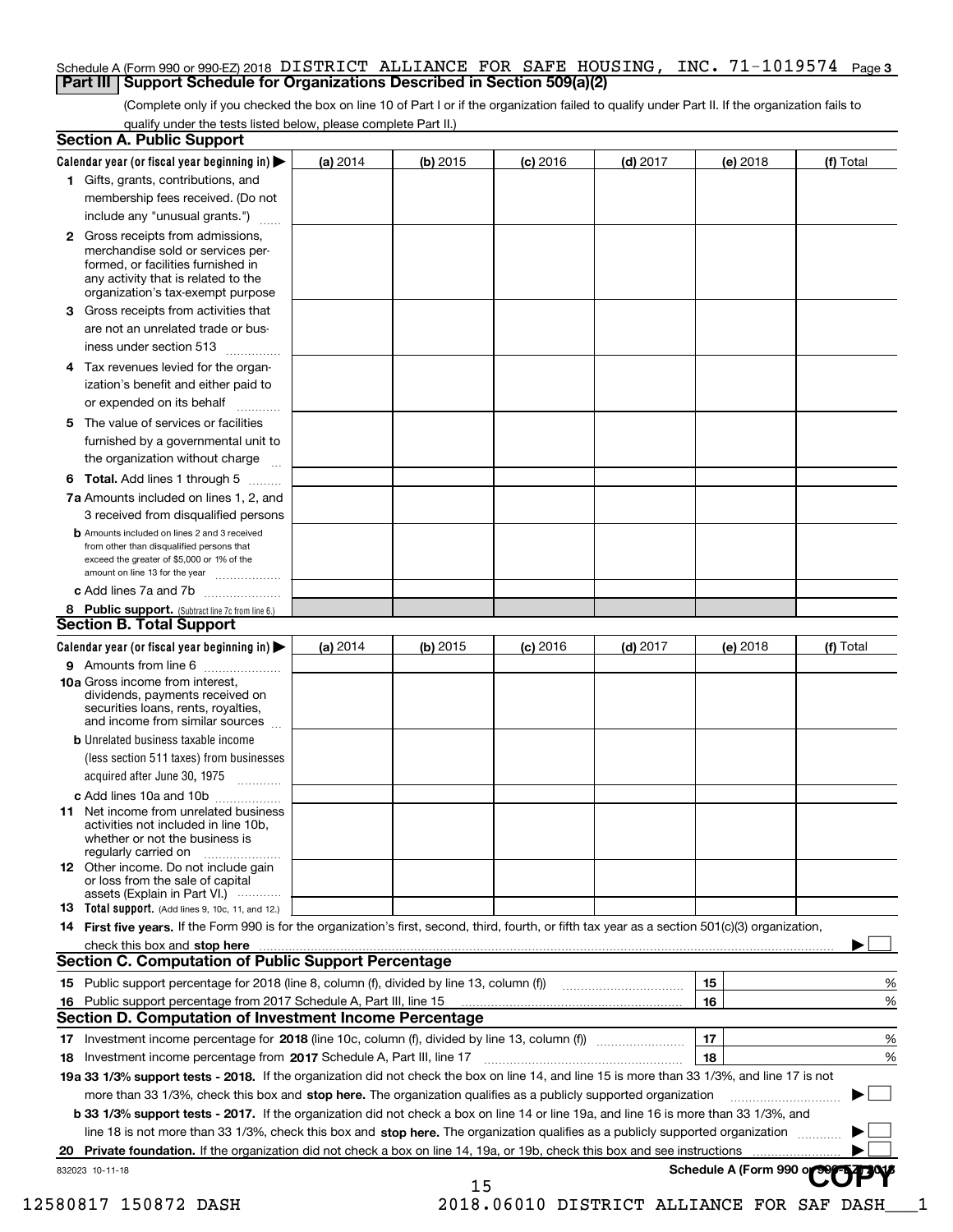Schedule A (Form 990 or 990-EZ) 2018 DISTRICT ALLIANCE FOR SAFE HOUSING, INC. 71-1019574 Page **3**

## Part III Support Schedule for Organizations Described in Section 509(a)(2)

(Complete only if you checked the box on line 10 of Part I or if the organization failed to qualify under Part II. If the organization fails to qualify under the tests listed below, please complete Part II.)

### Section A. Public Support

| Calendar year (or fiscal year beginning in) ▶ | (a) 2014 | (b) 2015 | (c) 2016 | (d) 2017 | (e) 2018 | (f) Total |
|---|---|---|---|---|---|---|
| **1** Gifts, grants, contributions, and membership fees received. (Do not include any "unusual grants.") | | | | | | |
| **2** Gross receipts from admissions, merchandise sold or services performed, or facilities furnished in any activity that is related to the organization's tax-exempt purpose | | | | | | |
| **3** Gross receipts from activities that are not an unrelated trade or business under section 513 | | | | | | |
| **4** Tax revenues levied for the organization's benefit and either paid to or expended on its behalf | | | | | | |
| **5** The value of services or facilities furnished by a governmental unit to the organization without charge | | | | | | |
| **6 Total.** Add lines 1 through 5 | | | | | | |
| **7a** Amounts included on lines 1, 2, and 3 received from disqualified persons | | | | | | |
| **b** Amounts included on lines 2 and 3 received from other than disqualified persons that exceed the greater of $5,000 or 1% of the amount on line 13 for the year | | | | | | |
| **c** Add lines 7a and 7b | | | | | | |
| **8 Public support.** (Subtract line 7c from line 6.) | | | | | | |

### Section B. Total Support

| Calendar year (or fiscal year beginning in) ▶ | (a) 2014 | (b) 2015 | (c) 2016 | (d) 2017 | (e) 2018 | (f) Total |
|---|---|---|---|---|---|---|
| **9** Amounts from line 6 | | | | | | |
| **10a** Gross income from interest, dividends, payments received on securities loans, rents, royalties, and income from similar sources | | | | | | |
| **b** Unrelated business taxable income (less section 511 taxes) from businesses acquired after June 30, 1975 | | | | | | |
| **c** Add lines 10a and 10b | | | | | | |
| **11** Net income from unrelated business activities not included in line 10b, whether or not the business is regularly carried on | | | | | | |
| **12** Other income. Do not include gain or loss from the sale of capital assets (Explain in Part VI.) | | | | | | |
| **13 Total support.** (Add lines 9, 10c, 11, and 12.) | | | | | | |

**14 First five years.** If the Form 990 is for the organization's first, second, third, fourth, or fifth tax year as a section 501(c)(3) organization, check this box and **stop here** ▶ ☐

### Section C. Computation of Public Support Percentage

| | | | |
|---|---|---|---|
| **15** Public support percentage for 2018 (line 8, column (f), divided by line 13, column (f)) | 15 | | % |
| **16** Public support percentage from 2017 Schedule A, Part III, line 15 | 16 | | % |

### Section D. Computation of Investment Income Percentage

| | | | |
|---|---|---|---|
| **17** Investment income percentage for **2018** (line 10c, column (f), divided by line 13, column (f)) | 17 | | % |
| **18** Investment income percentage from **2017** Schedule A, Part III, line 17 | 18 | | % |

**19a 33 1/3% support tests - 2018.** If the organization did not check the box on line 14, and line 15 is more than 33 1/3%, and line 17 is not more than 33 1/3%, check this box and **stop here.** The organization qualifies as a publicly supported organization ▶ ☐

**b 33 1/3% support tests - 2017.** If the organization did not check a box on line 14 or line 19a, and line 16 is more than 33 1/3%, and line 18 is not more than 33 1/3%, check this box and **stop here.** The organization qualifies as a publicly supported organization ▶ ☐

**20 Private foundation.** If the organization did not check a box on line 14, 19a, or 19b, check this box and see instructions ▶ ☐

832023 10-11-18

**Schedule A (Form 990 or 990-EZ) 2018**

COPY

12580817 150872 DASH 2018.06010 DISTRICT ALLIANCE FOR SAF DASH___1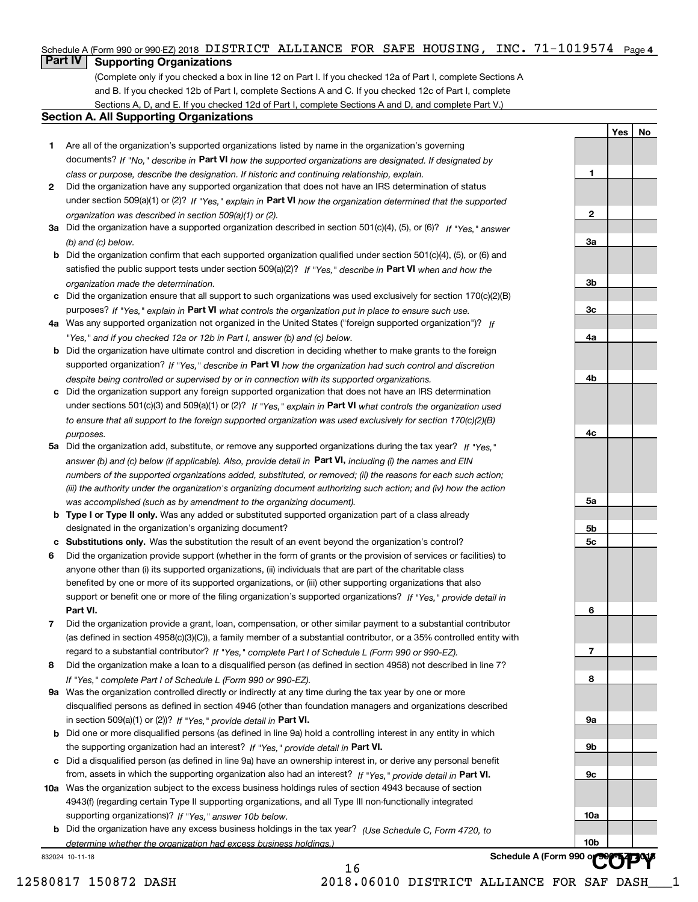Schedule A (Form 990 or 990-EZ) 2018 DISTRICT ALLIANCE FOR SAFE HOUSING, INC. 71-1019574 Page 4

## Part IV Supporting Organizations

(Complete only if you checked a box in line 12 on Part I. If you checked 12a of Part I, complete Sections A and B. If you checked 12b of Part I, complete Sections A and C. If you checked 12c of Part I, complete Sections A, D, and E. If you checked 12d of Part I, complete Sections A and D, and complete Part V.)

### Section A. All Supporting Organizations

| | | | Yes | No |
|---|---|---|---|---|
| **1** | Are all of the organization's supported organizations listed by name in the organization's governing documents? *If "No," describe in* **Part VI** *how the supported organizations are designated. If designated by class or purpose, describe the designation. If historic and continuing relationship, explain.* | 1 | | |
| **2** | Did the organization have any supported organization that does not have an IRS determination of status under section 509(a)(1) or (2)? *If "Yes," explain in* **Part VI** *how the organization determined that the supported organization was described in section 509(a)(1) or (2).* | 2 | | |
| **3a** | Did the organization have a supported organization described in section 501(c)(4), (5), or (6)? *If "Yes," answer (b) and (c) below.* | 3a | | |
| **b** | Did the organization confirm that each supported organization qualified under section 501(c)(4), (5), or (6) and satisfied the public support tests under section 509(a)(2)? *If "Yes," describe in* **Part VI** *when and how the organization made the determination.* | 3b | | |
| **c** | Did the organization ensure that all support to such organizations was used exclusively for section 170(c)(2)(B) purposes? *If "Yes," explain in* **Part VI** *what controls the organization put in place to ensure such use.* | 3c | | |
| **4a** | Was any supported organization not organized in the United States ("foreign supported organization")? *If "Yes," and if you checked 12a or 12b in Part I, answer (b) and (c) below.* | 4a | | |
| **b** | Did the organization have ultimate control and discretion in deciding whether to make grants to the foreign supported organization? *If "Yes," describe in* **Part VI** *how the organization had such control and discretion despite being controlled or supervised by or in connection with its supported organizations.* | 4b | | |
| **c** | Did the organization support any foreign supported organization that does not have an IRS determination under sections 501(c)(3) and 509(a)(1) or (2)? *If "Yes," explain in* **Part VI** *what controls the organization used to ensure that all support to the foreign supported organization was used exclusively for section 170(c)(2)(B) purposes.* | 4c | | |
| **5a** | Did the organization add, substitute, or remove any supported organizations during the tax year? *If "Yes," answer (b) and (c) below (if applicable). Also, provide detail in* **Part VI,** *including (i) the names and EIN numbers of the supported organizations added, substituted, or removed; (ii) the reasons for each such action; (iii) the authority under the organization's organizing document authorizing such action; and (iv) how the action was accomplished (such as by amendment to the organizing document).* | 5a | | |
| **b** | **Type I or Type II only.** Was any added or substituted supported organization part of a class already designated in the organization's organizing document? | 5b | | |
| **c** | **Substitutions only.** Was the substitution the result of an event beyond the organization's control? | 5c | | |
| **6** | Did the organization provide support (whether in the form of grants or the provision of services or facilities) to anyone other than (i) its supported organizations, (ii) individuals that are part of the charitable class benefited by one or more of its supported organizations, or (iii) other supporting organizations that also support or benefit one or more of the filing organization's supported organizations? *If "Yes," provide detail in* **Part VI.** | 6 | | |
| **7** | Did the organization provide a grant, loan, compensation, or other similar payment to a substantial contributor (as defined in section 4958(c)(3)(C)), a family member of a substantial contributor, or a 35% controlled entity with regard to a substantial contributor? *If "Yes," complete Part I of Schedule L (Form 990 or 990-EZ).* | 7 | | |
| **8** | Did the organization make a loan to a disqualified person (as defined in section 4958) not described in line 7? *If "Yes," complete Part I of Schedule L (Form 990 or 990-EZ).* | 8 | | |
| **9a** | Was the organization controlled directly or indirectly at any time during the tax year by one or more disqualified persons as defined in section 4946 (other than foundation managers and organizations described in section 509(a)(1) or (2))? *If "Yes," provide detail in* **Part VI.** | 9a | | |
| **b** | Did one or more disqualified persons (as defined in line 9a) hold a controlling interest in any entity in which the supporting organization had an interest? *If "Yes," provide detail in* **Part VI.** | 9b | | |
| **c** | Did a disqualified person (as defined in line 9a) have an ownership interest in, or derive any personal benefit from, assets in which the supporting organization also had an interest? *If "Yes," provide detail in* **Part VI.** | 9c | | |
| **10a** | Was the organization subject to the excess business holdings rules of section 4943 because of section 4943(f) (regarding certain Type II supporting organizations, and all Type III non-functionally integrated supporting organizations)? *If "Yes," answer 10b below.* | 10a | | |
| **b** | Did the organization have any excess business holdings in the tax year? *(Use Schedule C, Form 4720, to determine whether the organization had excess business holdings.)* | 10b | | |

832024 10-11-18

**Schedule A (Form 990 or 990-EZ) 2018**

COPY

12580817 150872 DASH 2018.06010 DISTRICT ALLIANCE FOR SAF DASH___1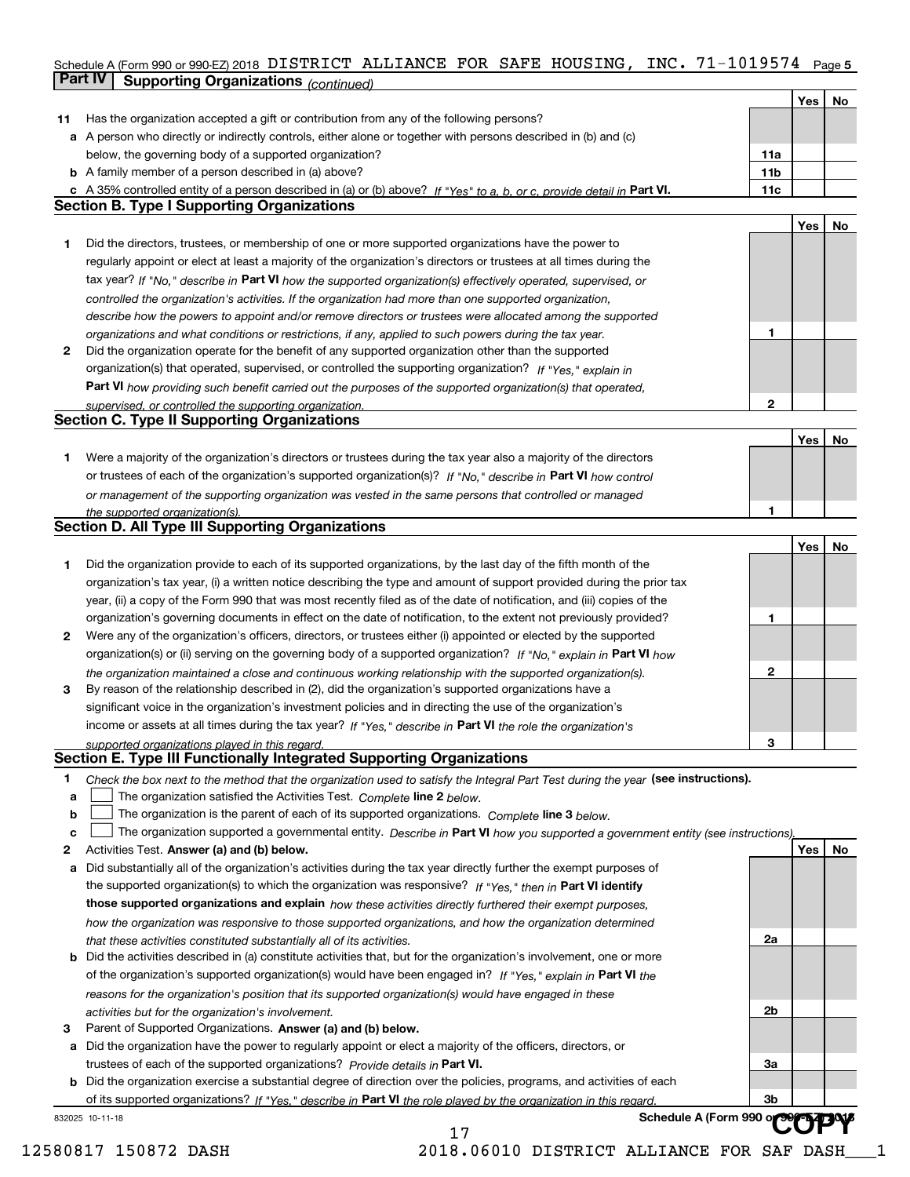Schedule A (Form 990 or 990-EZ) 2018 DISTRICT ALLIANCE FOR SAFE HOUSING, INC. 71-1019574 Page 5

**Part IV Supporting Organizations** *(continued)*

| | | | Yes | No |
|---|---|---|---|---|
| **11** | Has the organization accepted a gift or contribution from any of the following persons? | | | |
| **a** | A person who directly or indirectly controls, either alone or together with persons described in (b) and (c) below, the governing body of a supported organization? | **11a** | | |
| **b** | A family member of a person described in (a) above? | **11b** | | |
| **c** | A 35% controlled entity of a person described in (a) or (b) above? *If "Yes" to a, b, or c, provide detail in* **Part VI.** | **11c** | | |

**Section B. Type I Supporting Organizations**

| | | | Yes | No |
|---|---|---|---|---|
| **1** | Did the directors, trustees, or membership of one or more supported organizations have the power to regularly appoint or elect at least a majority of the organization's directors or trustees at all times during the tax year? *If "No," describe in* **Part VI** *how the supported organization(s) effectively operated, supervised, or controlled the organization's activities. If the organization had more than one supported organization, describe how the powers to appoint and/or remove directors or trustees were allocated among the supported organizations and what conditions or restrictions, if any, applied to such powers during the tax year.* | **1** | | |
| **2** | Did the organization operate for the benefit of any supported organization other than the supported organization(s) that operated, supervised, or controlled the supporting organization? *If "Yes," explain in* **Part VI** *how providing such benefit carried out the purposes of the supported organization(s) that operated, supervised, or controlled the supporting organization.* | **2** | | |

**Section C. Type II Supporting Organizations**

| | | | Yes | No |
|---|---|---|---|---|
| **1** | Were a majority of the organization's directors or trustees during the tax year also a majority of the directors or trustees of each of the organization's supported organization(s)? *If "No," describe in* **Part VI** *how control or management of the supporting organization was vested in the same persons that controlled or managed the supported organization(s).* | **1** | | |

**Section D. All Type III Supporting Organizations**

| | | | Yes | No |
|---|---|---|---|---|
| **1** | Did the organization provide to each of its supported organizations, by the last day of the fifth month of the organization's tax year, (i) a written notice describing the type and amount of support provided during the prior tax year, (ii) a copy of the Form 990 that was most recently filed as of the date of notification, and (iii) copies of the organization's governing documents in effect on the date of notification, to the extent not previously provided? | **1** | | |
| **2** | Were any of the organization's officers, directors, or trustees either (i) appointed or elected by the supported organization(s) or (ii) serving on the governing body of a supported organization? *If "No," explain in* **Part VI** *how the organization maintained a close and continuous working relationship with the supported organization(s).* | **2** | | |
| **3** | By reason of the relationship described in (2), did the organization's supported organizations have a significant voice in the organization's investment policies and in directing the use of the organization's income or assets at all times during the tax year? *If "Yes," describe in* **Part VI** *the role the organization's supported organizations played in this regard.* | **3** | | |

**Section E. Type III Functionally Integrated Supporting Organizations**

**1** *Check the box next to the method that the organization used to satisfy the Integral Part Test during the year* **(see instructions).**

- **a** ☐ The organization satisfied the Activities Test. *Complete* **line 2** *below.*
- **b** ☐ The organization is the parent of each of its supported organizations. *Complete* **line 3** *below.*
- **c** ☐ The organization supported a governmental entity. *Describe in* **Part VI** *how you supported a government entity (see instructions).*

| | | | Yes | No |
|---|---|---|---|---|
| **2** | Activities Test. **Answer (a) and (b) below.** | | | |
| **a** | Did substantially all of the organization's activities during the tax year directly further the exempt purposes of the supported organization(s) to which the organization was responsive? *If "Yes," then in* **Part VI identify those supported organizations and explain** *how these activities directly furthered their exempt purposes, how the organization was responsive to those supported organizations, and how the organization determined that these activities constituted substantially all of its activities.* | **2a** | | |
| **b** | Did the activities described in (a) constitute activities that, but for the organization's involvement, one or more of the organization's supported organization(s) would have been engaged in? *If "Yes," explain in* **Part VI** *the reasons for the organization's position that its supported organization(s) would have engaged in these activities but for the organization's involvement.* | **2b** | | |
| **3** | Parent of Supported Organizations. **Answer (a) and (b) below.** | | | |
| **a** | Did the organization have the power to regularly appoint or elect a majority of the officers, directors, or trustees of each of the supported organizations? *Provide details in* **Part VI.** | **3a** | | |
| **b** | Did the organization exercise a substantial degree of direction over the policies, programs, and activities of each of its supported organizations? *If "Yes," describe in* **Part VI** *the role played by the organization in this regard.* | **3b** | | |

832025 10-11-18 **Schedule A (Form 990 or 990-EZ) 2018**

COPY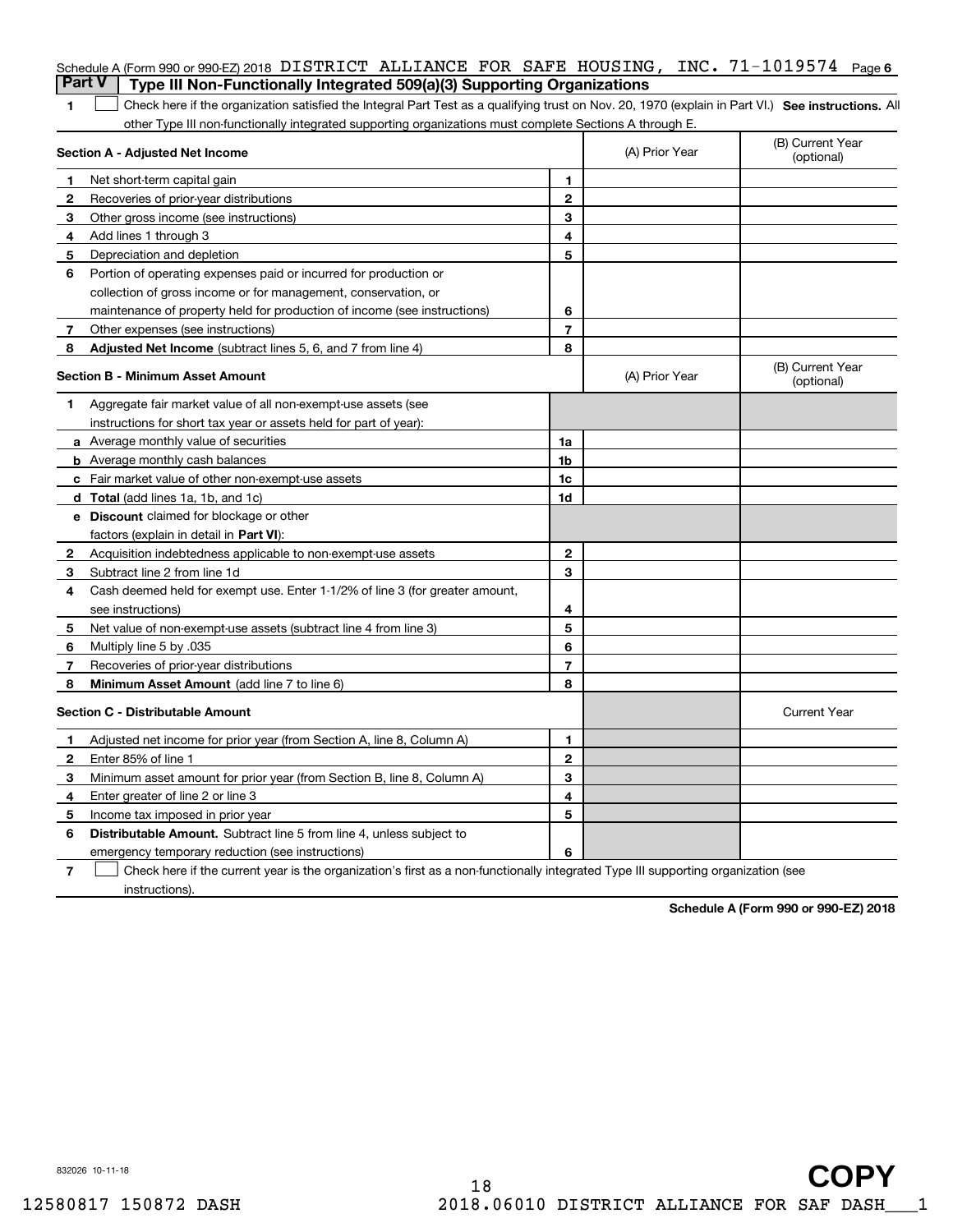Schedule A (Form 990 or 990-EZ) 2018 DISTRICT ALLIANCE FOR SAFE HOUSING, INC. 71-1019574 Page 6

## Part V | Type III Non-Functionally Integrated 509(a)(3) Supporting Organizations

**1** ☐ Check here if the organization satisfied the Integral Part Test as a qualifying trust on Nov. 20, 1970 (explain in Part VI.) **See instructions.** All other Type III non-functionally integrated supporting organizations must complete Sections A through E.

| **Section A - Adjusted Net Income** | | (A) Prior Year | (B) Current Year (optional) |
|---|---|---|---|
| **1** Net short-term capital gain | 1 | | |
| **2** Recoveries of prior-year distributions | 2 | | |
| **3** Other gross income (see instructions) | 3 | | |
| **4** Add lines 1 through 3 | 4 | | |
| **5** Depreciation and depletion | 5 | | |
| **6** Portion of operating expenses paid or incurred for production or collection of gross income or for management, conservation, or maintenance of property held for production of income (see instructions) | 6 | | |
| **7** Other expenses (see instructions) | 7 | | |
| **8** **Adjusted Net Income** (subtract lines 5, 6, and 7 from line 4) | 8 | | |

| **Section B - Minimum Asset Amount** | | (A) Prior Year | (B) Current Year (optional) |
|---|---|---|---|
| **1** Aggregate fair market value of all non-exempt-use assets (see instructions for short tax year or assets held for part of year): | | | |
| **a** Average monthly value of securities | 1a | | |
| **b** Average monthly cash balances | 1b | | |
| **c** Fair market value of other non-exempt-use assets | 1c | | |
| **d** **Total** (add lines 1a, 1b, and 1c) | 1d | | |
| **e** **Discount** claimed for blockage or other factors (explain in detail in **Part VI**): | | | |
| **2** Acquisition indebtedness applicable to non-exempt-use assets | 2 | | |
| **3** Subtract line 2 from line 1d | 3 | | |
| **4** Cash deemed held for exempt use. Enter 1-1/2% of line 3 (for greater amount, see instructions) | 4 | | |
| **5** Net value of non-exempt-use assets (subtract line 4 from line 3) | 5 | | |
| **6** Multiply line 5 by .035 | 6 | | |
| **7** Recoveries of prior-year distributions | 7 | | |
| **8** **Minimum Asset Amount** (add line 7 to line 6) | 8 | | |

| **Section C - Distributable Amount** | | | Current Year |
|---|---|---|---|
| **1** Adjusted net income for prior year (from Section A, line 8, Column A) | 1 | | |
| **2** Enter 85% of line 1 | 2 | | |
| **3** Minimum asset amount for prior year (from Section B, line 8, Column A) | 3 | | |
| **4** Enter greater of line 2 or line 3 | 4 | | |
| **5** Income tax imposed in prior year | 5 | | |
| **6** **Distributable Amount.** Subtract line 5 from line 4, unless subject to emergency temporary reduction (see instructions) | 6 | | |

**7** ☐ Check here if the current year is the organization's first as a non-functionally integrated Type III supporting organization (see instructions).

**Schedule A (Form 990 or 990-EZ) 2018**

832026 10-11-18

COPY

12580817 150872 DASH 2018.06010 DISTRICT ALLIANCE FOR SAF DASH___1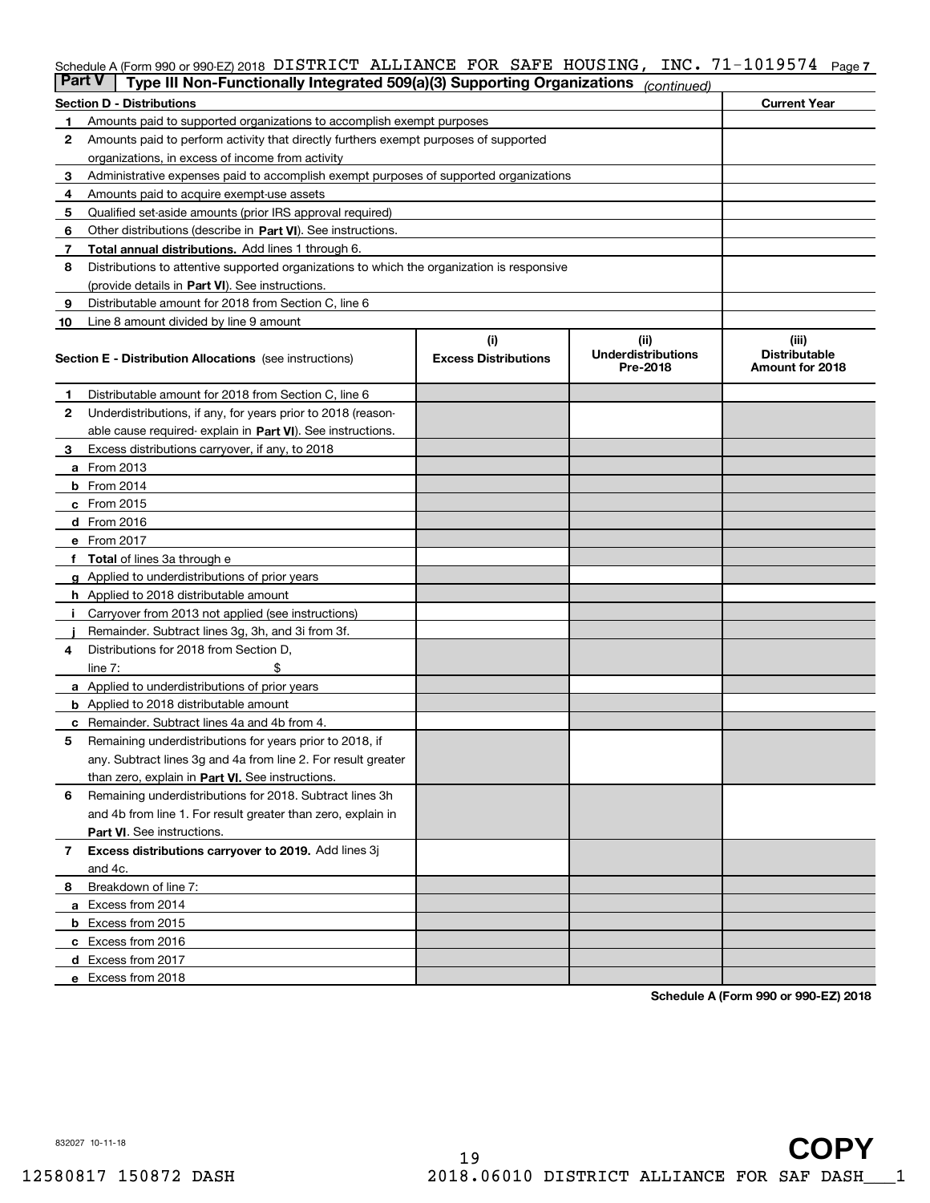Schedule A (Form 990 or 990-EZ) 2018 DISTRICT ALLIANCE FOR SAFE HOUSING, INC. 71-1019574 Page 7

## Part V Type III Non-Functionally Integrated 509(a)(3) Supporting Organizations *(continued)*

| Section D - Distributions | | Current Year |
|---|---|---|
| 1 | Amounts paid to supported organizations to accomplish exempt purposes | |
| 2 | Amounts paid to perform activity that directly furthers exempt purposes of supported organizations, in excess of income from activity | |
| 3 | Administrative expenses paid to accomplish exempt purposes of supported organizations | |
| 4 | Amounts paid to acquire exempt-use assets | |
| 5 | Qualified set-aside amounts (prior IRS approval required) | |
| 6 | Other distributions (describe in **Part VI**). See instructions. | |
| 7 | **Total annual distributions.** Add lines 1 through 6. | |
| 8 | Distributions to attentive supported organizations to which the organization is responsive (provide details in **Part VI**). See instructions. | |
| 9 | Distributable amount for 2018 from Section C, line 6 | |
| 10 | Line 8 amount divided by line 9 amount | |

| **Section E - Distribution Allocations** (see instructions) | (i) Excess Distributions | (ii) Underdistributions Pre-2018 | (iii) Distributable Amount for 2018 |
|---|---|---|---|
| 1 Distributable amount for 2018 from Section C, line 6 | | | |
| 2 Underdistributions, if any, for years prior to 2018 (reasonable cause required- explain in **Part VI**). See instructions. | | | |
| 3 Excess distributions carryover, if any, to 2018 | | | |
| a From 2013 | | | |
| b From 2014 | | | |
| c From 2015 | | | |
| d From 2016 | | | |
| e From 2017 | | | |
| f **Total** of lines 3a through e | | | |
| g Applied to underdistributions of prior years | | | |
| h Applied to 2018 distributable amount | | | |
| i Carryover from 2013 not applied (see instructions) | | | |
| j Remainder. Subtract lines 3g, 3h, and 3i from 3f. | | | |
| 4 Distributions for 2018 from Section D, line 7: $ | | | |
| a Applied to underdistributions of prior years | | | |
| b Applied to 2018 distributable amount | | | |
| c Remainder. Subtract lines 4a and 4b from 4. | | | |
| 5 Remaining underdistributions for years prior to 2018, if any. Subtract lines 3g and 4a from line 2. For result greater than zero, explain in **Part VI.** See instructions. | | | |
| 6 Remaining underdistributions for 2018. Subtract lines 3h and 4b from line 1. For result greater than zero, explain in **Part VI**. See instructions. | | | |
| 7 **Excess distributions carryover to 2019.** Add lines 3j and 4c. | | | |
| 8 Breakdown of line 7: | | | |
| a Excess from 2014 | | | |
| b Excess from 2015 | | | |
| c Excess from 2016 | | | |
| d Excess from 2017 | | | |
| e Excess from 2018 | | | |

**Schedule A (Form 990 or 990-EZ) 2018**

832027 10-11-18

COPY

12580817 150872 DASH 2018.06010 DISTRICT ALLIANCE FOR SAF DASH___1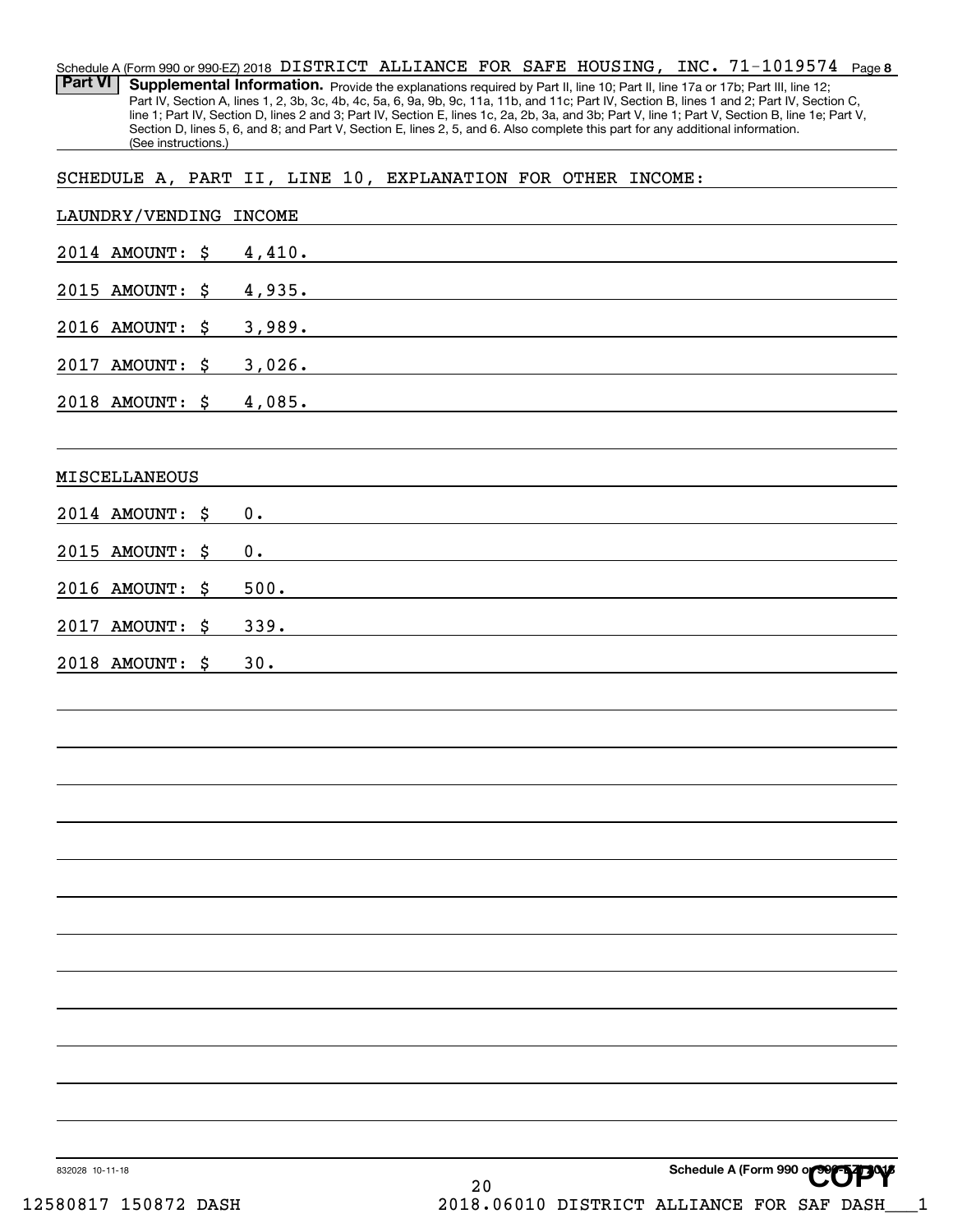Schedule A (Form 990 or 990-EZ) 2018 DISTRICT ALLIANCE FOR SAFE HOUSING, INC. 71-1019574 Page 8

**Part VI** **Supplemental Information.** Provide the explanations required by Part II, line 10; Part II, line 17a or 17b; Part III, line 12; Part IV, Section A, lines 1, 2, 3b, 3c, 4b, 4c, 5a, 6, 9a, 9b, 9c, 11a, 11b, and 11c; Part IV, Section B, lines 1 and 2; Part IV, Section C, line 1; Part IV, Section D, lines 2 and 3; Part IV, Section E, lines 1c, 2a, 2b, 3a, and 3b; Part V, line 1; Part V, Section B, line 1e; Part V, Section D, lines 5, 6, and 8; and Part V, Section E, lines 2, 5, and 6. Also complete this part for any additional information. (See instructions.)

SCHEDULE A, PART II, LINE 10, EXPLANATION FOR OTHER INCOME:

LAUNDRY/VENDING INCOME

2014 AMOUNT: $ 4,410.

2015 AMOUNT: $ 4,935.

2016 AMOUNT: $ 3,989.

2017 AMOUNT: $ 3,026.

2018 AMOUNT: $ 4,085.

MISCELLANEOUS

2014 AMOUNT: $ 0.

2015 AMOUNT: $ 0.

2016 AMOUNT: $ 500.

2017 AMOUNT: $ 339.

2018 AMOUNT: $ 30.

832028 10-11-18

Schedule A (Form 990 or 990-EZ) 2018

COPY

12580817 150872 DASH 2018.06010 DISTRICT ALLIANCE FOR SAF DASH___1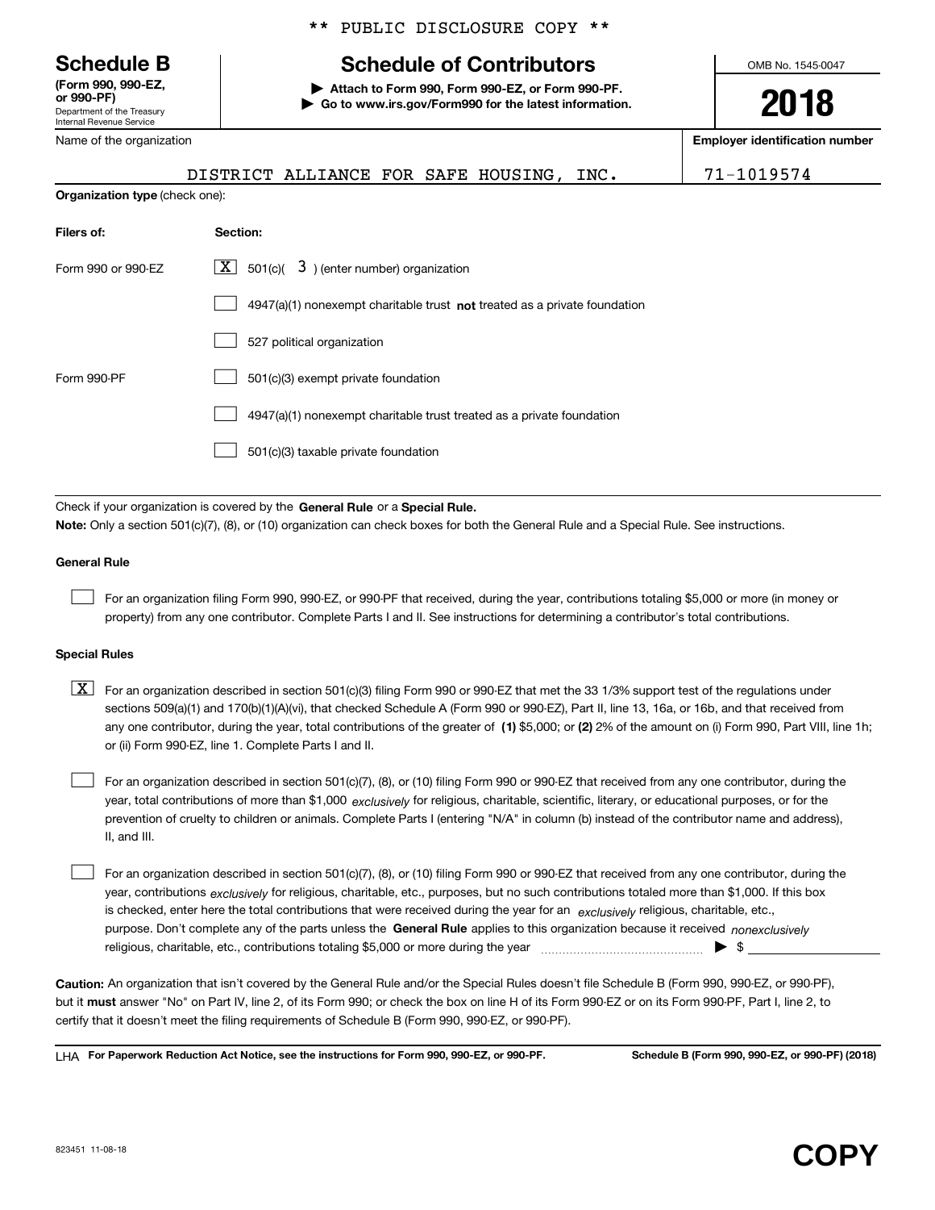** PUBLIC DISCLOSURE COPY **

# Schedule B

**(Form 990, 990-EZ, or 990-PF)**
Department of the Treasury
Internal Revenue Service

## Schedule of Contributors

▶ **Attach to Form 990, Form 990-EZ, or Form 990-PF.**
▶ **Go to www.irs.gov/Form990 for the latest information.**

OMB No. 1545-0047

**2018**

| Name of the organization | Employer identification number |
|---|---|
| DISTRICT ALLIANCE FOR SAFE HOUSING, INC. | 71-1019574 |

**Organization type** (check one):

| Filers of: | Section: |
|---|---|
| Form 990 or 990-EZ | [X] 501(c)( 3 ) (enter number) organization |
| | [ ] 4947(a)(1) nonexempt charitable trust **not** treated as a private foundation |
| | [ ] 527 political organization |
| Form 990-PF | [ ] 501(c)(3) exempt private foundation |
| | [ ] 4947(a)(1) nonexempt charitable trust treated as a private foundation |
| | [ ] 501(c)(3) taxable private foundation |

Check if your organization is covered by the **General Rule** or a **Special Rule.**

**Note:** Only a section 501(c)(7), (8), or (10) organization can check boxes for both the General Rule and a Special Rule. See instructions.

**General Rule**

[ ] For an organization filing Form 990, 990-EZ, or 990-PF that received, during the year, contributions totaling $5,000 or more (in money or property) from any one contributor. Complete Parts I and II. See instructions for determining a contributor's total contributions.

**Special Rules**

[X] For an organization described in section 501(c)(3) filing Form 990 or 990-EZ that met the 33 1/3% support test of the regulations under sections 509(a)(1) and 170(b)(1)(A)(vi), that checked Schedule A (Form 990 or 990-EZ), Part II, line 13, 16a, or 16b, and that received from any one contributor, during the year, total contributions of the greater of **(1)** $5,000; or **(2)** 2% of the amount on (i) Form 990, Part VIII, line 1h; or (ii) Form 990-EZ, line 1. Complete Parts I and II.

[ ] For an organization described in section 501(c)(7), (8), or (10) filing Form 990 or 990-EZ that received from any one contributor, during the year, total contributions of more than $1,000 *exclusively* for religious, charitable, scientific, literary, or educational purposes, or for the prevention of cruelty to children or animals. Complete Parts I (entering "N/A" in column (b) instead of the contributor name and address), II, and III.

[ ] For an organization described in section 501(c)(7), (8), or (10) filing Form 990 or 990-EZ that received from any one contributor, during the year, contributions *exclusively* for religious, charitable, etc., purposes, but no such contributions totaled more than $1,000. If this box is checked, enter here the total contributions that were received during the year for an *exclusively* religious, charitable, etc., purpose. Don't complete any of the parts unless the **General Rule** applies to this organization because it received *nonexclusively* religious, charitable, etc., contributions totaling $5,000 or more during the year ▶ $ ____________

**Caution:** An organization that isn't covered by the General Rule and/or the Special Rules doesn't file Schedule B (Form 990, 990-EZ, or 990-PF), but it **must** answer "No" on Part IV, line 2, of its Form 990; or check the box on line H of its Form 990-EZ or on its Form 990-PF, Part I, line 2, to certify that it doesn't meet the filing requirements of Schedule B (Form 990, 990-EZ, or 990-PF).

LHA **For Paperwork Reduction Act Notice, see the instructions for Form 990, 990-EZ, or 990-PF.** **Schedule B (Form 990, 990-EZ, or 990-PF) (2018)**

823451 11-08-18

**COPY**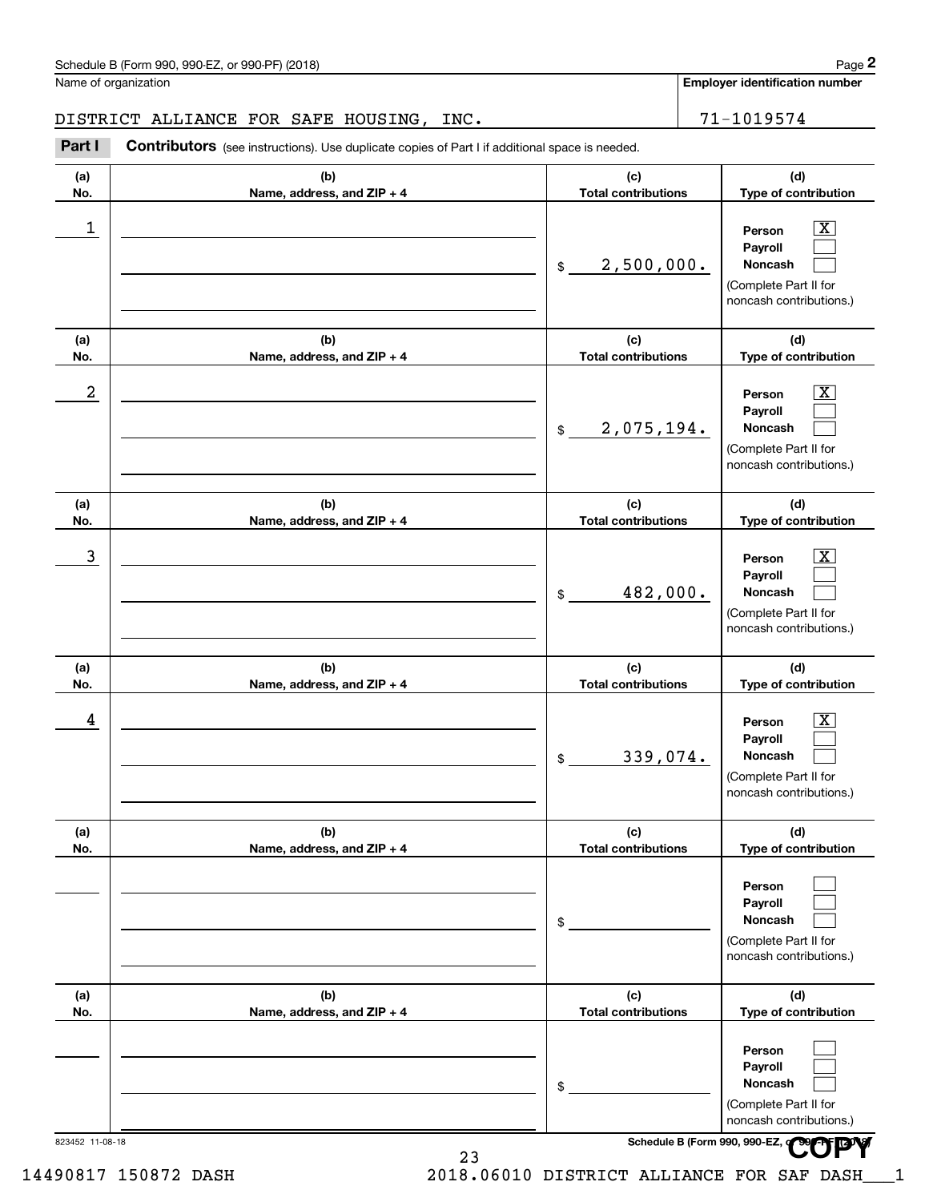Schedule B (Form 990, 990-EZ, or 990-PF) (2018)

Name of organization: DISTRICT ALLIANCE FOR SAFE HOUSING, INC.

Employer identification number: 71-1019574

**Part I** **Contributors** (see instructions). Use duplicate copies of Part I if additional space is needed.

| (a) No. | (b) Name, address, and ZIP + 4 | (c) Total contributions | (d) Type of contribution |
|---|---|---|---|
| 1 | | $ 2,500,000. | Person [X] Payroll [ ] Noncash [ ] (Complete Part II for noncash contributions.) |
| 2 | | $ 2,075,194. | Person [X] Payroll [ ] Noncash [ ] (Complete Part II for noncash contributions.) |
| 3 | | $ 482,000. | Person [X] Payroll [ ] Noncash [ ] (Complete Part II for noncash contributions.) |
| 4 | | $ 339,074. | Person [X] Payroll [ ] Noncash [ ] (Complete Part II for noncash contributions.) |
| | | $ | Person [ ] Payroll [ ] Noncash [ ] (Complete Part II for noncash contributions.) |
| | | $ | Person [ ] Payroll [ ] Noncash [ ] (Complete Part II for noncash contributions.) |

823452 11-08-18 Schedule B (Form 990, 990-EZ, or 990-PF) (2018)

COPY

14490817 150872 DASH 2018.06010 DISTRICT ALLIANCE FOR SAF DASH___1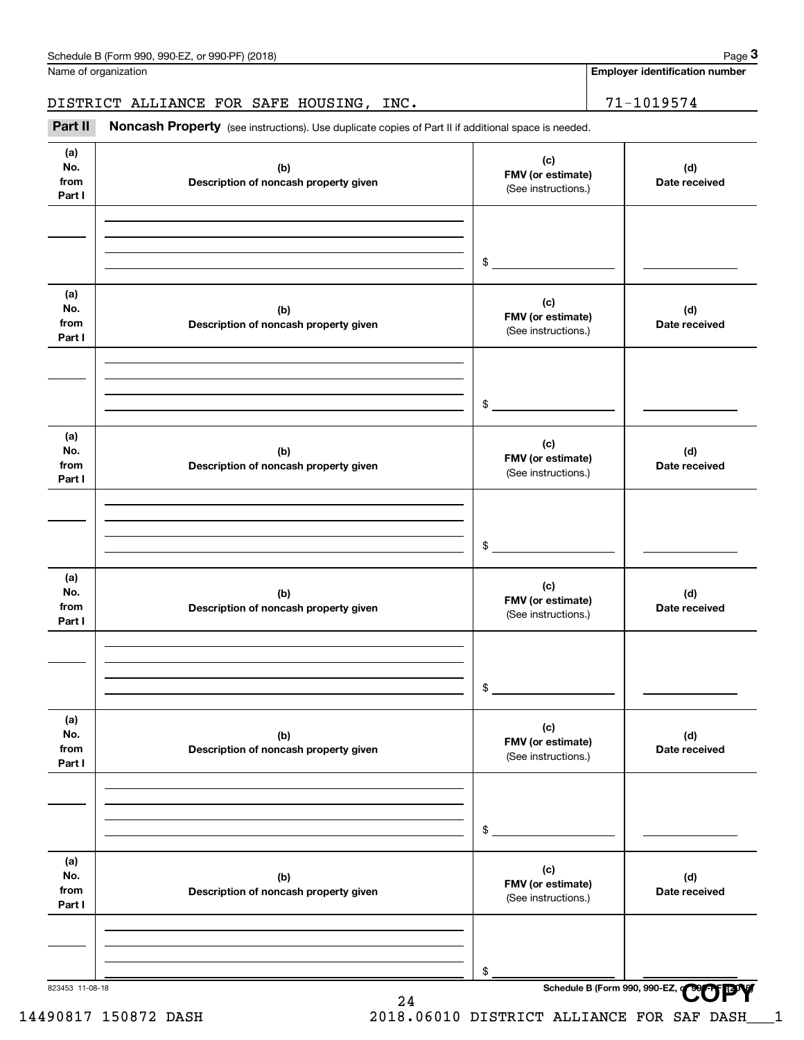Schedule B (Form 990, 990-EZ, or 990-PF) (2018)

Name of organization: DISTRICT ALLIANCE FOR SAFE HOUSING, INC.

Employer identification number: 71-1019574

## Part II Noncash Property

(see instructions). Use duplicate copies of Part II if additional space is needed.

| (a) No. from Part I | (b) Description of noncash property given | (c) FMV (or estimate) (See instructions.) | (d) Date received |
|---|---|---|---|
| | | $ | |

| (a) No. from Part I | (b) Description of noncash property given | (c) FMV (or estimate) (See instructions.) | (d) Date received |
|---|---|---|---|
| | | $ | |

| (a) No. from Part I | (b) Description of noncash property given | (c) FMV (or estimate) (See instructions.) | (d) Date received |
|---|---|---|---|
| | | $ | |

| (a) No. from Part I | (b) Description of noncash property given | (c) FMV (or estimate) (See instructions.) | (d) Date received |
|---|---|---|---|
| | | $ | |

| (a) No. from Part I | (b) Description of noncash property given | (c) FMV (or estimate) (See instructions.) | (d) Date received |
|---|---|---|---|
| | | $ | |

| (a) No. from Part I | (b) Description of noncash property given | (c) FMV (or estimate) (See instructions.) | (d) Date received |
|---|---|---|---|
| | | $ | |

823453 11-08-18

Schedule B (Form 990, 990-EZ, or 990-PF) (2018)

COPY

14490817 150872 DASH 2018.06010 DISTRICT ALLIANCE FOR SAF DASH___1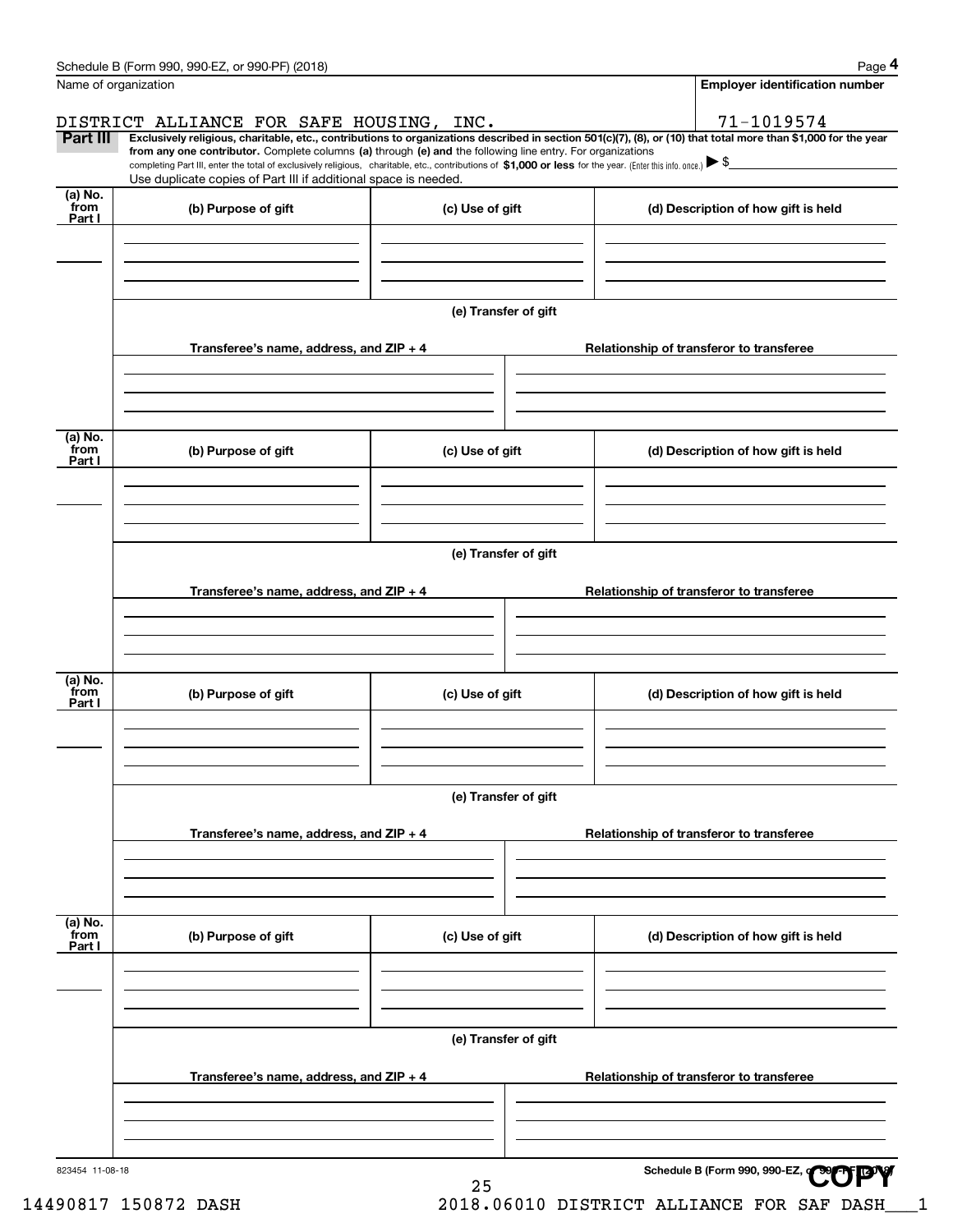Schedule B (Form 990, 990-EZ, or 990-PF) (2018)

Name of organization: DISTRICT ALLIANCE FOR SAFE HOUSING, INC.

Employer identification number: 71-1019574

**Part III** **Exclusively religious, charitable, etc., contributions to organizations described in section 501(c)(7), (8), or (10) that total more than $1,000 for the year from any one contributor.** Complete columns **(a)** through **(e) and** the following line entry. For organizations completing Part III, enter the total of exclusively religious, charitable, etc., contributions of **$1,000 or less** for the year. (Enter this info. once.) ▶ $

Use duplicate copies of Part III if additional space is needed.

| (a) No. from Part I | (b) Purpose of gift | (c) Use of gift | (d) Description of how gift is held |
|---|---|---|---|
| | | | |

(e) Transfer of gift

| Transferee's name, address, and ZIP + 4 | Relationship of transferor to transferee |
|---|---|
| | |

| (a) No. from Part I | (b) Purpose of gift | (c) Use of gift | (d) Description of how gift is held |
|---|---|---|---|
| | | | |

(e) Transfer of gift

| Transferee's name, address, and ZIP + 4 | Relationship of transferor to transferee |
|---|---|
| | |

| (a) No. from Part I | (b) Purpose of gift | (c) Use of gift | (d) Description of how gift is held |
|---|---|---|---|
| | | | |

(e) Transfer of gift

| Transferee's name, address, and ZIP + 4 | Relationship of transferor to transferee |
|---|---|
| | |

| (a) No. from Part I | (b) Purpose of gift | (c) Use of gift | (d) Description of how gift is held |
|---|---|---|---|
| | | | |

(e) Transfer of gift

| Transferee's name, address, and ZIP + 4 | Relationship of transferor to transferee |
|---|---|
| | |

823454 11-08-18

Schedule B (Form 990, 990-EZ, or 990-PF) (2018)

COPY

14490817 150872 DASH 2018.06010 DISTRICT ALLIANCE FOR SAF DASH___1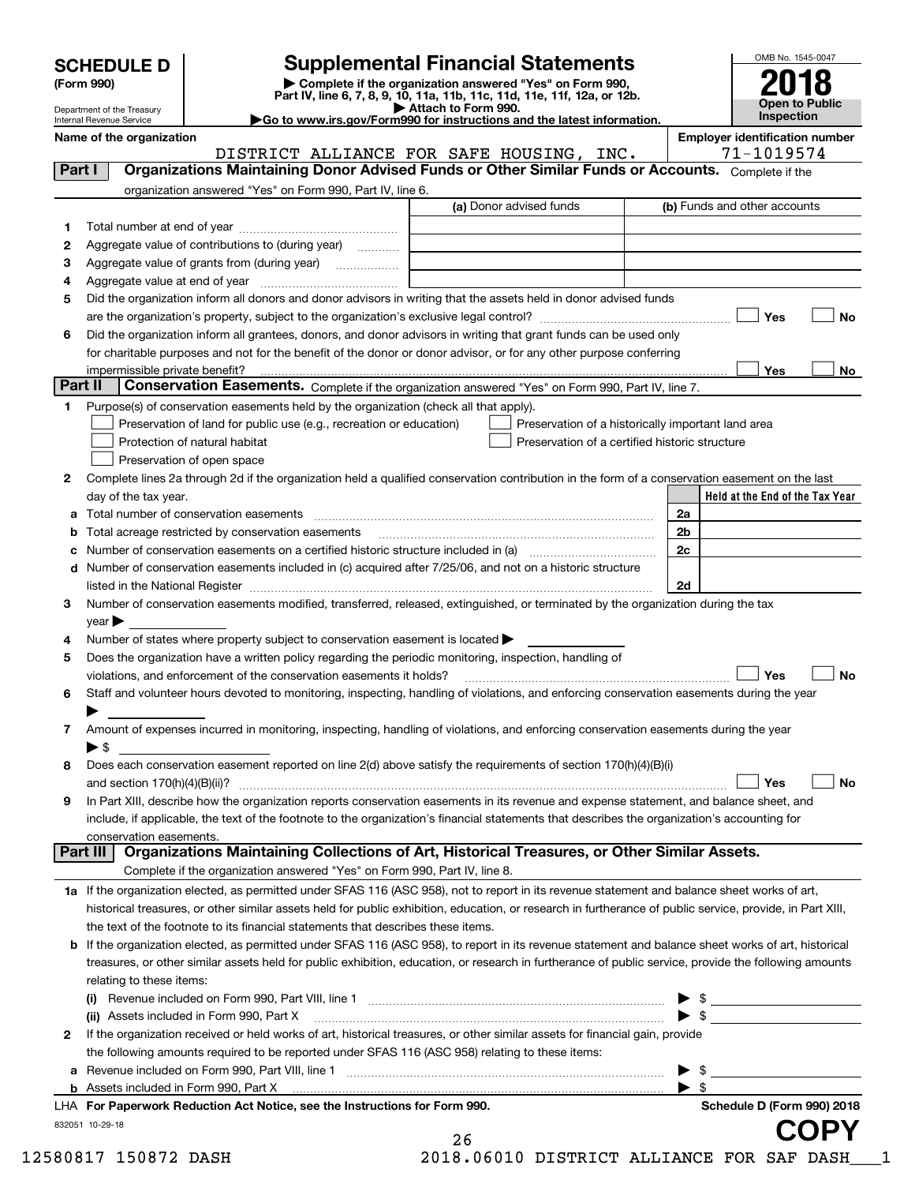# SCHEDULE D (Form 990)

Department of the Treasury
Internal Revenue Service

## Supplemental Financial Statements

▶ Complete if the organization answered "Yes" on Form 990, Part IV, line 6, 7, 8, 9, 10, 11a, 11b, 11c, 11d, 11e, 11f, 12a, or 12b.
▶ Attach to Form 990.
▶Go to www.irs.gov/Form990 for instructions and the latest information.

OMB No. 1545-0047

**2018**

**Open to Public Inspection**

**Name of the organization**: DISTRICT ALLIANCE FOR SAFE HOUSING, INC.

**Employer identification number**: 71-1019574

### Part I — Organizations Maintaining Donor Advised Funds or Other Similar Funds or Accounts.
Complete if the organization answered "Yes" on Form 990, Part IV, line 6.

| | | (a) Donor advised funds | (b) Funds and other accounts |
|---|---|---|---|
| 1 | Total number at end of year | | |
| 2 | Aggregate value of contributions to (during year) | | |
| 3 | Aggregate value of grants from (during year) | | |
| 4 | Aggregate value at end of year | | |

5 Did the organization inform all donors and donor advisors in writing that the assets held in donor advised funds are the organization's property, subject to the organization's exclusive legal control? ☐ Yes ☐ No

6 Did the organization inform all grantees, donors, and donor advisors in writing that grant funds can be used only for charitable purposes and not for the benefit of the donor or donor advisor, or for any other purpose conferring impermissible private benefit? ☐ Yes ☐ No

### Part II — Conservation Easements.
Complete if the organization answered "Yes" on Form 990, Part IV, line 7.

1 Purpose(s) of conservation easements held by the organization (check all that apply).
- ☐ Preservation of land for public use (e.g., recreation or education)
- ☐ Preservation of a historically important land area
- ☐ Protection of natural habitat
- ☐ Preservation of a certified historic structure
- ☐ Preservation of open space

2 Complete lines 2a through 2d if the organization held a qualified conservation contribution in the form of a conservation easement on the last day of the tax year.

| | | | Held at the End of the Tax Year |
|---|---|---|---|
| a | Total number of conservation easements | 2a | |
| b | Total acreage restricted by conservation easements | 2b | |
| c | Number of conservation easements on a certified historic structure included in (a) | 2c | |
| d | Number of conservation easements included in (c) acquired after 7/25/06, and not on a historic structure listed in the National Register | 2d | |

3 Number of conservation easements modified, transferred, released, extinguished, or terminated by the organization during the tax year ▶

4 Number of states where property subject to conservation easement is located ▶

5 Does the organization have a written policy regarding the periodic monitoring, inspection, handling of violations, and enforcement of the conservation easements it holds? ☐ Yes ☐ No

6 Staff and volunteer hours devoted to monitoring, inspecting, handling of violations, and enforcing conservation easements during the year ▶

7 Amount of expenses incurred in monitoring, inspecting, handling of violations, and enforcing conservation easements during the year ▶ $

8 Does each conservation easement reported on line 2(d) above satisfy the requirements of section 170(h)(4)(B)(i) and section 170(h)(4)(B)(ii)? ☐ Yes ☐ No

9 In Part XIII, describe how the organization reports conservation easements in its revenue and expense statement, and balance sheet, and include, if applicable, the text of the footnote to the organization's financial statements that describes the organization's accounting for conservation easements.

### Part III — Organizations Maintaining Collections of Art, Historical Treasures, or Other Similar Assets.
Complete if the organization answered "Yes" on Form 990, Part IV, line 8.

1a If the organization elected, as permitted under SFAS 116 (ASC 958), not to report in its revenue statement and balance sheet works of art, historical treasures, or other similar assets held for public exhibition, education, or research in furtherance of public service, provide, in Part XIII, the text of the footnote to its financial statements that describes these items.

b If the organization elected, as permitted under SFAS 116 (ASC 958), to report in its revenue statement and balance sheet works of art, historical treasures, or other similar assets held for public exhibition, education, or research in furtherance of public service, provide the following amounts relating to these items:

(i) Revenue included on Form 990, Part VIII, line 1 ▶ $

(ii) Assets included in Form 990, Part X ▶ $

2 If the organization received or held works of art, historical treasures, or other similar assets for financial gain, provide the following amounts required to be reported under SFAS 116 (ASC 958) relating to these items:

a Revenue included on Form 990, Part VIII, line 1 ▶ $

b Assets included in Form 990, Part X ▶ $

LHA For Paperwork Reduction Act Notice, see the Instructions for Form 990. — Schedule D (Form 990) 2018

832051 10-29-18

COPY

12580817 150872 DASH 2018.06010 DISTRICT ALLIANCE FOR SAF DASH___1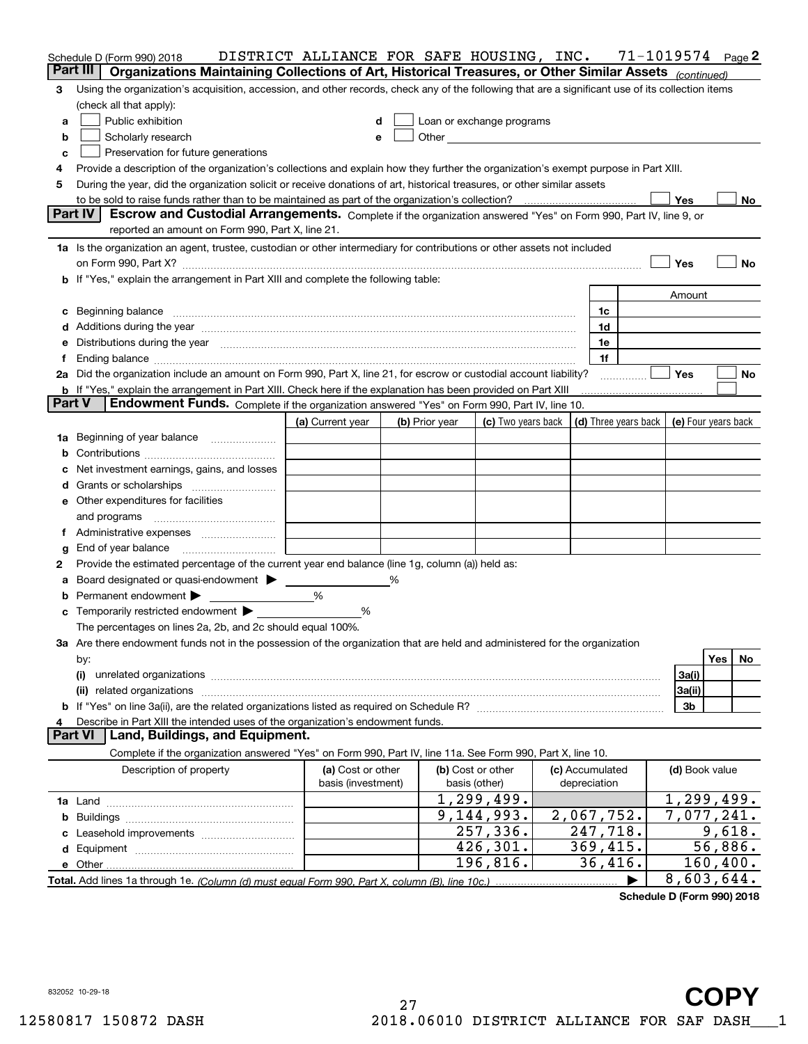Schedule D (Form 990) 2018 DISTRICT ALLIANCE FOR SAFE HOUSING, INC. 71-1019574 Page 2

## Part III Organizations Maintaining Collections of Art, Historical Treasures, or Other Similar Assets *(continued)*

3 Using the organization's acquisition, accession, and other records, check any of the following that are a significant use of its collection items (check all that apply):

a ☐ Public exhibition

b ☐ Scholarly research

c ☐ Preservation for future generations

d ☐ Loan or exchange programs

e ☐ Other

4 Provide a description of the organization's collections and explain how they further the organization's exempt purpose in Part XIII.

5 During the year, did the organization solicit or receive donations of art, historical treasures, or other similar assets to be sold to raise funds rather than to be maintained as part of the organization's collection? ☐ Yes ☐ No

## Part IV Escrow and Custodial Arrangements.

Complete if the organization answered "Yes" on Form 990, Part IV, line 9, or reported an amount on Form 990, Part X, line 21.

1a Is the organization an agent, trustee, custodian or other intermediary for contributions or other assets not included on Form 990, Part X? ☐ Yes ☐ No

b If "Yes," explain the arrangement in Part XIII and complete the following table:

| | | Amount |
|---|---|---|
| c Beginning balance | 1c | |
| d Additions during the year | 1d | |
| e Distributions during the year | 1e | |
| f Ending balance | 1f | |

2a Did the organization include an amount on Form 990, Part X, line 21, for escrow or custodial account liability? ☐ Yes ☐ No

b If "Yes," explain the arrangement in Part XIII. Check here if the explanation has been provided on Part XIII ☐

## Part V Endowment Funds.

Complete if the organization answered "Yes" on Form 990, Part IV, line 10.

| | (a) Current year | (b) Prior year | (c) Two years back | (d) Three years back | (e) Four years back |
|---|---|---|---|---|---|
| 1a Beginning of year balance | | | | | |
| b Contributions | | | | | |
| c Net investment earnings, gains, and losses | | | | | |
| d Grants or scholarships | | | | | |
| e Other expenditures for facilities and programs | | | | | |
| f Administrative expenses | | | | | |
| g End of year balance | | | | | |

2 Provide the estimated percentage of the current year end balance (line 1g, column (a)) held as:

a Board designated or quasi-endowment ▶ ______ %

b Permanent endowment ▶ ______ %

c Temporarily restricted endowment ▶ ______ %

The percentages on lines 2a, 2b, and 2c should equal 100%.

3a Are there endowment funds not in the possession of the organization that are held and administered for the organization by:

| | | Yes | No |
|---|---|---|---|
| (i) unrelated organizations | 3a(i) | | |
| (ii) related organizations | 3a(ii) | | |
| b If "Yes" on line 3a(ii), are the related organizations listed as required on Schedule R? | 3b | | |

4 Describe in Part XIII the intended uses of the organization's endowment funds.

## Part VI Land, Buildings, and Equipment.

Complete if the organization answered "Yes" on Form 990, Part IV, line 11a. See Form 990, Part X, line 10.

| Description of property | (a) Cost or other basis (investment) | (b) Cost or other basis (other) | (c) Accumulated depreciation | (d) Book value |
|---|---|---|---|---|
| 1a Land | | 1,299,499. | | 1,299,499. |
| b Buildings | | 9,144,993. | 2,067,752. | 7,077,241. |
| c Leasehold improvements | | 257,336. | 247,718. | 9,618. |
| d Equipment | | 426,301. | 369,415. | 56,886. |
| e Other | | 196,816. | 36,416. | 160,400. |
| **Total.** Add lines 1a through 1e. *(Column (d) must equal Form 990, Part X, column (B), line 10c.)* ▶ | | | | 8,603,644. |

**Schedule D (Form 990) 2018**

832052 10-29-18

COPY

12580817 150872 DASH 2018.06010 DISTRICT ALLIANCE FOR SAF DASH___1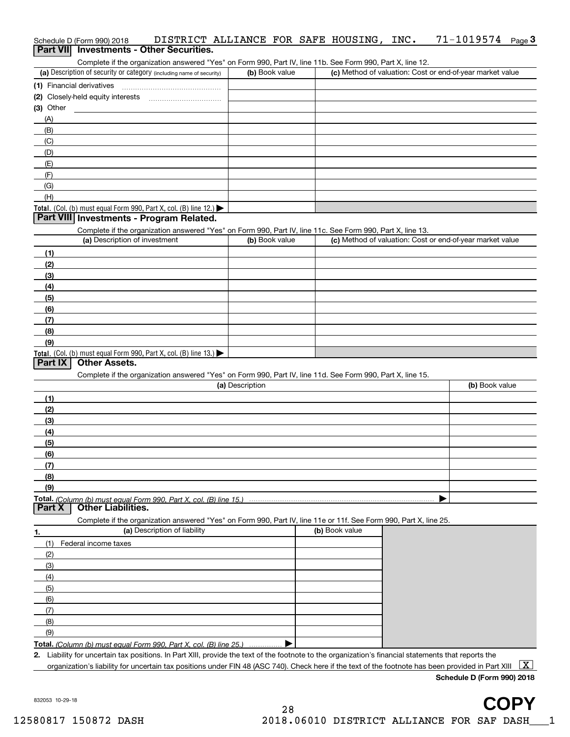Schedule D (Form 990) 2018 DISTRICT ALLIANCE FOR SAFE HOUSING, INC. 71-1019574 Page 3

## Part VII Investments - Other Securities.

Complete if the organization answered "Yes" on Form 990, Part IV, line 11b. See Form 990, Part X, line 12.

| (a) Description of security or category (including name of security) | (b) Book value | (c) Method of valuation: Cost or end-of-year market value |
|---|---|---|
| (1) Financial derivatives | | |
| (2) Closely-held equity interests | | |
| (3) Other | | |
| (A) | | |
| (B) | | |
| (C) | | |
| (D) | | |
| (E) | | |
| (F) | | |
| (G) | | |
| (H) | | |
| **Total.** (Col. (b) must equal Form 990, Part X, col. (B) line 12.) ▶ | | |

## Part VIII Investments - Program Related.

Complete if the organization answered "Yes" on Form 990, Part IV, line 11c. See Form 990, Part X, line 13.

| (a) Description of investment | (b) Book value | (c) Method of valuation: Cost or end-of-year market value |
|---|---|---|
| (1) | | |
| (2) | | |
| (3) | | |
| (4) | | |
| (5) | | |
| (6) | | |
| (7) | | |
| (8) | | |
| (9) | | |
| **Total.** (Col. (b) must equal Form 990, Part X, col. (B) line 13.) ▶ | | |

## Part IX Other Assets.

Complete if the organization answered "Yes" on Form 990, Part IV, line 11d. See Form 990, Part X, line 15.

| (a) Description | (b) Book value |
|---|---|
| (1) | |
| (2) | |
| (3) | |
| (4) | |
| (5) | |
| (6) | |
| (7) | |
| (8) | |
| (9) | |
| **Total.** *(Column (b) must equal Form 990, Part X, col. (B) line 15.)* ▶ | |

## Part X Other Liabilities.

Complete if the organization answered "Yes" on Form 990, Part IV, line 11e or 11f. See Form 990, Part X, line 25.

| 1. (a) Description of liability | (b) Book value |
|---|---|
| (1) Federal income taxes | |
| (2) | |
| (3) | |
| (4) | |
| (5) | |
| (6) | |
| (7) | |
| (8) | |
| (9) | |
| **Total.** *(Column (b) must equal Form 990, Part X, col. (B) line 25.)* ▶ | |

**2.** Liability for uncertain tax positions. In Part XIII, provide the text of the footnote to the organization's financial statements that reports the organization's liability for uncertain tax positions under FIN 48 (ASC 740). Check here if the text of the footnote has been provided in Part XIII [X]

**Schedule D (Form 990) 2018**

832053 10-29-18

COPY

12580817 150872 DASH 2018.06010 DISTRICT ALLIANCE FOR SAF DASH___1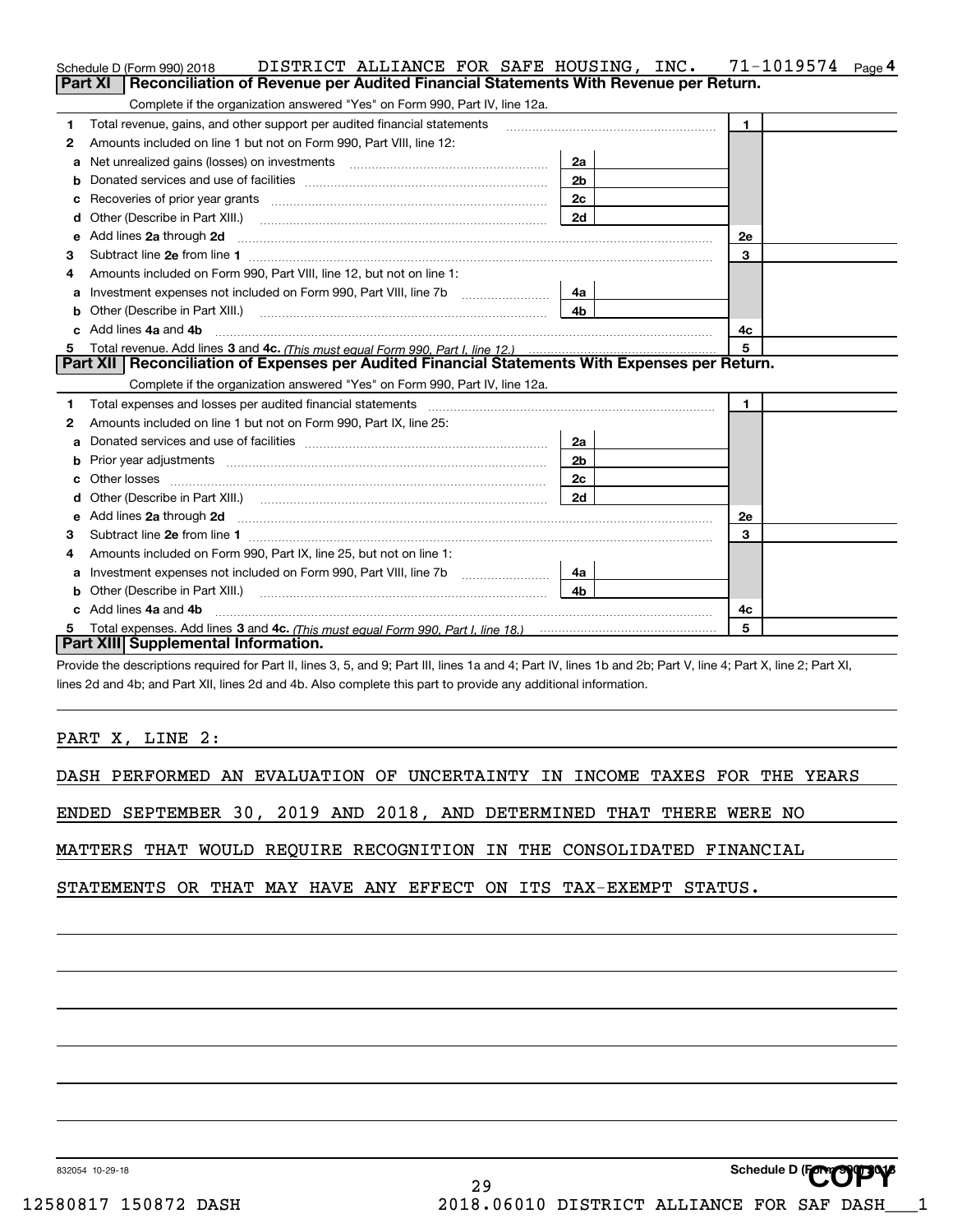Schedule D (Form 990) 2018 DISTRICT ALLIANCE FOR SAFE HOUSING, INC. 71-1019574 Page 4

## Part XI Reconciliation of Revenue per Audited Financial Statements With Revenue per Return.

Complete if the organization answered "Yes" on Form 990, Part IV, line 12a.

| | | | | | |
|---|---|---|---|---|---|
| 1 | Total revenue, gains, and other support per audited financial statements | | | 1 | |
| 2 | Amounts included on line 1 but not on Form 990, Part VIII, line 12: | | | | |
| a | Net unrealized gains (losses) on investments | 2a | | | |
| b | Donated services and use of facilities | 2b | | | |
| c | Recoveries of prior year grants | 2c | | | |
| d | Other (Describe in Part XIII.) | 2d | | | |
| e | Add lines 2a through 2d | | | 2e | |
| 3 | Subtract line 2e from line 1 | | | 3 | |
| 4 | Amounts included on Form 990, Part VIII, line 12, but not on line 1: | | | | |
| a | Investment expenses not included on Form 990, Part VIII, line 7b | 4a | | | |
| b | Other (Describe in Part XIII.) | 4b | | | |
| c | Add lines 4a and 4b | | | 4c | |
| 5 | Total revenue. Add lines 3 and 4c. *(This must equal Form 990, Part I, line 12.)* | | | 5 | |

## Part XII Reconciliation of Expenses per Audited Financial Statements With Expenses per Return.

Complete if the organization answered "Yes" on Form 990, Part IV, line 12a.

| | | | | | |
|---|---|---|---|---|---|
| 1 | Total expenses and losses per audited financial statements | | | 1 | |
| 2 | Amounts included on line 1 but not on Form 990, Part IX, line 25: | | | | |
| a | Donated services and use of facilities | 2a | | | |
| b | Prior year adjustments | 2b | | | |
| c | Other losses | 2c | | | |
| d | Other (Describe in Part XIII.) | 2d | | | |
| e | Add lines 2a through 2d | | | 2e | |
| 3 | Subtract line 2e from line 1 | | | 3 | |
| 4 | Amounts included on Form 990, Part IX, line 25, but not on line 1: | | | | |
| a | Investment expenses not included on Form 990, Part VIII, line 7b | 4a | | | |
| b | Other (Describe in Part XIII.) | 4b | | | |
| c | Add lines 4a and 4b | | | 4c | |
| 5 | Total expenses. Add lines 3 and 4c. *(This must equal Form 990, Part I, line 18.)* | | | 5 | |

## Part XIII Supplemental Information.

Provide the descriptions required for Part II, lines 3, 5, and 9; Part III, lines 1a and 4; Part IV, lines 1b and 2b; Part V, line 4; Part X, line 2; Part XI, lines 2d and 4b; and Part XII, lines 2d and 4b. Also complete this part to provide any additional information.

PART X, LINE 2:

DASH PERFORMED AN EVALUATION OF UNCERTAINTY IN INCOME TAXES FOR THE YEARS ENDED SEPTEMBER 30, 2019 AND 2018, AND DETERMINED THAT THERE WERE NO MATTERS THAT WOULD REQUIRE RECOGNITION IN THE CONSOLIDATED FINANCIAL STATEMENTS OR THAT MAY HAVE ANY EFFECT ON ITS TAX-EXEMPT STATUS.

832054 10-29-18

Schedule D (Form 990) 2018

COPY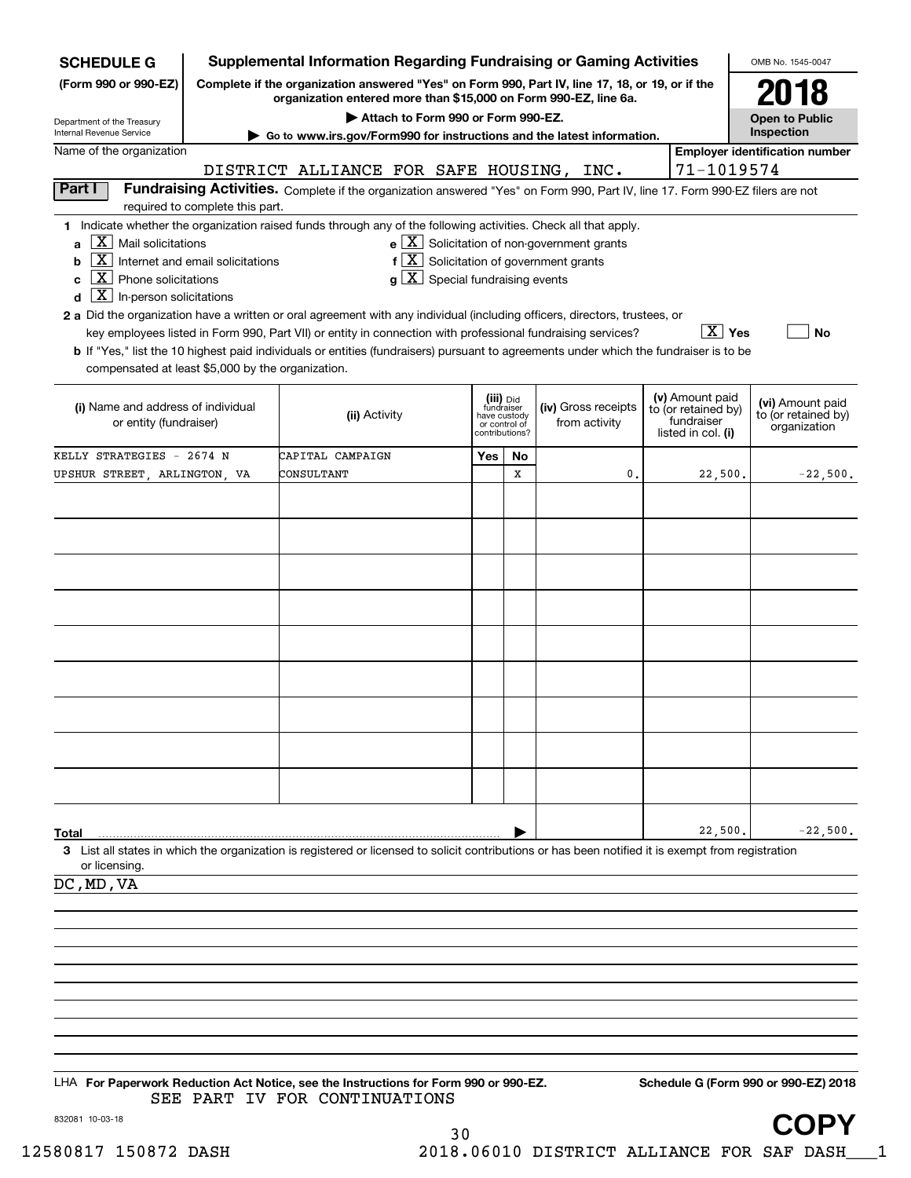**SCHEDULE G**
**(Form 990 or 990-EZ)**

Department of the Treasury
Internal Revenue Service

# Supplemental Information Regarding Fundraising or Gaming Activities

**Complete if the organization answered "Yes" on Form 990, Part IV, line 17, 18, or 19, or if the organization entered more than $15,000 on Form 990-EZ, line 6a.**

▶ **Attach to Form 990 or Form 990-EZ.**

▶ **Go to www.irs.gov/Form990 for instructions and the latest information.**

OMB No. 1545-0047

**2018**

**Open to Public Inspection**

Name of the organization: DISTRICT ALLIANCE FOR SAFE HOUSING, INC.

**Employer identification number**: 71-1019574

**Part I** **Fundraising Activities.** Complete if the organization answered "Yes" on Form 990, Part IV, line 17. Form 990-EZ filers are not required to complete this part.

**1** Indicate whether the organization raised funds through any of the following activities. Check all that apply.

- **a** [X] Mail solicitations
- **b** [X] Internet and email solicitations
- **c** [X] Phone solicitations
- **d** [X] In-person solicitations
- **e** [X] Solicitation of non-government grants
- **f** [X] Solicitation of government grants
- **g** [X] Special fundraising events

**2 a** Did the organization have a written or oral agreement with any individual (including officers, directors, trustees, or key employees listed in Form 990, Part VII) or entity in connection with professional fundraising services? [X] Yes [ ] No

**b** If "Yes," list the 10 highest paid individuals or entities (fundraisers) pursuant to agreements under which the fundraiser is to be compensated at least $5,000 by the organization.

| (i) Name and address of individual or entity (fundraiser) | (ii) Activity | (iii) Did fundraiser have custody or control of contributions? Yes | No | (iv) Gross receipts from activity | (v) Amount paid to (or retained by) fundraiser listed in col. (i) | (vi) Amount paid to (or retained by) organization |
|---|---|---|---|---|---|---|
| KELLY STRATEGIES - 2674 N UPSHUR STREET, ARLINGTON, VA | CAPITAL CAMPAIGN CONSULTANT | | X | 0. | 22,500. | -22,500. |
| | | | | | | |
| | | | | | | |
| | | | | | | |
| | | | | | | |
| | | | | | | |
| | | | | | | |
| | | | | | | |
| | | | | | | |
| | | | | | | |
| **Total** | | | | | 22,500. | -22,500. |

**3** List all states in which the organization is registered or licensed to solicit contributions or has been notified it is exempt from registration or licensing.

DC,MD,VA

LHA **For Paperwork Reduction Act Notice, see the Instructions for Form 990 or 990-EZ.** **Schedule G (Form 990 or 990-EZ) 2018**

SEE PART IV FOR CONTINUATIONS

832081 10-03-18

COPY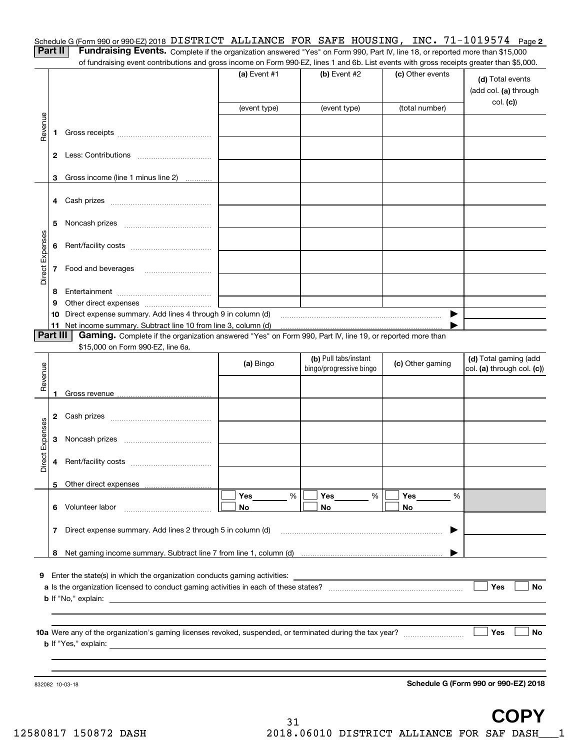Schedule G (Form 990 or 990-EZ) 2018 DISTRICT ALLIANCE FOR SAFE HOUSING, INC. 71-1019574 Page **2**

**Part II** **Fundraising Events.** Complete if the organization answered "Yes" on Form 990, Part IV, line 18, or reported more than $15,000 of fundraising event contributions and gross income on Form 990-EZ, lines 1 and 6b. List events with gross receipts greater than $5,000.

| | | (a) Event #1 | (b) Event #2 | (c) Other events | (d) Total events (add col. (a) through col. (c)) |
|---|---|---|---|---|---|
| | | (event type) | (event type) | (total number) | |
| Revenue | 1 Gross receipts | | | | |
| | 2 Less: Contributions | | | | |
| | 3 Gross income (line 1 minus line 2) | | | | |
| Direct Expenses | 4 Cash prizes | | | | |
| | 5 Noncash prizes | | | | |
| | 6 Rent/facility costs | | | | |
| | 7 Food and beverages | | | | |
| | 8 Entertainment | | | | |
| | 9 Other direct expenses | | | | |
| | 10 Direct expense summary. Add lines 4 through 9 in column (d) | | | ▶ | |
| | 11 Net income summary. Subtract line 10 from line 3, column (d) | | | ▶ | |

**Part III** **Gaming.** Complete if the organization answered "Yes" on Form 990, Part IV, line 19, or reported more than $15,000 on Form 990-EZ, line 6a.

| | | (a) Bingo | (b) Pull tabs/instant bingo/progressive bingo | (c) Other gaming | (d) Total gaming (add col. (a) through col. (c)) |
|---|---|---|---|---|---|
| Revenue | 1 Gross revenue | | | | |
| Direct Expenses | 2 Cash prizes | | | | |
| | 3 Noncash prizes | | | | |
| | 4 Rent/facility costs | | | | |
| | 5 Other direct expenses | | | | |
| | 6 Volunteer labor | ☐ Yes ____ % ☐ No | ☐ Yes ____ % ☐ No | ☐ Yes ____ % ☐ No | |
| | 7 Direct expense summary. Add lines 2 through 5 in column (d) | | | ▶ | |
| | 8 Net gaming income summary. Subtract line 7 from line 1, column (d) | | | ▶ | |

**9** Enter the state(s) in which the organization conducts gaming activities: ____________

**a** Is the organization licensed to conduct gaming activities in each of these states? ☐ Yes ☐ No

**b** If "No," explain: ____________

**10a** Were any of the organization's gaming licenses revoked, suspended, or terminated during the tax year? ☐ Yes ☐ No

**b** If "Yes," explain: ____________

832082 10-03-18

**Schedule G (Form 990 or 990-EZ) 2018**

**COPY**

12580817 150872 DASH 2018.06010 DISTRICT ALLIANCE FOR SAF DASH___1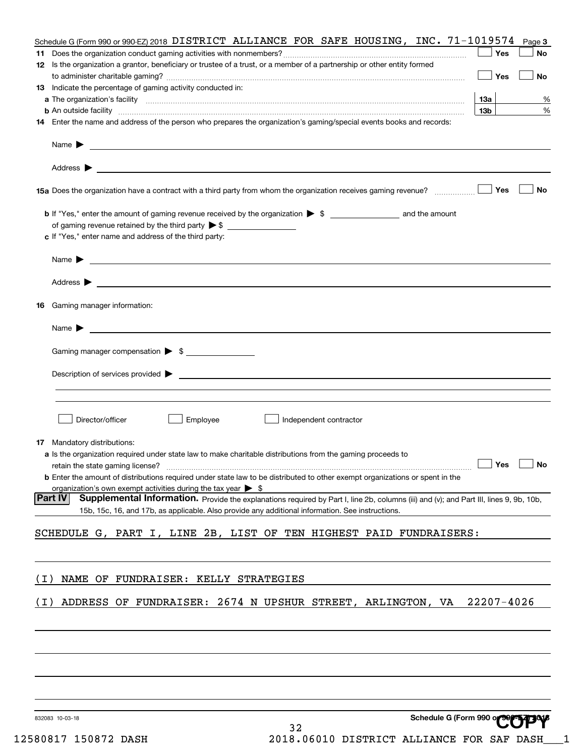Schedule G (Form 990 or 990-EZ) 2018 DISTRICT ALLIANCE FOR SAFE HOUSING, INC. 71-1019574 Page **3**

**11** Does the organization conduct gaming activities with nonmembers? ☐ Yes ☐ No

**12** Is the organization a grantor, beneficiary or trustee of a trust, or a member of a partnership or other entity formed to administer charitable gaming? ☐ Yes ☐ No

**13** Indicate the percentage of gaming activity conducted in:

**a** The organization's facility **13a** %

**b** An outside facility **13b** %

**14** Enter the name and address of the person who prepares the organization's gaming/special events books and records:

Name ▶

Address ▶

**15a** Does the organization have a contract with a third party from whom the organization receives gaming revenue? ☐ Yes ☐ No

**b** If "Yes," enter the amount of gaming revenue received by the organization ▶ $ ______ and the amount of gaming revenue retained by the third party ▶ $ ______

**c** If "Yes," enter name and address of the third party:

Name ▶

Address ▶

**16** Gaming manager information:

Name ▶

Gaming manager compensation ▶ $

Description of services provided ▶

☐ Director/officer ☐ Employee ☐ Independent contractor

**17** Mandatory distributions:

**a** Is the organization required under state law to make charitable distributions from the gaming proceeds to retain the state gaming license? ☐ Yes ☐ No

**b** Enter the amount of distributions required under state law to be distributed to other exempt organizations or spent in the organization's own exempt activities during the tax year ▶ $

**Part IV** **Supplemental Information.** Provide the explanations required by Part I, line 2b, columns (iii) and (v); and Part III, lines 9, 9b, 10b, 15b, 15c, 16, and 17b, as applicable. Also provide any additional information. See instructions.

SCHEDULE G, PART I, LINE 2B, LIST OF TEN HIGHEST PAID FUNDRAISERS:

(I) NAME OF FUNDRAISER: KELLY STRATEGIES

(I) ADDRESS OF FUNDRAISER: 2674 N UPSHUR STREET, ARLINGTON, VA 22207-4026

832083 10-03-18

Schedule G (Form 990 or 990-EZ) 2018

COPY

12580817 150872 DASH 2018.06010 DISTRICT ALLIANCE FOR SAF DASH___1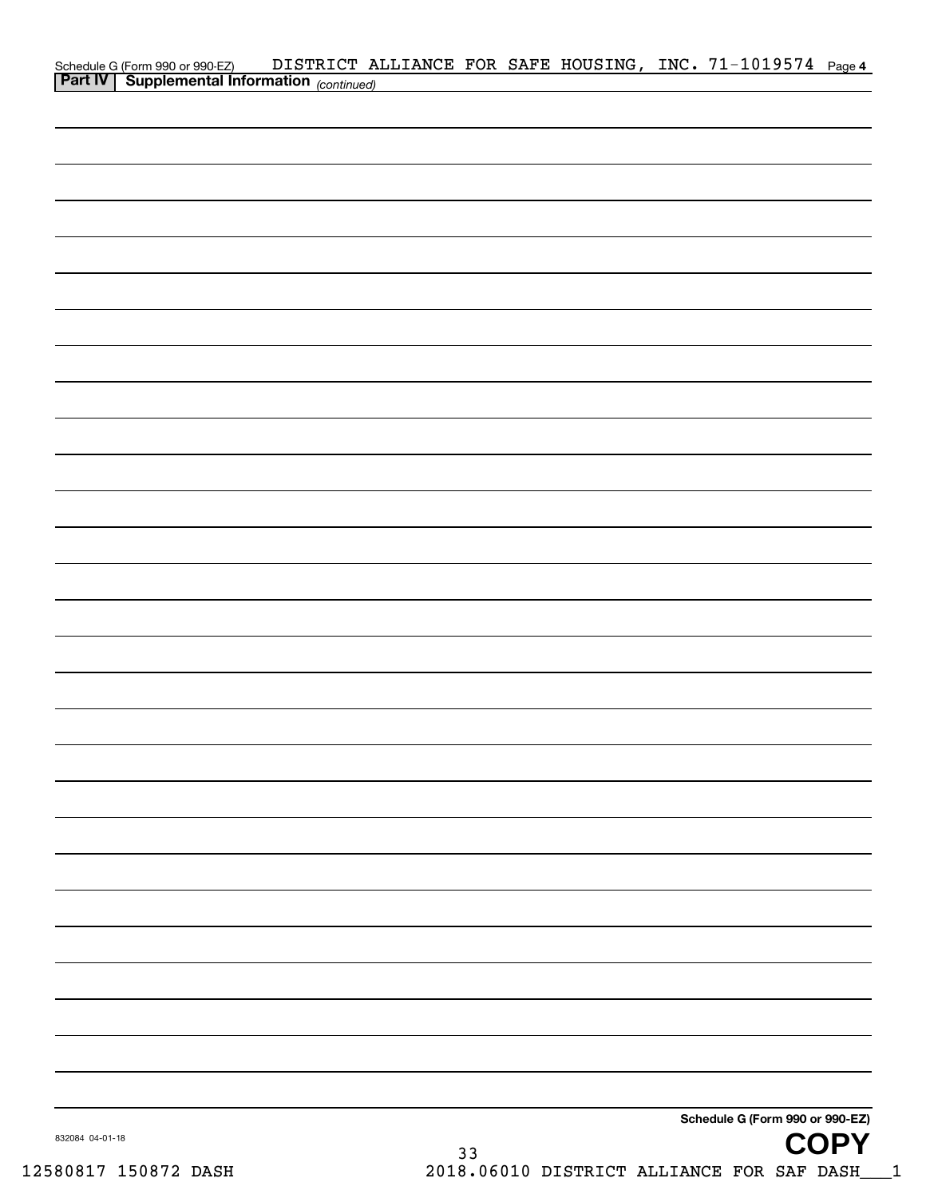Schedule G (Form 990 or 990-EZ) DISTRICT ALLIANCE FOR SAFE HOUSING, INC. 71-1019574 Page **4**

**Part IV | Supplemental Information** *(continued)*

**Schedule G (Form 990 or 990-EZ)**

832084 04-01-18

**COPY**

12580817 150872 DASH 2018.06010 DISTRICT ALLIANCE FOR SAF DASH___1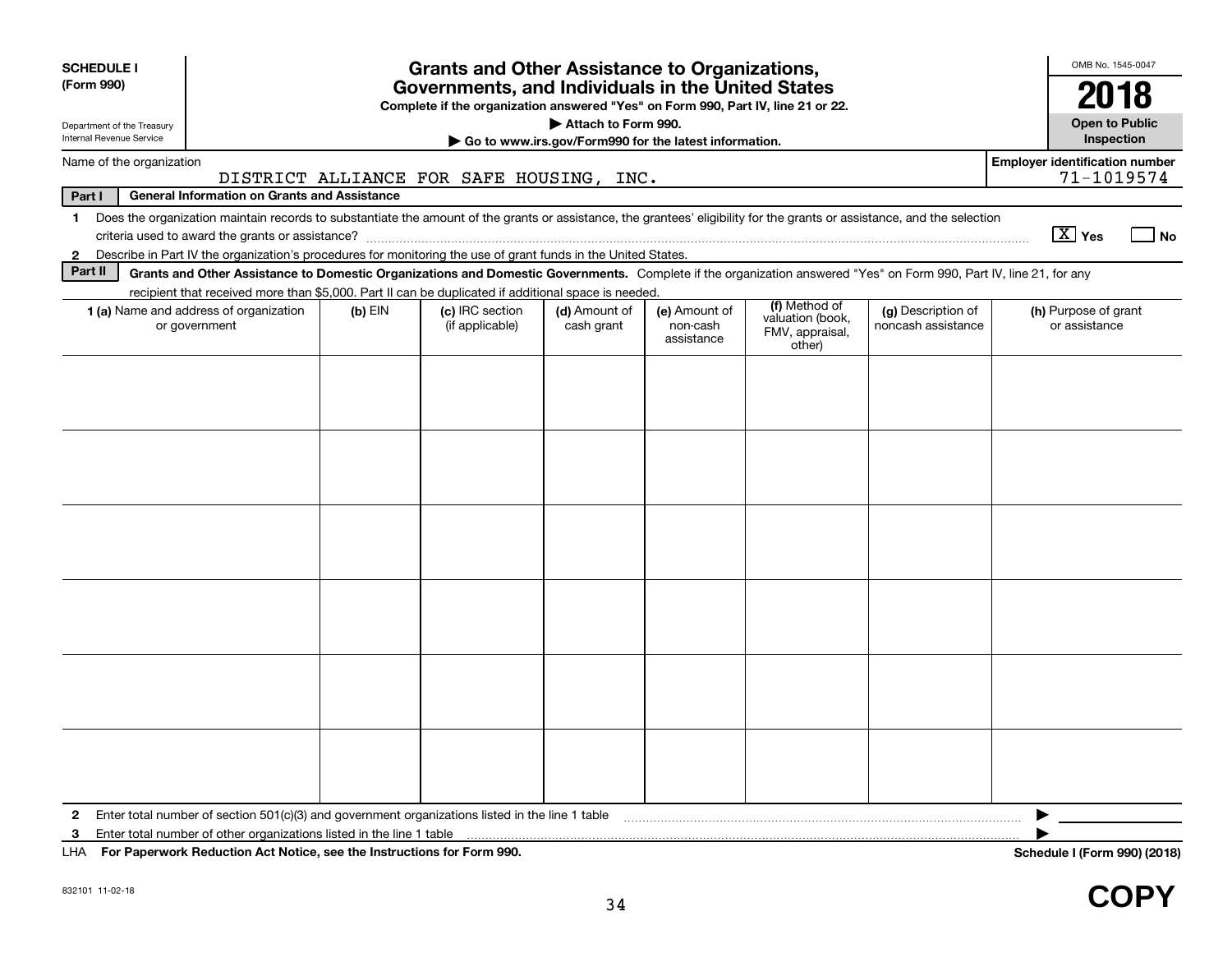**SCHEDULE I**
**(Form 990)**

Department of the Treasury
Internal Revenue Service

# Grants and Other Assistance to Organizations, Governments, and Individuals in the United States

**Complete if the organization answered "Yes" on Form 990, Part IV, line 21 or 22.**
**▶ Attach to Form 990.**
**▶ Go to www.irs.gov/Form990 for the latest information.**

OMB No. 1545-0047
**2018**
**Open to Public Inspection**

Name of the organization: DISTRICT ALLIANCE FOR SAFE HOUSING, INC.

Employer identification number: 71-1019574

**Part I — General Information on Grants and Assistance**

1 Does the organization maintain records to substantiate the amount of the grants or assistance, the grantees' eligibility for the grants or assistance, and the selection criteria used to award the grants or assistance? [X] Yes [ ] No

2 Describe in Part IV the organization's procedures for monitoring the use of grant funds in the United States.

**Part II — Grants and Other Assistance to Domestic Organizations and Domestic Governments.** Complete if the organization answered "Yes" on Form 990, Part IV, line 21, for any recipient that received more than $5,000. Part II can be duplicated if additional space is needed.

| 1 (a) Name and address of organization or government | (b) EIN | (c) IRC section (if applicable) | (d) Amount of cash grant | (e) Amount of non-cash assistance | (f) Method of valuation (book, FMV, appraisal, other) | (g) Description of noncash assistance | (h) Purpose of grant or assistance |
|---|---|---|---|---|---|---|---|
| | | | | | | | |
| | | | | | | | |
| | | | | | | | |
| | | | | | | | |
| | | | | | | | |
| | | | | | | | |

2 Enter total number of section 501(c)(3) and government organizations listed in the line 1 table ▶

3 Enter total number of other organizations listed in the line 1 table ▶

LHA **For Paperwork Reduction Act Notice, see the Instructions for Form 990.** **Schedule I (Form 990) (2018)**

832101 11-02-18

**COPY**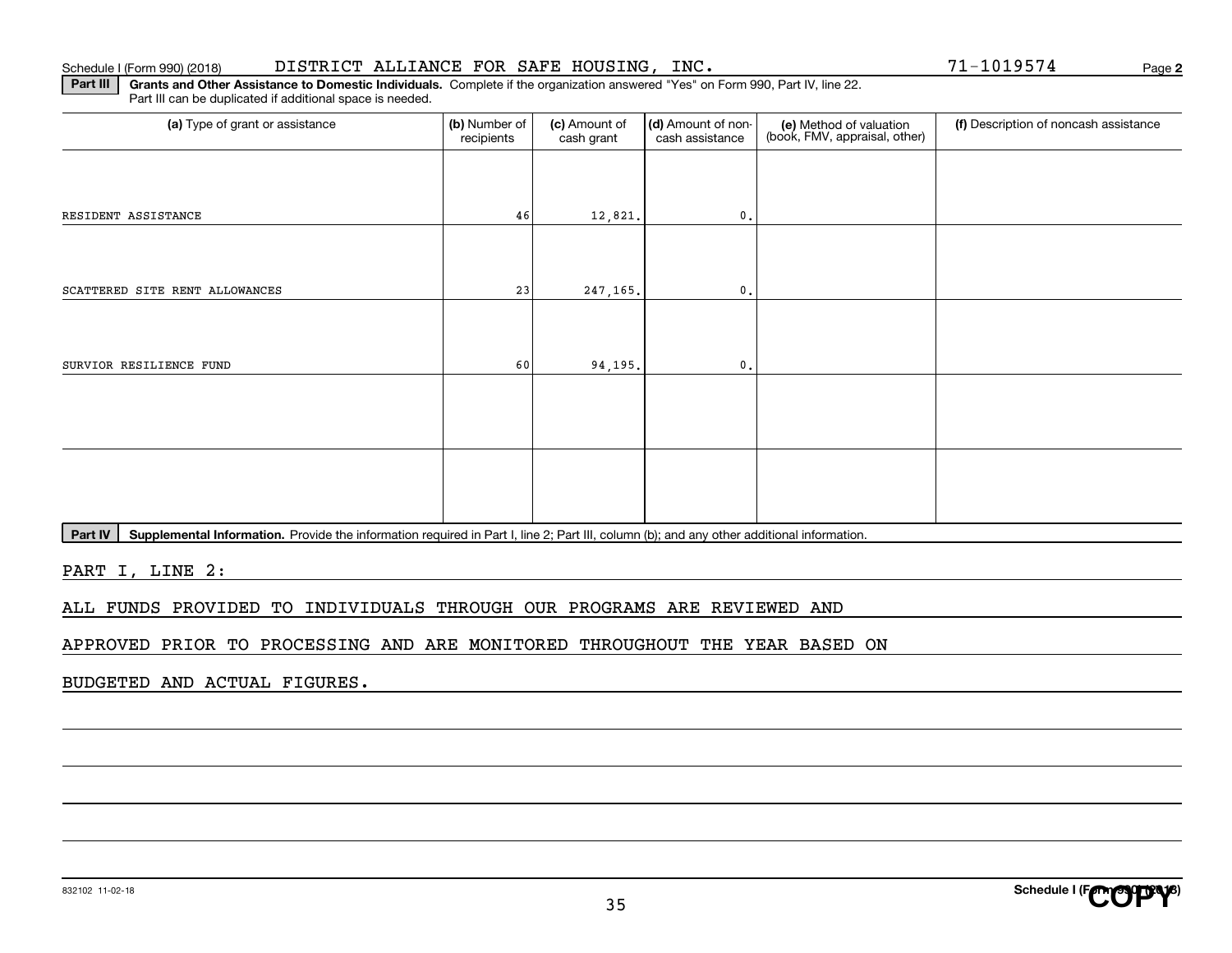Schedule I (Form 990) (2018) DISTRICT ALLIANCE FOR SAFE HOUSING, INC. 71-1019574 Page 2

**Part III** **Grants and Other Assistance to Domestic Individuals.** Complete if the organization answered "Yes" on Form 990, Part IV, line 22. Part III can be duplicated if additional space is needed.

| (a) Type of grant or assistance | (b) Number of recipients | (c) Amount of cash grant | (d) Amount of non-cash assistance | (e) Method of valuation (book, FMV, appraisal, other) | (f) Description of noncash assistance |
|---|---|---|---|---|---|
| RESIDENT ASSISTANCE | 46 | 12,821. | 0. | | |
| SCATTERED SITE RENT ALLOWANCES | 23 | 247,165. | 0. | | |
| SURVIOR RESILIENCE FUND | 60 | 94,195. | 0. | | |
| | | | | | |
| | | | | | |

**Part IV** **Supplemental Information.** Provide the information required in Part I, line 2; Part III, column (b); and any other additional information.

PART I, LINE 2:

ALL FUNDS PROVIDED TO INDIVIDUALS THROUGH OUR PROGRAMS ARE REVIEWED AND APPROVED PRIOR TO PROCESSING AND ARE MONITORED THROUGHOUT THE YEAR BASED ON BUDGETED AND ACTUAL FIGURES.

832102 11-02-18 **Schedule I (Form 990) (2018)**

COPY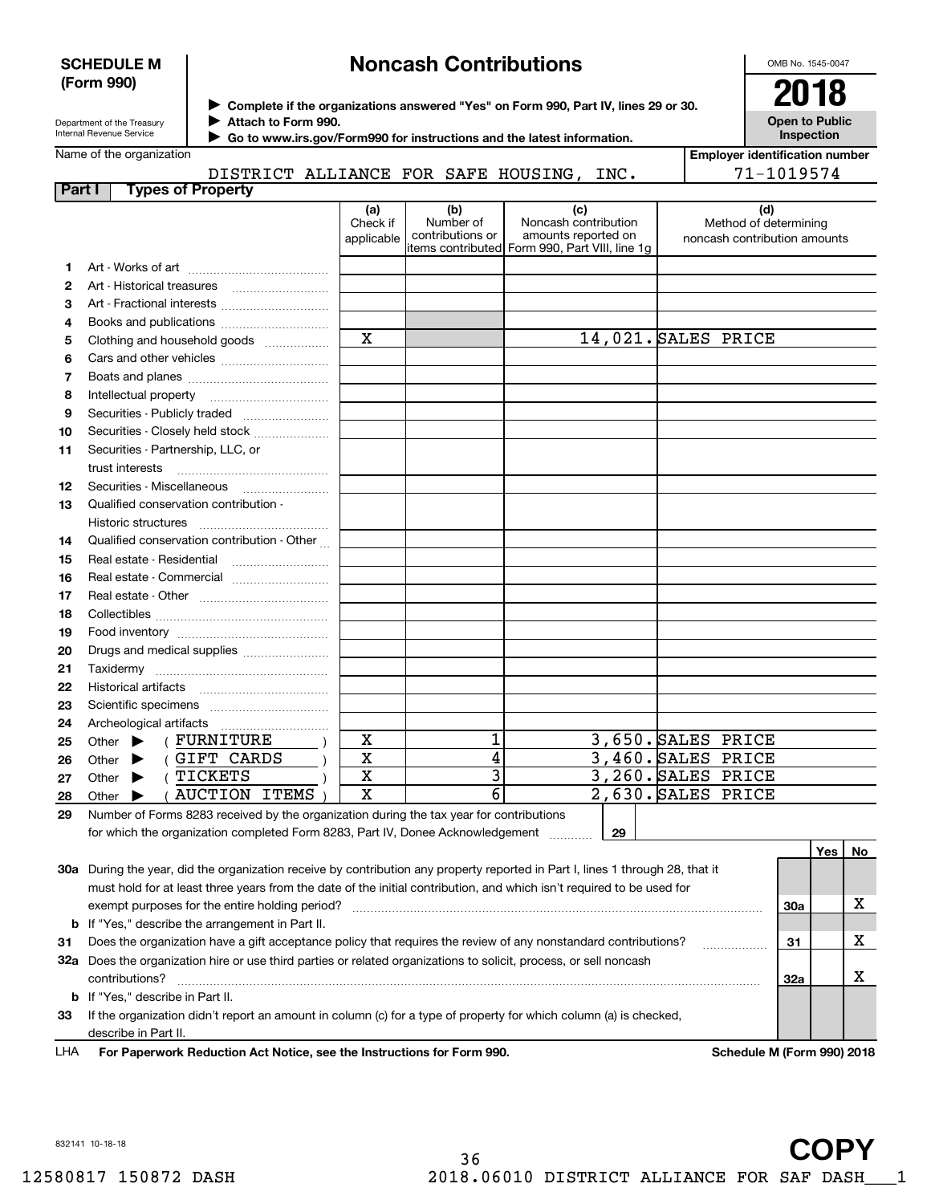**SCHEDULE M (Form 990)**

Department of the Treasury
Internal Revenue Service

# Noncash Contributions

▶ Complete if the organizations answered "Yes" on Form 990, Part IV, lines 29 or 30.
▶ Attach to Form 990.
▶ Go to www.irs.gov/Form990 for instructions and the latest information.

OMB No. 1545-0047

**2018**

**Open to Public Inspection**

Name of the organization: DISTRICT ALLIANCE FOR SAFE HOUSING, INC.

Employer identification number: 71-1019574

**Part I — Types of Property**

| | | (a) Check if applicable | (b) Number of contributions or items contributed | (c) Noncash contribution amounts reported on Form 990, Part VIII, line 1g | (d) Method of determining noncash contribution amounts |
|---|---|---|---|---|---|
| 1 | Art - Works of art | | | | |
| 2 | Art - Historical treasures | | | | |
| 3 | Art - Fractional interests | | | | |
| 4 | Books and publications | | | | |
| 5 | Clothing and household goods | X | | 14,021. | SALES PRICE |
| 6 | Cars and other vehicles | | | | |
| 7 | Boats and planes | | | | |
| 8 | Intellectual property | | | | |
| 9 | Securities - Publicly traded | | | | |
| 10 | Securities - Closely held stock | | | | |
| 11 | Securities - Partnership, LLC, or trust interests | | | | |
| 12 | Securities - Miscellaneous | | | | |
| 13 | Qualified conservation contribution - Historic structures | | | | |
| 14 | Qualified conservation contribution - Other | | | | |
| 15 | Real estate - Residential | | | | |
| 16 | Real estate - Commercial | | | | |
| 17 | Real estate - Other | | | | |
| 18 | Collectibles | | | | |
| 19 | Food inventory | | | | |
| 20 | Drugs and medical supplies | | | | |
| 21 | Taxidermy | | | | |
| 22 | Historical artifacts | | | | |
| 23 | Scientific specimens | | | | |
| 24 | Archeological artifacts | | | | |
| 25 | Other ▶ ( FURNITURE ) | X | 1 | 3,650. | SALES PRICE |
| 26 | Other ▶ ( GIFT CARDS ) | X | 4 | 3,460. | SALES PRICE |
| 27 | Other ▶ ( TICKETS ) | X | 3 | 3,260. | SALES PRICE |
| 28 | Other ▶ ( AUCTION ITEMS ) | X | 6 | 2,630. | SALES PRICE |

29 Number of Forms 8283 received by the organization during the tax year for contributions for which the organization completed Form 8283, Part IV, Donee Acknowledgement ..... 29

| | | | Yes | No |
|---|---|---|---|---|
| 30a | During the year, did the organization receive by contribution any property reported in Part I, lines 1 through 28, that it must hold for at least three years from the date of the initial contribution, and which isn't required to be used for exempt purposes for the entire holding period? | 30a | | X |
| b | If "Yes," describe the arrangement in Part II. | | | |
| 31 | Does the organization have a gift acceptance policy that requires the review of any nonstandard contributions? | 31 | | X |
| 32a | Does the organization hire or use third parties or related organizations to solicit, process, or sell noncash contributions? | 32a | | X |
| b | If "Yes," describe in Part II. | | | |
| 33 | If the organization didn't report an amount in column (c) for a type of property for which column (a) is checked, describe in Part II. | | | |

LHA **For Paperwork Reduction Act Notice, see the Instructions for Form 990.** **Schedule M (Form 990) 2018**

832141 10-18-18

**COPY**

12580817 150872 DASH 2018.06010 DISTRICT ALLIANCE FOR SAF DASH___1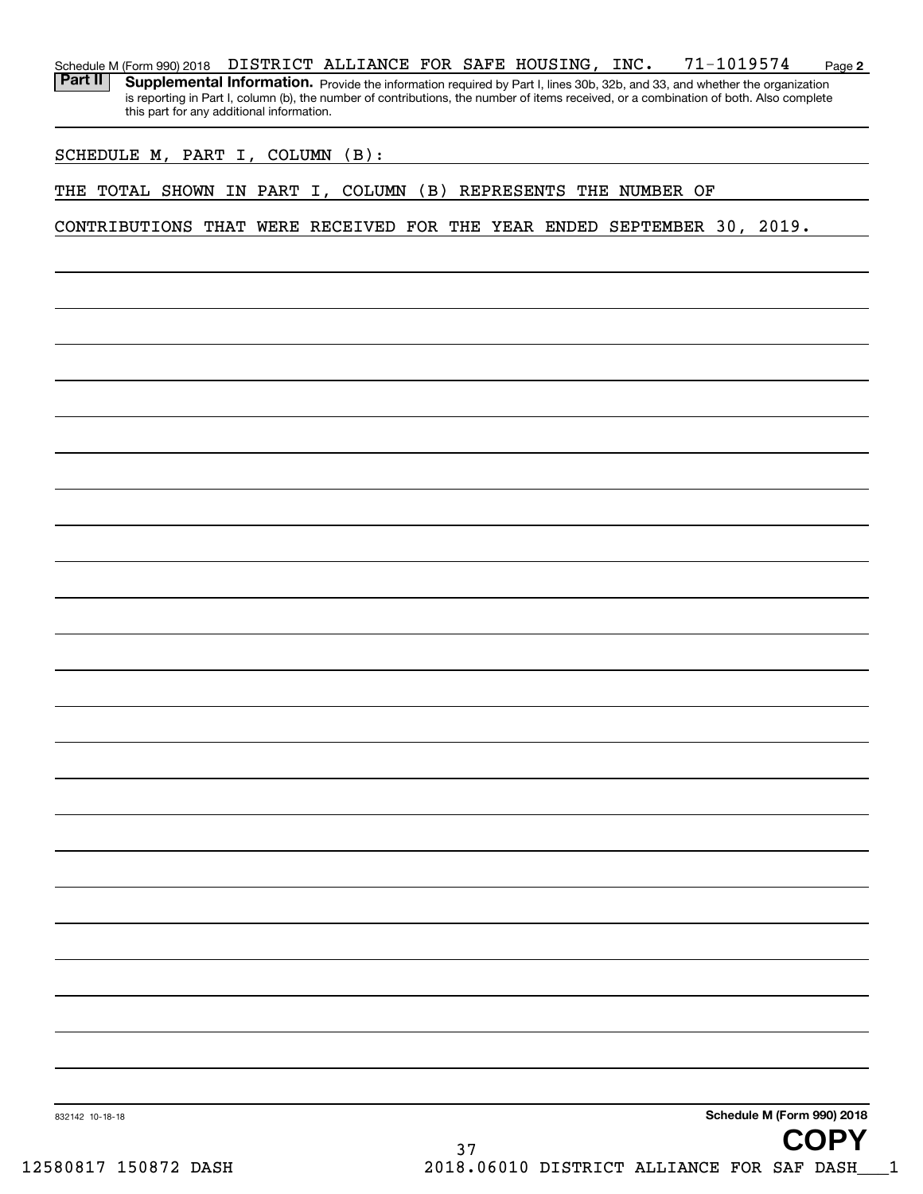Schedule M (Form 990) 2018 DISTRICT ALLIANCE FOR SAFE HOUSING, INC. 71-1019574 Page **2**

**Part II** **Supplemental Information.** Provide the information required by Part I, lines 30b, 32b, and 33, and whether the organization is reporting in Part I, column (b), the number of contributions, the number of items received, or a combination of both. Also complete this part for any additional information.

SCHEDULE M, PART I, COLUMN (B):

THE TOTAL SHOWN IN PART I, COLUMN (B) REPRESENTS THE NUMBER OF CONTRIBUTIONS THAT WERE RECEIVED FOR THE YEAR ENDED SEPTEMBER 30, 2019.

832142 10-18-18 **Schedule M (Form 990) 2018**

**COPY**

12580817 150872 DASH 2018.06010 DISTRICT ALLIANCE FOR SAF DASH___1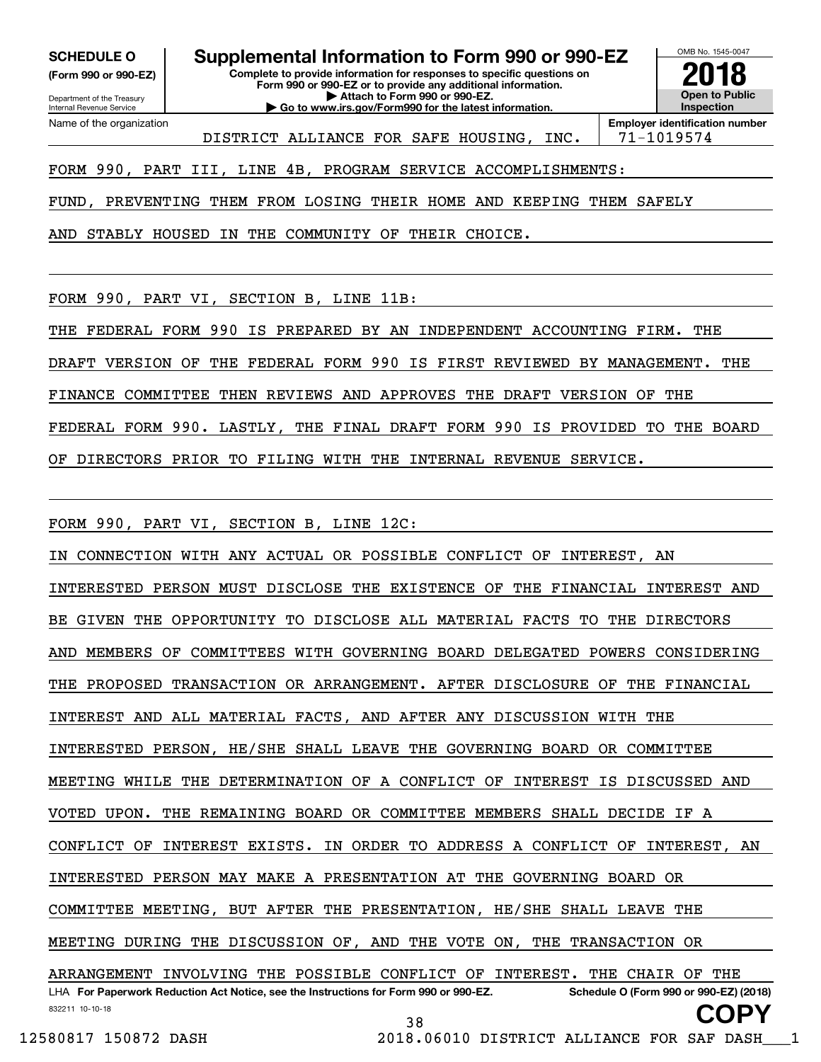**SCHEDULE O**
**(Form 990 or 990-EZ)**

Department of the Treasury
Internal Revenue Service

# Supplemental Information to Form 990 or 990-EZ

**Complete to provide information for responses to specific questions on Form 990 or 990-EZ or to provide any additional information.**
**▶ Attach to Form 990 or 990-EZ.**
**▶ Go to www.irs.gov/Form990 for the latest information.**

OMB No. 1545-0047

**2018**

**Open to Public Inspection**

Name of the organization: DISTRICT ALLIANCE FOR SAFE HOUSING, INC.

**Employer identification number**: 71-1019574

FORM 990, PART III, LINE 4B, PROGRAM SERVICE ACCOMPLISHMENTS:

FUND, PREVENTING THEM FROM LOSING THEIR HOME AND KEEPING THEM SAFELY AND STABLY HOUSED IN THE COMMUNITY OF THEIR CHOICE.

FORM 990, PART VI, SECTION B, LINE 11B:

THE FEDERAL FORM 990 IS PREPARED BY AN INDEPENDENT ACCOUNTING FIRM. THE DRAFT VERSION OF THE FEDERAL FORM 990 IS FIRST REVIEWED BY MANAGEMENT. THE FINANCE COMMITTEE THEN REVIEWS AND APPROVES THE DRAFT VERSION OF THE FEDERAL FORM 990. LASTLY, THE FINAL DRAFT FORM 990 IS PROVIDED TO THE BOARD OF DIRECTORS PRIOR TO FILING WITH THE INTERNAL REVENUE SERVICE.

FORM 990, PART VI, SECTION B, LINE 12C:

IN CONNECTION WITH ANY ACTUAL OR POSSIBLE CONFLICT OF INTEREST, AN INTERESTED PERSON MUST DISCLOSE THE EXISTENCE OF THE FINANCIAL INTEREST AND BE GIVEN THE OPPORTUNITY TO DISCLOSE ALL MATERIAL FACTS TO THE DIRECTORS AND MEMBERS OF COMMITTEES WITH GOVERNING BOARD DELEGATED POWERS CONSIDERING THE PROPOSED TRANSACTION OR ARRANGEMENT. AFTER DISCLOSURE OF THE FINANCIAL INTEREST AND ALL MATERIAL FACTS, AND AFTER ANY DISCUSSION WITH THE INTERESTED PERSON, HE/SHE SHALL LEAVE THE GOVERNING BOARD OR COMMITTEE MEETING WHILE THE DETERMINATION OF A CONFLICT OF INTEREST IS DISCUSSED AND VOTED UPON. THE REMAINING BOARD OR COMMITTEE MEMBERS SHALL DECIDE IF A CONFLICT OF INTEREST EXISTS. IN ORDER TO ADDRESS A CONFLICT OF INTEREST, AN INTERESTED PERSON MAY MAKE A PRESENTATION AT THE GOVERNING BOARD OR COMMITTEE MEETING, BUT AFTER THE PRESENTATION, HE/SHE SHALL LEAVE THE MEETING DURING THE DISCUSSION OF, AND THE VOTE ON, THE TRANSACTION OR ARRANGEMENT INVOLVING THE POSSIBLE CONFLICT OF INTEREST. THE CHAIR OF THE

LHA **For Paperwork Reduction Act Notice, see the Instructions for Form 990 or 990-EZ.** **Schedule O (Form 990 or 990-EZ) (2018)**

832211 10-10-18

**COPY**

12580817 150872 DASH 2018.06010 DISTRICT ALLIANCE FOR SAF DASH___1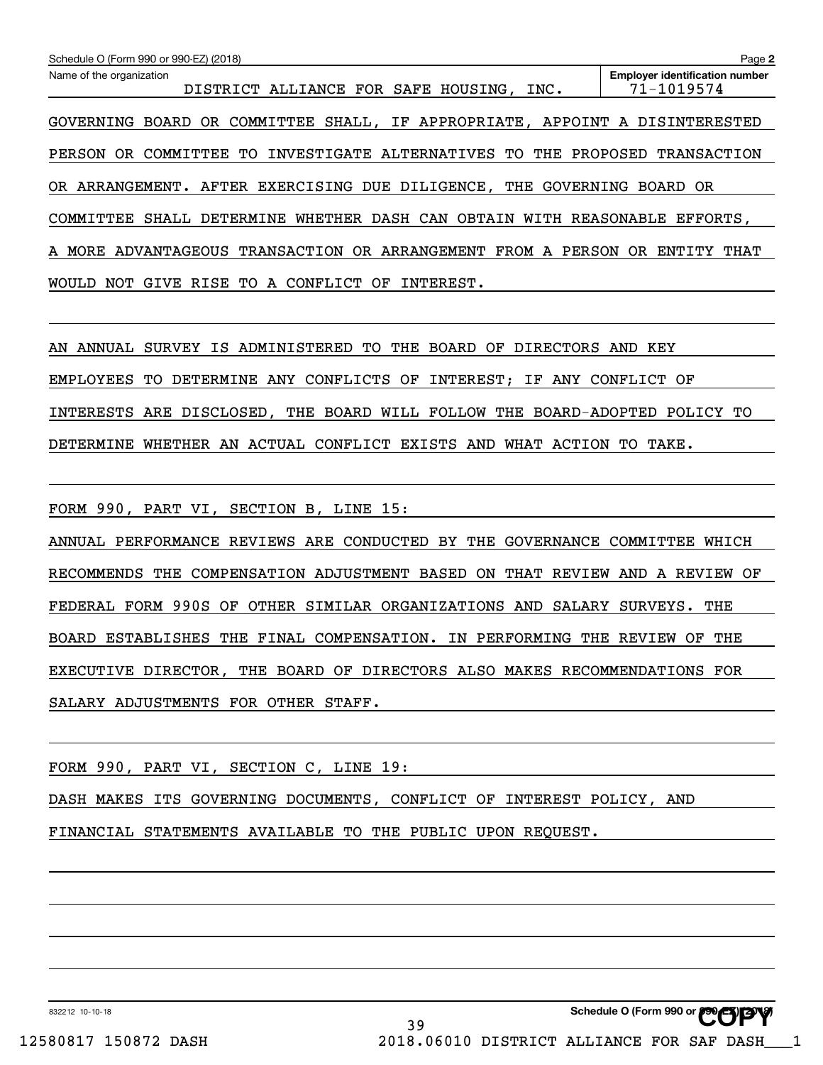Schedule O (Form 990 or 990-EZ) (2018)

Name of the organization: DISTRICT ALLIANCE FOR SAFE HOUSING, INC.

Employer identification number: 71-1019574

GOVERNING BOARD OR COMMITTEE SHALL, IF APPROPRIATE, APPOINT A DISINTERESTED PERSON OR COMMITTEE TO INVESTIGATE ALTERNATIVES TO THE PROPOSED TRANSACTION OR ARRANGEMENT. AFTER EXERCISING DUE DILIGENCE, THE GOVERNING BOARD OR COMMITTEE SHALL DETERMINE WHETHER DASH CAN OBTAIN WITH REASONABLE EFFORTS, A MORE ADVANTAGEOUS TRANSACTION OR ARRANGEMENT FROM A PERSON OR ENTITY THAT WOULD NOT GIVE RISE TO A CONFLICT OF INTEREST.

AN ANNUAL SURVEY IS ADMINISTERED TO THE BOARD OF DIRECTORS AND KEY EMPLOYEES TO DETERMINE ANY CONFLICTS OF INTEREST; IF ANY CONFLICT OF INTERESTS ARE DISCLOSED, THE BOARD WILL FOLLOW THE BOARD-ADOPTED POLICY TO DETERMINE WHETHER AN ACTUAL CONFLICT EXISTS AND WHAT ACTION TO TAKE.

FORM 990, PART VI, SECTION B, LINE 15:

ANNUAL PERFORMANCE REVIEWS ARE CONDUCTED BY THE GOVERNANCE COMMITTEE WHICH RECOMMENDS THE COMPENSATION ADJUSTMENT BASED ON THAT REVIEW AND A REVIEW OF FEDERAL FORM 990S OF OTHER SIMILAR ORGANIZATIONS AND SALARY SURVEYS. THE BOARD ESTABLISHES THE FINAL COMPENSATION. IN PERFORMING THE REVIEW OF THE EXECUTIVE DIRECTOR, THE BOARD OF DIRECTORS ALSO MAKES RECOMMENDATIONS FOR SALARY ADJUSTMENTS FOR OTHER STAFF.

FORM 990, PART VI, SECTION C, LINE 19:

DASH MAKES ITS GOVERNING DOCUMENTS, CONFLICT OF INTEREST POLICY, AND FINANCIAL STATEMENTS AVAILABLE TO THE PUBLIC UPON REQUEST.

832212 10-10-18

Schedule O (Form 990 or 990-EZ) (2018)

COPY

12580817 150872 DASH 2018.06010 DISTRICT ALLIANCE FOR SAF DASH___1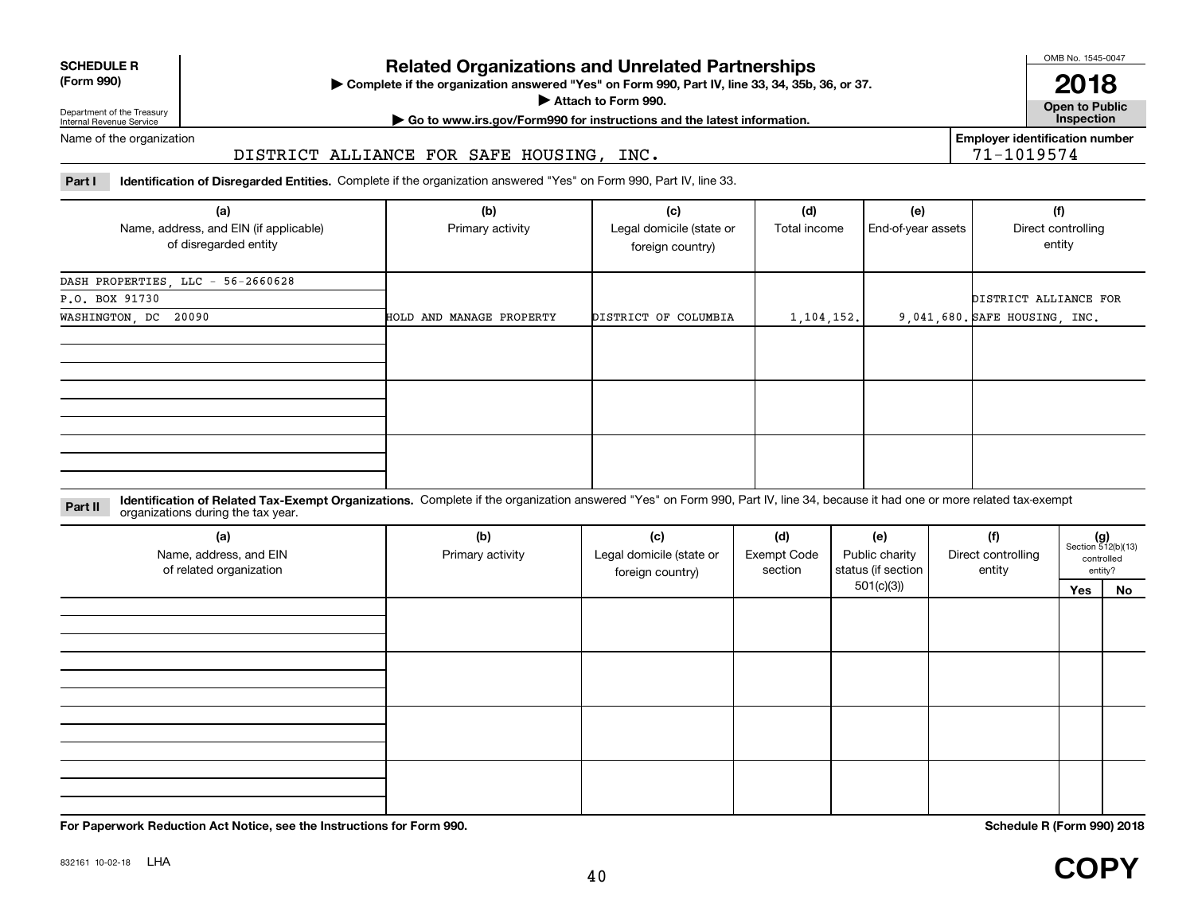**SCHEDULE R (Form 990)**

Department of the Treasury
Internal Revenue Service

# Related Organizations and Unrelated Partnerships

▶ Complete if the organization answered "Yes" on Form 990, Part IV, line 33, 34, 35b, 36, or 37.
▶ Attach to Form 990.
▶ Go to www.irs.gov/Form990 for instructions and the latest information.

OMB No. 1545-0047
**2018**
**Open to Public Inspection**

Name of the organization: DISTRICT ALLIANCE FOR SAFE HOUSING, INC.

Employer identification number: 71-1019574

**Part I** **Identification of Disregarded Entities.** Complete if the organization answered "Yes" on Form 990, Part IV, line 33.

| (a) Name, address, and EIN (if applicable) of disregarded entity | (b) Primary activity | (c) Legal domicile (state or foreign country) | (d) Total income | (e) End-of-year assets | (f) Direct controlling entity |
|---|---|---|---|---|---|
| DASH PROPERTIES, LLC - 56-2660628<br>P.O. BOX 91730<br>WASHINGTON, DC 20090 | HOLD AND MANAGE PROPERTY | DISTRICT OF COLUMBIA | 1,104,152. | 9,041,680. | DISTRICT ALLIANCE FOR SAFE HOUSING, INC. |
| | | | | | |
| | | | | | |
| | | | | | |

**Part II** **Identification of Related Tax-Exempt Organizations.** Complete if the organization answered "Yes" on Form 990, Part IV, line 34, because it had one or more related tax-exempt organizations during the tax year.

| (a) Name, address, and EIN of related organization | (b) Primary activity | (c) Legal domicile (state or foreign country) | (d) Exempt Code section | (e) Public charity status (if section 501(c)(3)) | (f) Direct controlling entity | (g) Section 512(b)(13) controlled entity? Yes | No |
|---|---|---|---|---|---|---|---|
| | | | | | | | |
| | | | | | | | |
| | | | | | | | |
| | | | | | | | |

**For Paperwork Reduction Act Notice, see the Instructions for Form 990.** **Schedule R (Form 990) 2018**

832161 10-02-18 LHA

**COPY**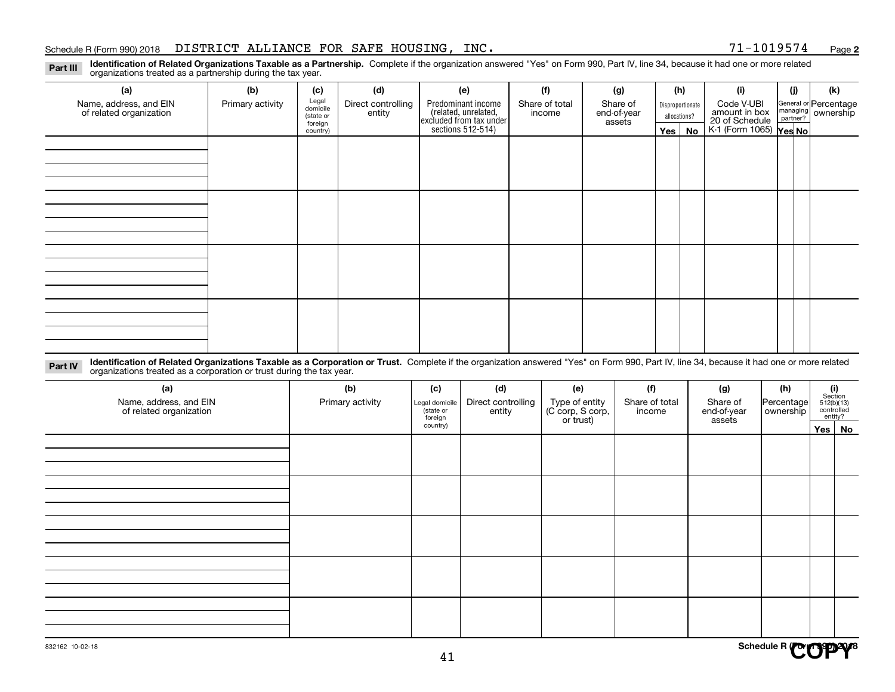Schedule R (Form 990) 2018 DISTRICT ALLIANCE FOR SAFE HOUSING, INC. 71-1019574 Page **2**

**Part III** **Identification of Related Organizations Taxable as a Partnership.** Complete if the organization answered "Yes" on Form 990, Part IV, line 34, because it had one or more related organizations treated as a partnership during the tax year.

| (a) Name, address, and EIN of related organization | (b) Primary activity | (c) Legal domicile (state or foreign country) | (d) Direct controlling entity | (e) Predominant income (related, unrelated, excluded from tax under sections 512-514) | (f) Share of total income | (g) Share of end-of-year assets | (h) Disproportionate allocations? | | (i) Code V-UBI amount in box 20 of Schedule K-1 (Form 1065) | (j) General or managing partner? | | (k) Percentage ownership |
|---|---|---|---|---|---|---|---|---|---|---|---|---|
| | | | | | | | Yes | No | | Yes | No | |
| | | | | | | | | | | | | |
| | | | | | | | | | | | | |
| | | | | | | | | | | | | |
| | | | | | | | | | | | | |

**Part IV** **Identification of Related Organizations Taxable as a Corporation or Trust.** Complete if the organization answered "Yes" on Form 990, Part IV, line 34, because it had one or more related organizations treated as a corporation or trust during the tax year.

| (a) Name, address, and EIN of related organization | (b) Primary activity | (c) Legal domicile (state or foreign country) | (d) Direct controlling entity | (e) Type of entity (C corp, S corp, or trust) | (f) Share of total income | (g) Share of end-of-year assets | (h) Percentage ownership | (i) Section 512(b)(13) controlled entity? | |
|---|---|---|---|---|---|---|---|---|---|
| | | | | | | | | Yes | No |
| | | | | | | | | | |
| | | | | | | | | | |
| | | | | | | | | | |
| | | | | | | | | | |
| | | | | | | | | | |

832162 10-02-18 Schedule R (Form 990) 2018

COPY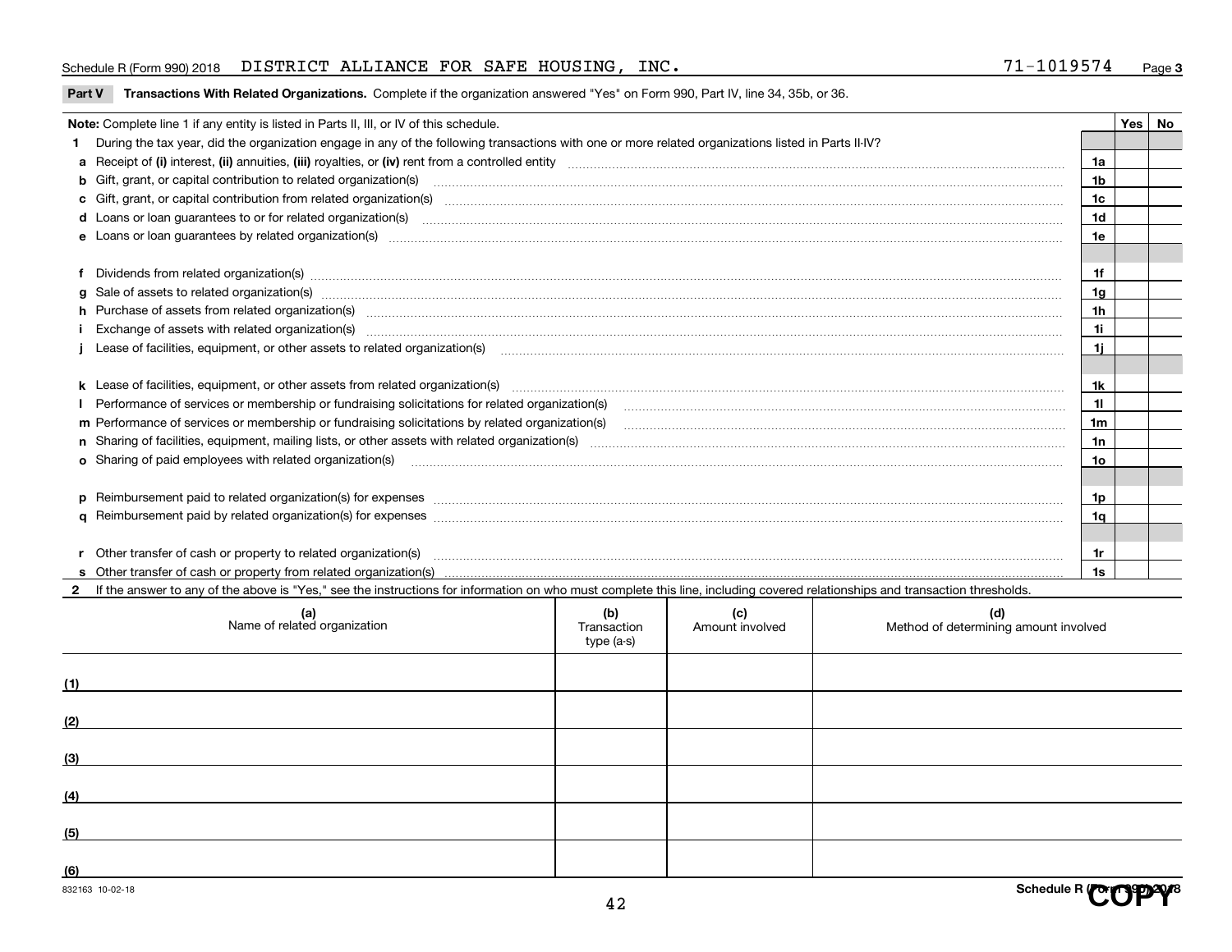Schedule R (Form 990) 2018 DISTRICT ALLIANCE FOR SAFE HOUSING, INC. 71-1019574 Page 3

**Part V Transactions With Related Organizations.** Complete if the organization answered "Yes" on Form 990, Part IV, line 34, 35b, or 36.

| **Note:** Complete line 1 if any entity is listed in Parts II, III, or IV of this schedule. | | Yes | No |
|---|---|---|---|
| **1** During the tax year, did the organization engage in any of the following transactions with one or more related organizations listed in Parts II-IV? | | | |
| **a** Receipt of **(i)** interest, **(ii)** annuities, **(iii)** royalties, or **(iv)** rent from a controlled entity | 1a | | |
| **b** Gift, grant, or capital contribution to related organization(s) | 1b | | |
| **c** Gift, grant, or capital contribution from related organization(s) | 1c | | |
| **d** Loans or loan guarantees to or for related organization(s) | 1d | | |
| **e** Loans or loan guarantees by related organization(s) | 1e | | |
| **f** Dividends from related organization(s) | 1f | | |
| **g** Sale of assets to related organization(s) | 1g | | |
| **h** Purchase of assets from related organization(s) | 1h | | |
| **i** Exchange of assets with related organization(s) | 1i | | |
| **j** Lease of facilities, equipment, or other assets to related organization(s) | 1j | | |
| **k** Lease of facilities, equipment, or other assets from related organization(s) | 1k | | |
| **l** Performance of services or membership or fundraising solicitations for related organization(s) | 1l | | |
| **m** Performance of services or membership or fundraising solicitations by related organization(s) | 1m | | |
| **n** Sharing of facilities, equipment, mailing lists, or other assets with related organization(s) | 1n | | |
| **o** Sharing of paid employees with related organization(s) | 1o | | |
| **p** Reimbursement paid to related organization(s) for expenses | 1p | | |
| **q** Reimbursement paid by related organization(s) for expenses | 1q | | |
| **r** Other transfer of cash or property to related organization(s) | 1r | | |
| **s** Other transfer of cash or property from related organization(s) | 1s | | |

**2** If the answer to any of the above is "Yes," see the instructions for information on who must complete this line, including covered relationships and transaction thresholds.

| (a) Name of related organization | (b) Transaction type (a-s) | (c) Amount involved | (d) Method of determining amount involved |
|---|---|---|---|
| (1) | | | |
| (2) | | | |
| (3) | | | |
| (4) | | | |
| (5) | | | |
| (6) | | | |

832163 10-02-18

Schedule R (Form 990) 2018

COPY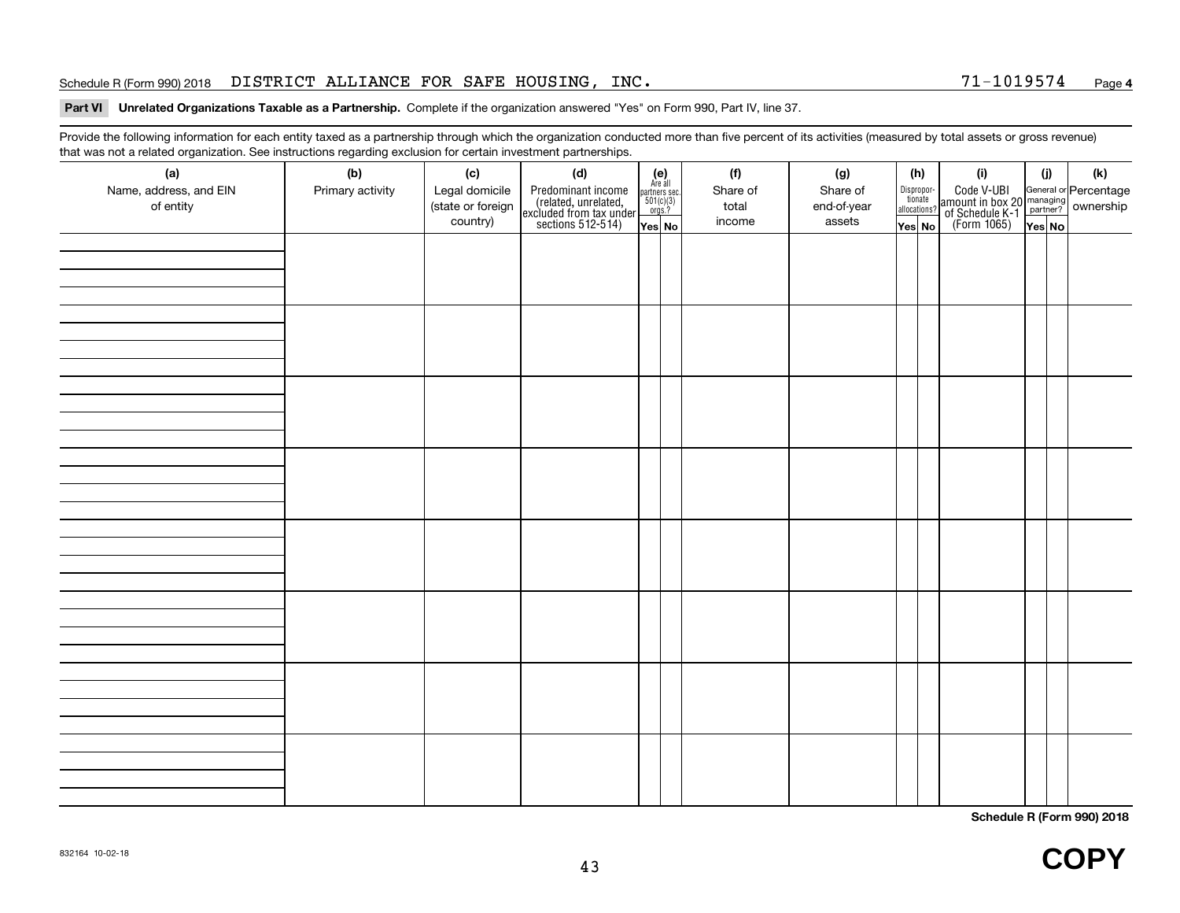Schedule R (Form 990) 2018 DISTRICT ALLIANCE FOR SAFE HOUSING, INC. 71-1019574

**Part VI** **Unrelated Organizations Taxable as a Partnership.** Complete if the organization answered "Yes" on Form 990, Part IV, line 37.

Provide the following information for each entity taxed as a partnership through which the organization conducted more than five percent of its activities (measured by total assets or gross revenue) that was not a related organization. See instructions regarding exclusion for certain investment partnerships.

| (a) Name, address, and EIN of entity | (b) Primary activity | (c) Legal domicile (state or foreign country) | (d) Predominant income (related, unrelated, excluded from tax under sections 512-514) | (e) Are all partners sec. 501(c)(3) orgs.? | | (f) Share of total income | (g) Share of end-of-year assets | (h) Disproportionate allocations? | | (i) Code V-UBI amount in box 20 of Schedule K-1 (Form 1065) | (j) General or managing partner? | | (k) Percentage ownership |
|---|---|---|---|---|---|---|---|---|---|---|---|---|---|
| | | | | Yes | No | | | Yes | No | | Yes | No | |
| | | | | | | | | | | | | | |
| | | | | | | | | | | | | | |
| | | | | | | | | | | | | | |
| | | | | | | | | | | | | | |
| | | | | | | | | | | | | | |
| | | | | | | | | | | | | | |
| | | | | | | | | | | | | | |
| | | | | | | | | | | | | | |

Schedule R (Form 990) 2018

832164 10-02-18

COPY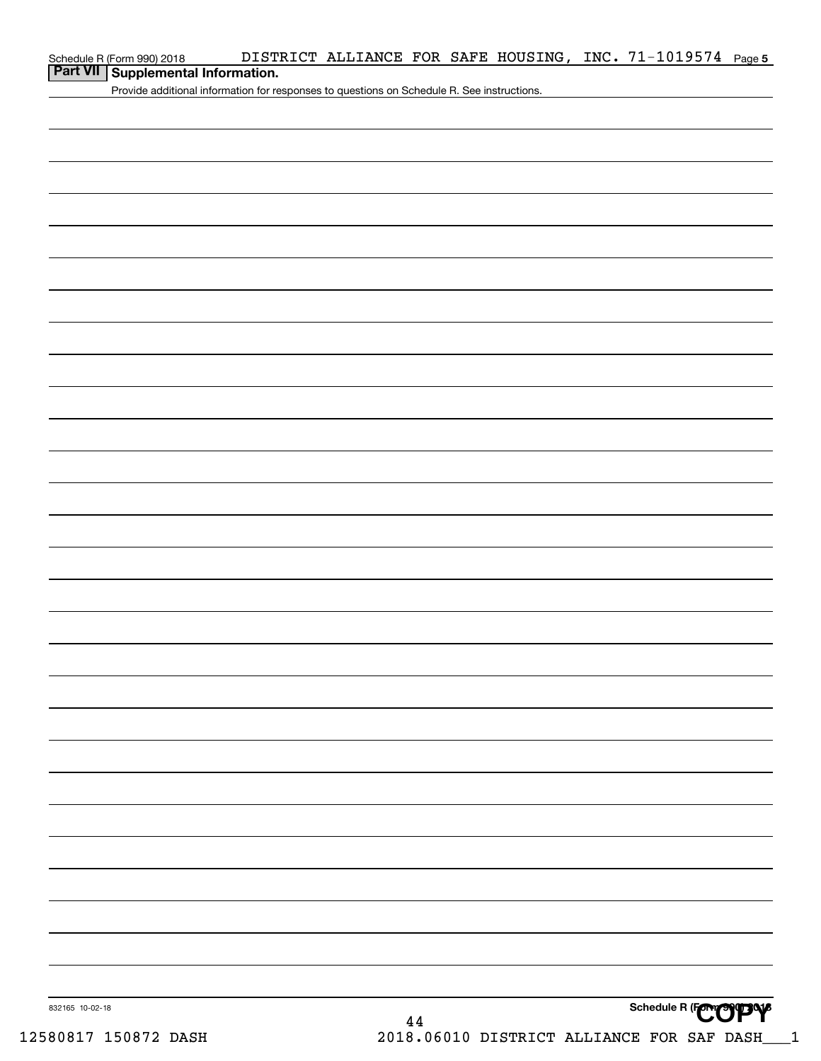Schedule R (Form 990) 2018 DISTRICT ALLIANCE FOR SAFE HOUSING, INC. 71-1019574 Page 5

## Part VII Supplemental Information.

Provide additional information for responses to questions on Schedule R. See instructions.

832165 10-02-18

Schedule R (Form 990) 2018

COPY

12580817 150872 DASH 2018.06010 DISTRICT ALLIANCE FOR SAF DASH___1